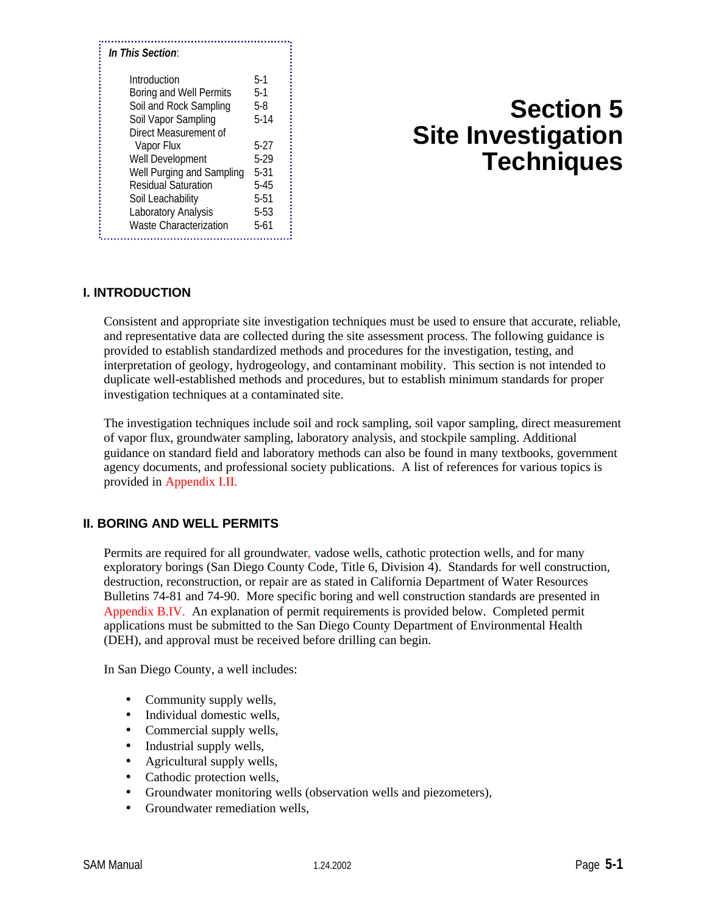***In This Section*:**

| | |
|---|---|
| Introduction | 5-1 |
| Boring and Well Permits | 5-1 |
| Soil and Rock Sampling | 5-8 |
| Soil Vapor Sampling | 5-14 |
| Direct Measurement of Vapor Flux | 5-27 |
| Well Development | 5-29 |
| Well Purging and Sampling | 5-31 |
| Residual Saturation | 5-45 |
| Soil Leachability | 5-51 |
| Laboratory Analysis | 5-53 |
| Waste Characterization | 5-61 |

# Section 5 Site Investigation Techniques

## I. INTRODUCTION

Consistent and appropriate site investigation techniques must be used to ensure that accurate, reliable, and representative data are collected during the site assessment process. The following guidance is provided to establish standardized methods and procedures for the investigation, testing, and interpretation of geology, hydrogeology, and contaminant mobility. This section is not intended to duplicate well-established methods and procedures, but to establish minimum standards for proper investigation techniques at a contaminated site.

The investigation techniques include soil and rock sampling, soil vapor sampling, direct measurement of vapor flux, groundwater sampling, laboratory analysis, and stockpile sampling. Additional guidance on standard field and laboratory methods can also be found in many textbooks, government agency documents, and professional society publications. A list of references for various topics is provided in Appendix I.II.

## II. BORING AND WELL PERMITS

Permits are required for all groundwater, vadose wells, cathotic protection wells, and for many exploratory borings (San Diego County Code, Title 6, Division 4). Standards for well construction, destruction, reconstruction, or repair are as stated in California Department of Water Resources Bulletins 74-81 and 74-90. More specific boring and well construction standards are presented in Appendix B.IV. An explanation of permit requirements is provided below. Completed permit applications must be submitted to the San Diego County Department of Environmental Health (DEH), and approval must be received before drilling can begin.

In San Diego County, a well includes:

- Community supply wells,
- Individual domestic wells,
- Commercial supply wells,
- Industrial supply wells,
- Agricultural supply wells,
- Cathodic protection wells,
- Groundwater monitoring wells (observation wells and piezometers),
- Groundwater remediation wells,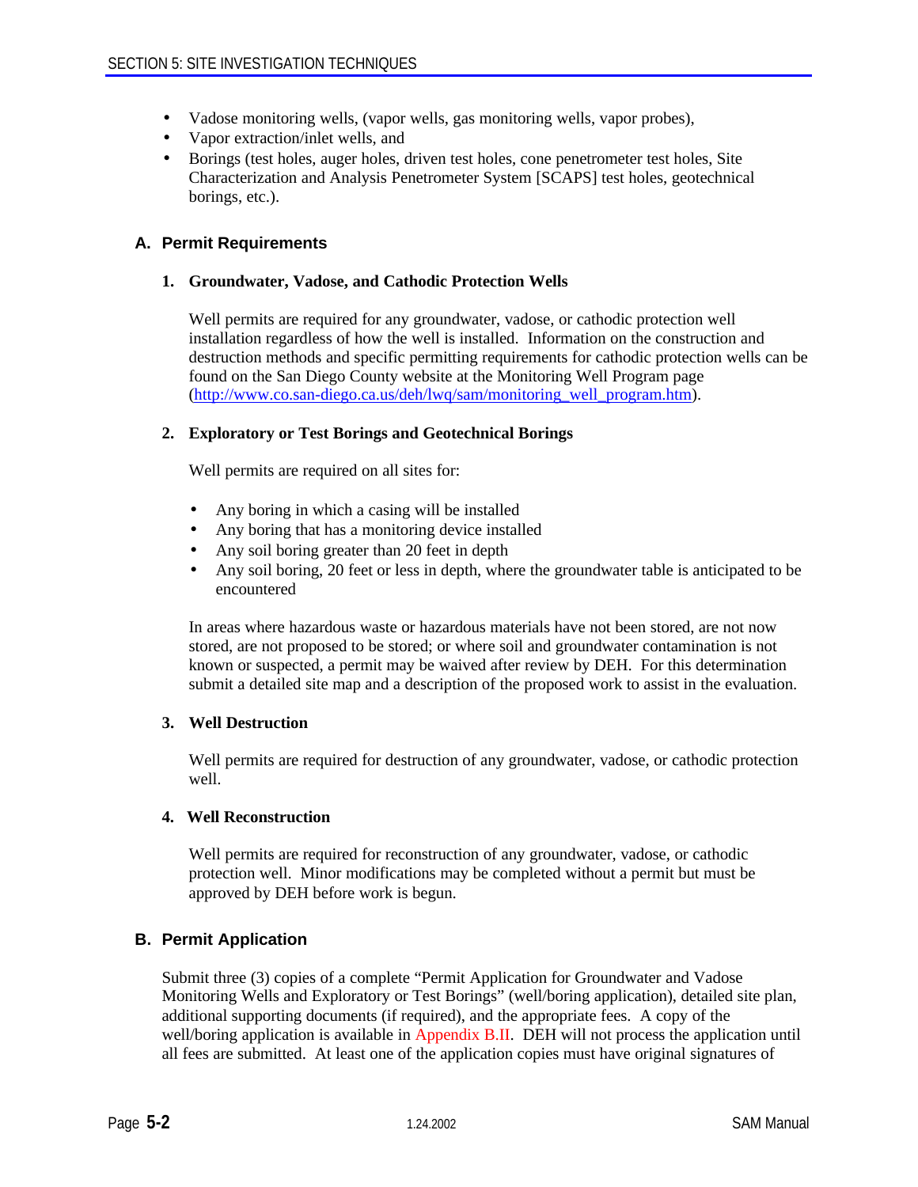- Vadose monitoring wells, (vapor wells, gas monitoring wells, vapor probes),
- Vapor extraction/inlet wells, and
- Borings (test holes, auger holes, driven test holes, cone penetrometer test holes, Site Characterization and Analysis Penetrometer System [SCAPS] test holes, geotechnical borings, etc.).

## A. Permit Requirements

### 1. Groundwater, Vadose, and Cathodic Protection Wells

Well permits are required for any groundwater, vadose, or cathodic protection well installation regardless of how the well is installed. Information on the construction and destruction methods and specific permitting requirements for cathodic protection wells can be found on the San Diego County website at the Monitoring Well Program page (http://www.co.san-diego.ca.us/deh/lwq/sam/monitoring_well_program.htm).

### 2. Exploratory or Test Borings and Geotechnical Borings

Well permits are required on all sites for:

- Any boring in which a casing will be installed
- Any boring that has a monitoring device installed
- Any soil boring greater than 20 feet in depth
- Any soil boring, 20 feet or less in depth, where the groundwater table is anticipated to be encountered

In areas where hazardous waste or hazardous materials have not been stored, are not now stored, are not proposed to be stored; or where soil and groundwater contamination is not known or suspected, a permit may be waived after review by DEH. For this determination submit a detailed site map and a description of the proposed work to assist in the evaluation.

### 3. Well Destruction

Well permits are required for destruction of any groundwater, vadose, or cathodic protection well.

### 4. Well Reconstruction

Well permits are required for reconstruction of any groundwater, vadose, or cathodic protection well. Minor modifications may be completed without a permit but must be approved by DEH before work is begun.

## B. Permit Application

Submit three (3) copies of a complete "Permit Application for Groundwater and Vadose Monitoring Wells and Exploratory or Test Borings" (well/boring application), detailed site plan, additional supporting documents (if required), and the appropriate fees. A copy of the well/boring application is available in Appendix B.II. DEH will not process the application until all fees are submitted. At least one of the application copies must have original signatures of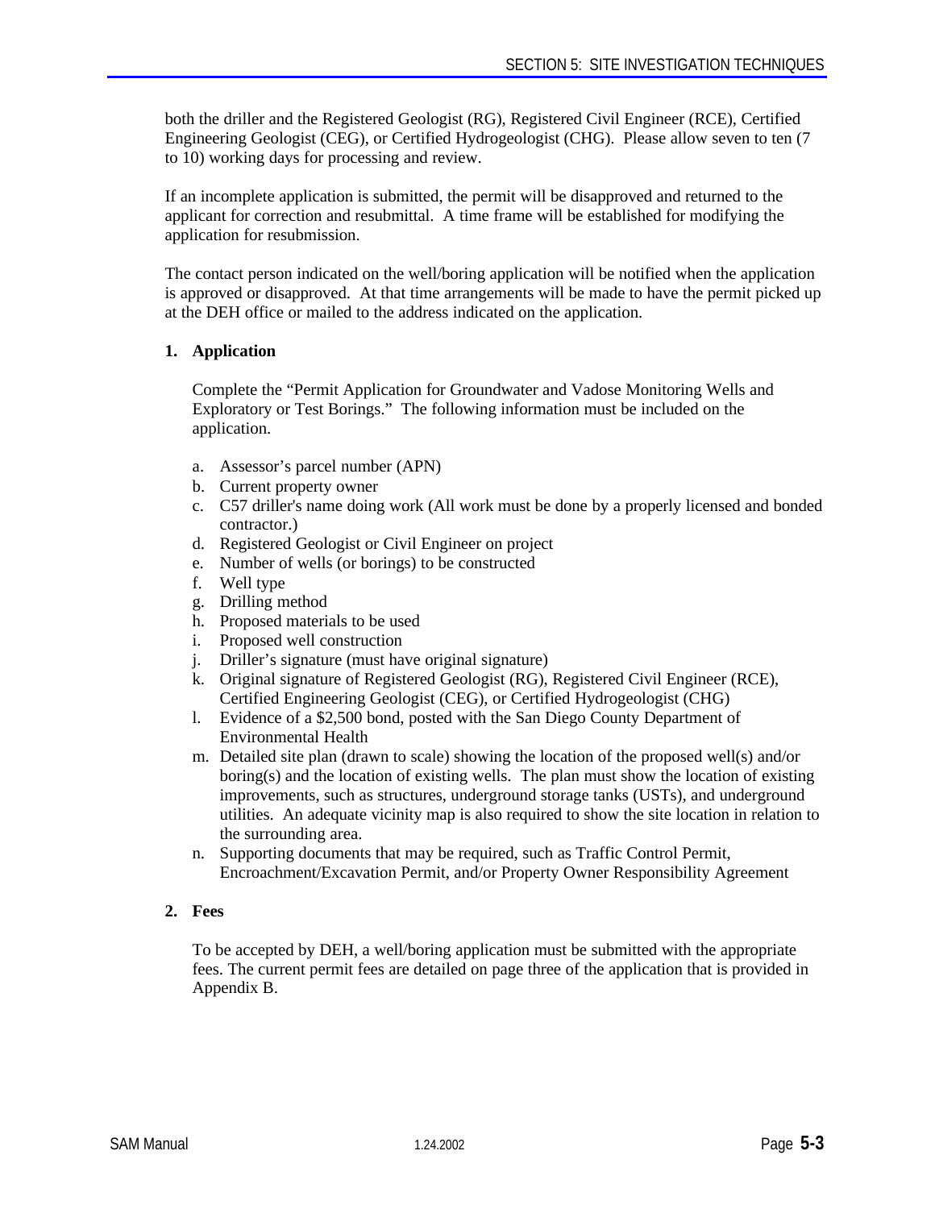both the driller and the Registered Geologist (RG), Registered Civil Engineer (RCE), Certified Engineering Geologist (CEG), or Certified Hydrogeologist (CHG). Please allow seven to ten (7 to 10) working days for processing and review.

If an incomplete application is submitted, the permit will be disapproved and returned to the applicant for correction and resubmittal. A time frame will be established for modifying the application for resubmission.

The contact person indicated on the well/boring application will be notified when the application is approved or disapproved. At that time arrangements will be made to have the permit picked up at the DEH office or mailed to the address indicated on the application.

**1. Application**

Complete the "Permit Application for Groundwater and Vadose Monitoring Wells and Exploratory or Test Borings." The following information must be included on the application.

a. Assessor's parcel number (APN)
b. Current property owner
c. C57 driller's name doing work (All work must be done by a properly licensed and bonded contractor.)
d. Registered Geologist or Civil Engineer on project
e. Number of wells (or borings) to be constructed
f. Well type
g. Drilling method
h. Proposed materials to be used
i. Proposed well construction
j. Driller's signature (must have original signature)
k. Original signature of Registered Geologist (RG), Registered Civil Engineer (RCE), Certified Engineering Geologist (CEG), or Certified Hydrogeologist (CHG)
l. Evidence of a $2,500 bond, posted with the San Diego County Department of Environmental Health
m. Detailed site plan (drawn to scale) showing the location of the proposed well(s) and/or boring(s) and the location of existing wells. The plan must show the location of existing improvements, such as structures, underground storage tanks (USTs), and underground utilities. An adequate vicinity map is also required to show the site location in relation to the surrounding area.
n. Supporting documents that may be required, such as Traffic Control Permit, Encroachment/Excavation Permit, and/or Property Owner Responsibility Agreement

**2. Fees**

To be accepted by DEH, a well/boring application must be submitted with the appropriate fees. The current permit fees are detailed on page three of the application that is provided in Appendix B.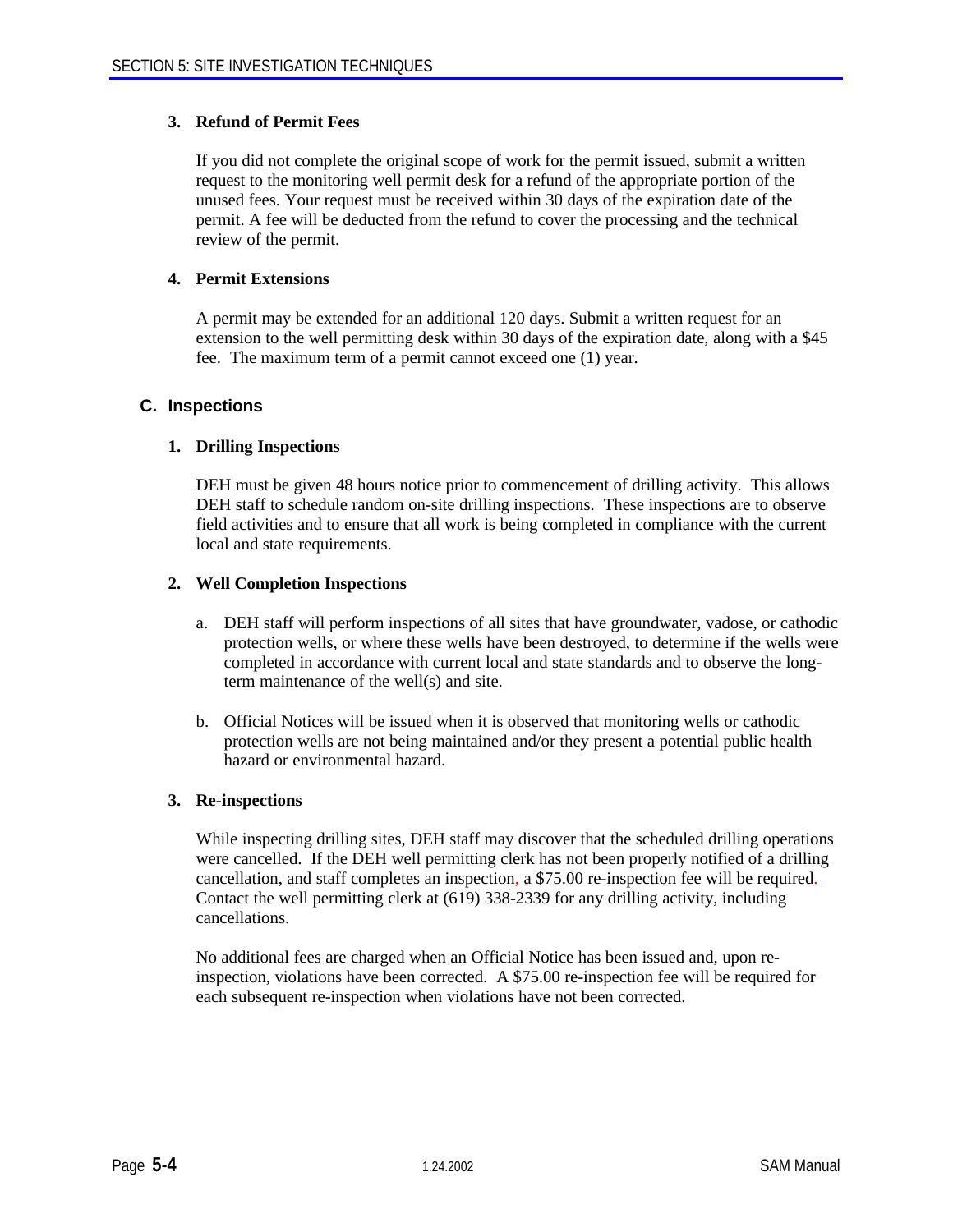### 3. Refund of Permit Fees

If you did not complete the original scope of work for the permit issued, submit a written request to the monitoring well permit desk for a refund of the appropriate portion of the unused fees. Your request must be received within 30 days of the expiration date of the permit. A fee will be deducted from the refund to cover the processing and the technical review of the permit.

### 4. Permit Extensions

A permit may be extended for an additional 120 days. Submit a written request for an extension to the well permitting desk within 30 days of the expiration date, along with a $45 fee. The maximum term of a permit cannot exceed one (1) year.

## C. Inspections

### 1. Drilling Inspections

DEH must be given 48 hours notice prior to commencement of drilling activity. This allows DEH staff to schedule random on-site drilling inspections. These inspections are to observe field activities and to ensure that all work is being completed in compliance with the current local and state requirements.

### 2. Well Completion Inspections

a. DEH staff will perform inspections of all sites that have groundwater, vadose, or cathodic protection wells, or where these wells have been destroyed, to determine if the wells were completed in accordance with current local and state standards and to observe the long-term maintenance of the well(s) and site.

b. Official Notices will be issued when it is observed that monitoring wells or cathodic protection wells are not being maintained and/or they present a potential public health hazard or environmental hazard.

### 3. Re-inspections

While inspecting drilling sites, DEH staff may discover that the scheduled drilling operations were cancelled. If the DEH well permitting clerk has not been properly notified of a drilling cancellation, and staff completes an inspection, a $75.00 re-inspection fee will be required. Contact the well permitting clerk at (619) 338-2339 for any drilling activity, including cancellations.

No additional fees are charged when an Official Notice has been issued and, upon re-inspection, violations have been corrected. A $75.00 re-inspection fee will be required for each subsequent re-inspection when violations have not been corrected.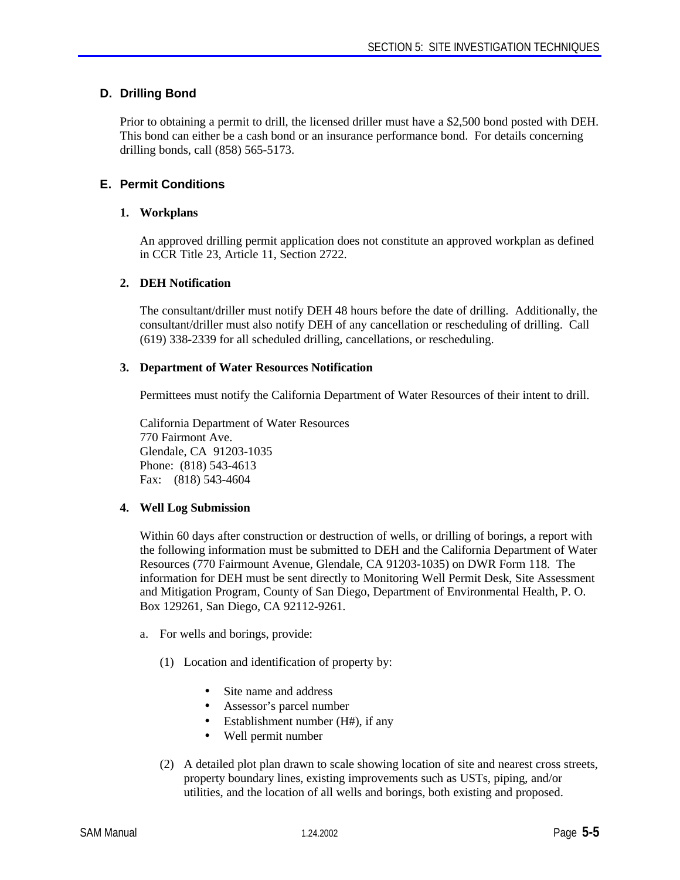## D. Drilling Bond

Prior to obtaining a permit to drill, the licensed driller must have a $2,500 bond posted with DEH. This bond can either be a cash bond or an insurance performance bond. For details concerning drilling bonds, call (858) 565-5173.

## E. Permit Conditions

### 1. Workplans

An approved drilling permit application does not constitute an approved workplan as defined in CCR Title 23, Article 11, Section 2722.

### 2. DEH Notification

The consultant/driller must notify DEH 48 hours before the date of drilling. Additionally, the consultant/driller must also notify DEH of any cancellation or rescheduling of drilling. Call (619) 338-2339 for all scheduled drilling, cancellations, or rescheduling.

### 3. Department of Water Resources Notification

Permittees must notify the California Department of Water Resources of their intent to drill.

California Department of Water Resources
770 Fairmont Ave.
Glendale, CA 91203-1035
Phone: (818) 543-4613
Fax: (818) 543-4604

### 4. Well Log Submission

Within 60 days after construction or destruction of wells, or drilling of borings, a report with the following information must be submitted to DEH and the California Department of Water Resources (770 Fairmount Avenue, Glendale, CA 91203-1035) on DWR Form 118. The information for DEH must be sent directly to Monitoring Well Permit Desk, Site Assessment and Mitigation Program, County of San Diego, Department of Environmental Health, P. O. Box 129261, San Diego, CA 92112-9261.

a. For wells and borings, provide:

(1) Location and identification of property by:

- Site name and address
- Assessor's parcel number
- Establishment number (H#), if any
- Well permit number

(2) A detailed plot plan drawn to scale showing location of site and nearest cross streets, property boundary lines, existing improvements such as USTs, piping, and/or utilities, and the location of all wells and borings, both existing and proposed.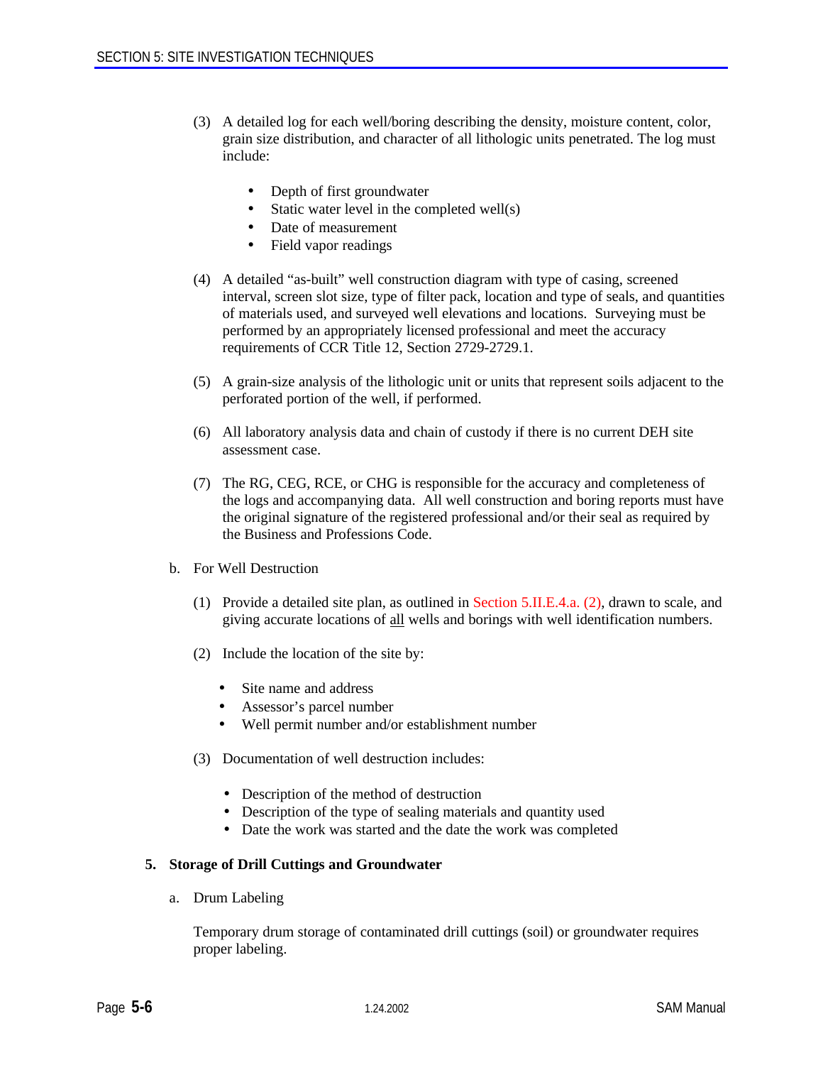(3) A detailed log for each well/boring describing the density, moisture content, color, grain size distribution, and character of all lithologic units penetrated. The log must include:

- Depth of first groundwater
- Static water level in the completed well(s)
- Date of measurement
- Field vapor readings

(4) A detailed "as-built" well construction diagram with type of casing, screened interval, screen slot size, type of filter pack, location and type of seals, and quantities of materials used, and surveyed well elevations and locations. Surveying must be performed by an appropriately licensed professional and meet the accuracy requirements of CCR Title 12, Section 2729-2729.1.

(5) A grain-size analysis of the lithologic unit or units that represent soils adjacent to the perforated portion of the well, if performed.

(6) All laboratory analysis data and chain of custody if there is no current DEH site assessment case.

(7) The RG, CEG, RCE, or CHG is responsible for the accuracy and completeness of the logs and accompanying data. All well construction and boring reports must have the original signature of the registered professional and/or their seal as required by the Business and Professions Code.

b. For Well Destruction

(1) Provide a detailed site plan, as outlined in Section 5.II.E.4.a. (2), drawn to scale, and giving accurate locations of <u>all</u> wells and borings with well identification numbers.

(2) Include the location of the site by:

- Site name and address
- Assessor's parcel number
- Well permit number and/or establishment number

(3) Documentation of well destruction includes:

- Description of the method of destruction
- Description of the type of sealing materials and quantity used
- Date the work was started and the date the work was completed

**5. Storage of Drill Cuttings and Groundwater**

a. Drum Labeling

Temporary drum storage of contaminated drill cuttings (soil) or groundwater requires proper labeling.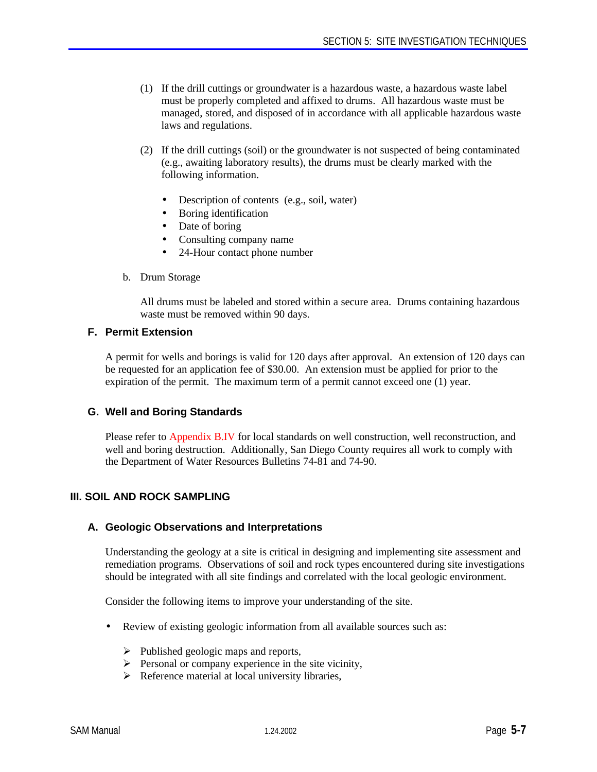(1) If the drill cuttings or groundwater is a hazardous waste, a hazardous waste label must be properly completed and affixed to drums. All hazardous waste must be managed, stored, and disposed of in accordance with all applicable hazardous waste laws and regulations.

(2) If the drill cuttings (soil) or the groundwater is not suspected of being contaminated (e.g., awaiting laboratory results), the drums must be clearly marked with the following information.

- Description of contents (e.g., soil, water)
- Boring identification
- Date of boring
- Consulting company name
- 24-Hour contact phone number

b. Drum Storage

All drums must be labeled and stored within a secure area. Drums containing hazardous waste must be removed within 90 days.

### F. Permit Extension

A permit for wells and borings is valid for 120 days after approval. An extension of 120 days can be requested for an application fee of $30.00. An extension must be applied for prior to the expiration of the permit. The maximum term of a permit cannot exceed one (1) year.

### G. Well and Boring Standards

Please refer to Appendix B.IV for local standards on well construction, well reconstruction, and well and boring destruction. Additionally, San Diego County requires all work to comply with the Department of Water Resources Bulletins 74-81 and 74-90.

## III. SOIL AND ROCK SAMPLING

### A. Geologic Observations and Interpretations

Understanding the geology at a site is critical in designing and implementing site assessment and remediation programs. Observations of soil and rock types encountered during site investigations should be integrated with all site findings and correlated with the local geologic environment.

Consider the following items to improve your understanding of the site.

- Review of existing geologic information from all available sources such as:
  - Published geologic maps and reports,
  - Personal or company experience in the site vicinity,
  - Reference material at local university libraries,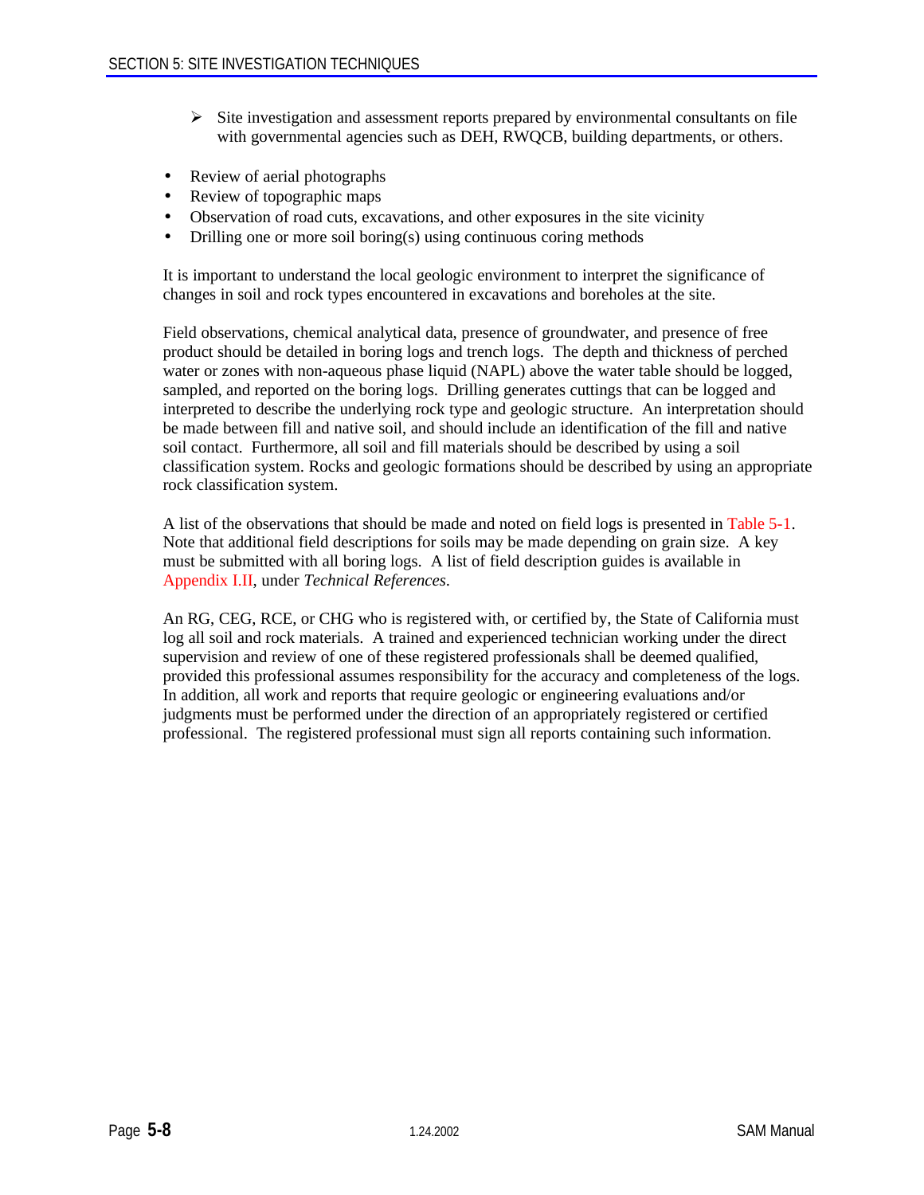- Site investigation and assessment reports prepared by environmental consultants on file with governmental agencies such as DEH, RWQCB, building departments, or others.

- Review of aerial photographs
- Review of topographic maps
- Observation of road cuts, excavations, and other exposures in the site vicinity
- Drilling one or more soil boring(s) using continuous coring methods

It is important to understand the local geologic environment to interpret the significance of changes in soil and rock types encountered in excavations and boreholes at the site.

Field observations, chemical analytical data, presence of groundwater, and presence of free product should be detailed in boring logs and trench logs. The depth and thickness of perched water or zones with non-aqueous phase liquid (NAPL) above the water table should be logged, sampled, and reported on the boring logs. Drilling generates cuttings that can be logged and interpreted to describe the underlying rock type and geologic structure. An interpretation should be made between fill and native soil, and should include an identification of the fill and native soil contact. Furthermore, all soil and fill materials should be described by using a soil classification system. Rocks and geologic formations should be described by using an appropriate rock classification system.

A list of the observations that should be made and noted on field logs is presented in Table 5-1. Note that additional field descriptions for soils may be made depending on grain size. A key must be submitted with all boring logs. A list of field description guides is available in Appendix I.II, under *Technical References*.

An RG, CEG, RCE, or CHG who is registered with, or certified by, the State of California must log all soil and rock materials. A trained and experienced technician working under the direct supervision and review of one of these registered professionals shall be deemed qualified, provided this professional assumes responsibility for the accuracy and completeness of the logs. In addition, all work and reports that require geologic or engineering evaluations and/or judgments must be performed under the direction of an appropriately registered or certified professional. The registered professional must sign all reports containing such information.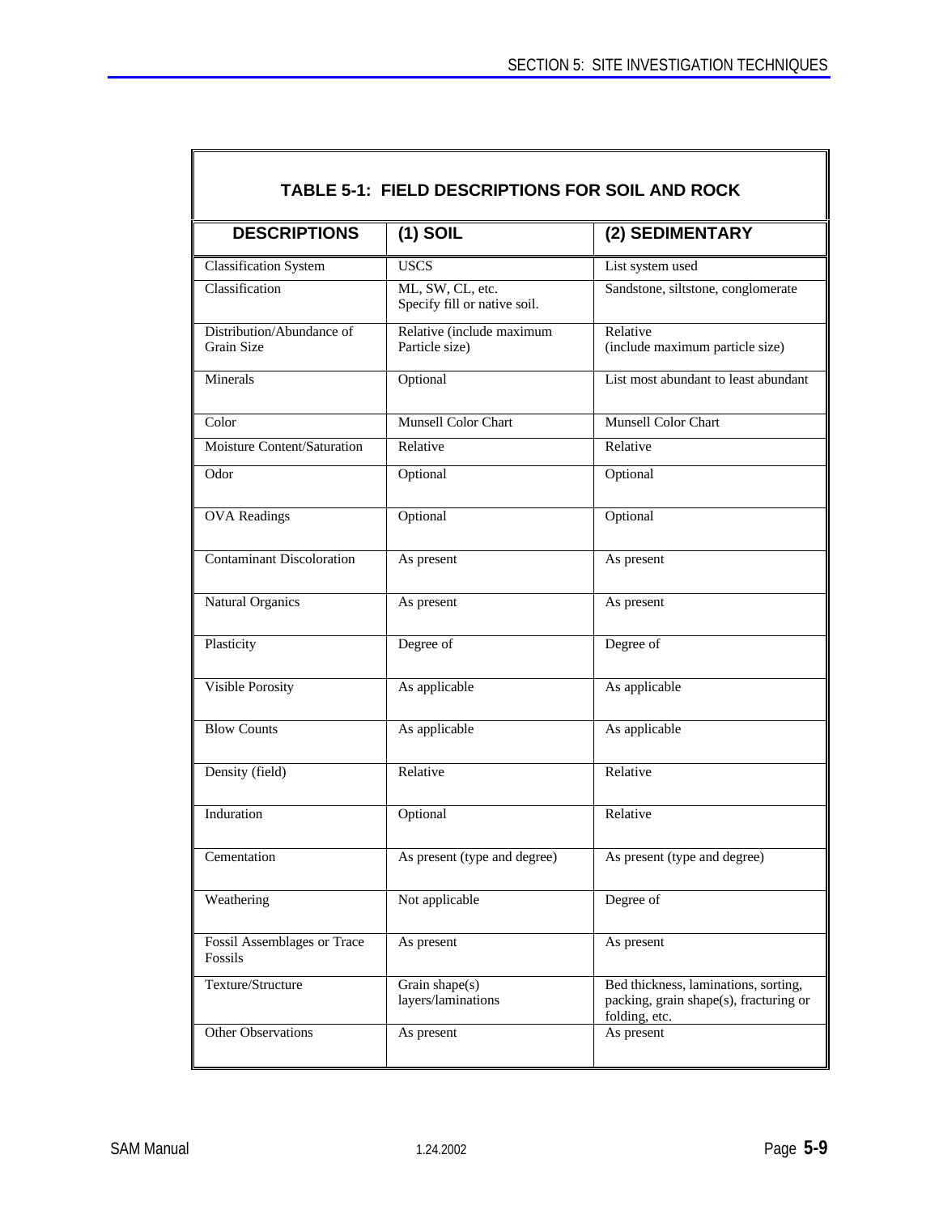## TABLE 5-1: FIELD DESCRIPTIONS FOR SOIL AND ROCK

| DESCRIPTIONS | (1) SOIL | (2) SEDIMENTARY |
|---|---|---|
| Classification System | USCS | List system used |
| Classification | ML, SW, CL, etc. Specify fill or native soil. | Sandstone, siltstone, conglomerate |
| Distribution/Abundance of Grain Size | Relative (include maximum Particle size) | Relative (include maximum particle size) |
| Minerals | Optional | List most abundant to least abundant |
| Color | Munsell Color Chart | Munsell Color Chart |
| Moisture Content/Saturation | Relative | Relative |
| Odor | Optional | Optional |
| OVA Readings | Optional | Optional |
| Contaminant Discoloration | As present | As present |
| Natural Organics | As present | As present |
| Plasticity | Degree of | Degree of |
| Visible Porosity | As applicable | As applicable |
| Blow Counts | As applicable | As applicable |
| Density (field) | Relative | Relative |
| Induration | Optional | Relative |
| Cementation | As present (type and degree) | As present (type and degree) |
| Weathering | Not applicable | Degree of |
| Fossil Assemblages or Trace Fossils | As present | As present |
| Texture/Structure | Grain shape(s) layers/laminations | Bed thickness, laminations, sorting, packing, grain shape(s), fracturing or folding, etc. |
| Other Observations | As present | As present |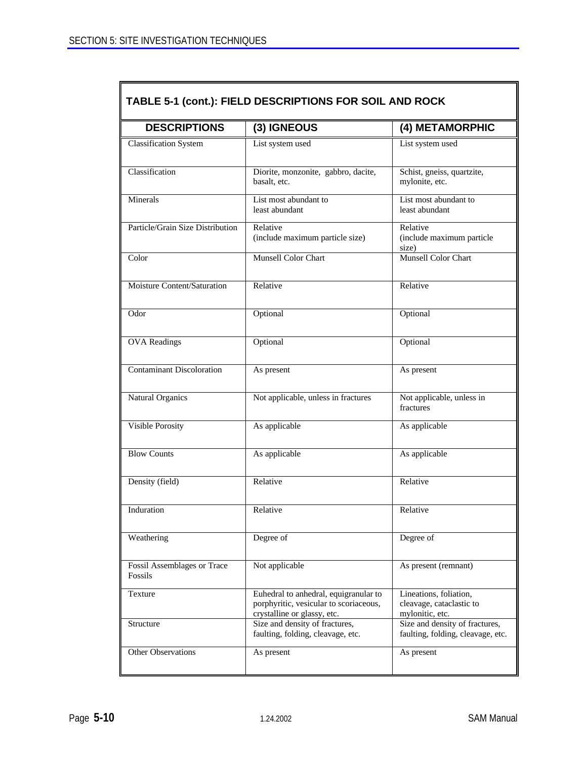## TABLE 5-1 (cont.): FIELD DESCRIPTIONS FOR SOIL AND ROCK

| DESCRIPTIONS | (3) IGNEOUS | (4) METAMORPHIC |
|---|---|---|
| Classification System | List system used | List system used |
| Classification | Diorite, monzonite, gabbro, dacite, basalt, etc. | Schist, gneiss, quartzite, mylonite, etc. |
| Minerals | List most abundant to least abundant | List most abundant to least abundant |
| Particle/Grain Size Distribution | Relative (include maximum particle size) | Relative (include maximum particle size) |
| Color | Munsell Color Chart | Munsell Color Chart |
| Moisture Content/Saturation | Relative | Relative |
| Odor | Optional | Optional |
| OVA Readings | Optional | Optional |
| Contaminant Discoloration | As present | As present |
| Natural Organics | Not applicable, unless in fractures | Not applicable, unless in fractures |
| Visible Porosity | As applicable | As applicable |
| Blow Counts | As applicable | As applicable |
| Density (field) | Relative | Relative |
| Induration | Relative | Relative |
| Weathering | Degree of | Degree of |
| Fossil Assemblages or Trace Fossils | Not applicable | As present (remnant) |
| Texture | Euhedral to anhedral, equigranular to porphyritic, vesicular to scoriaceous, crystalline or glassy, etc. | Lineations, foliation, cleavage, cataclastic to mylonitic, etc. |
| Structure | Size and density of fractures, faulting, folding, cleavage, etc. | Size and density of fractures, faulting, folding, cleavage, etc. |
| Other Observations | As present | As present |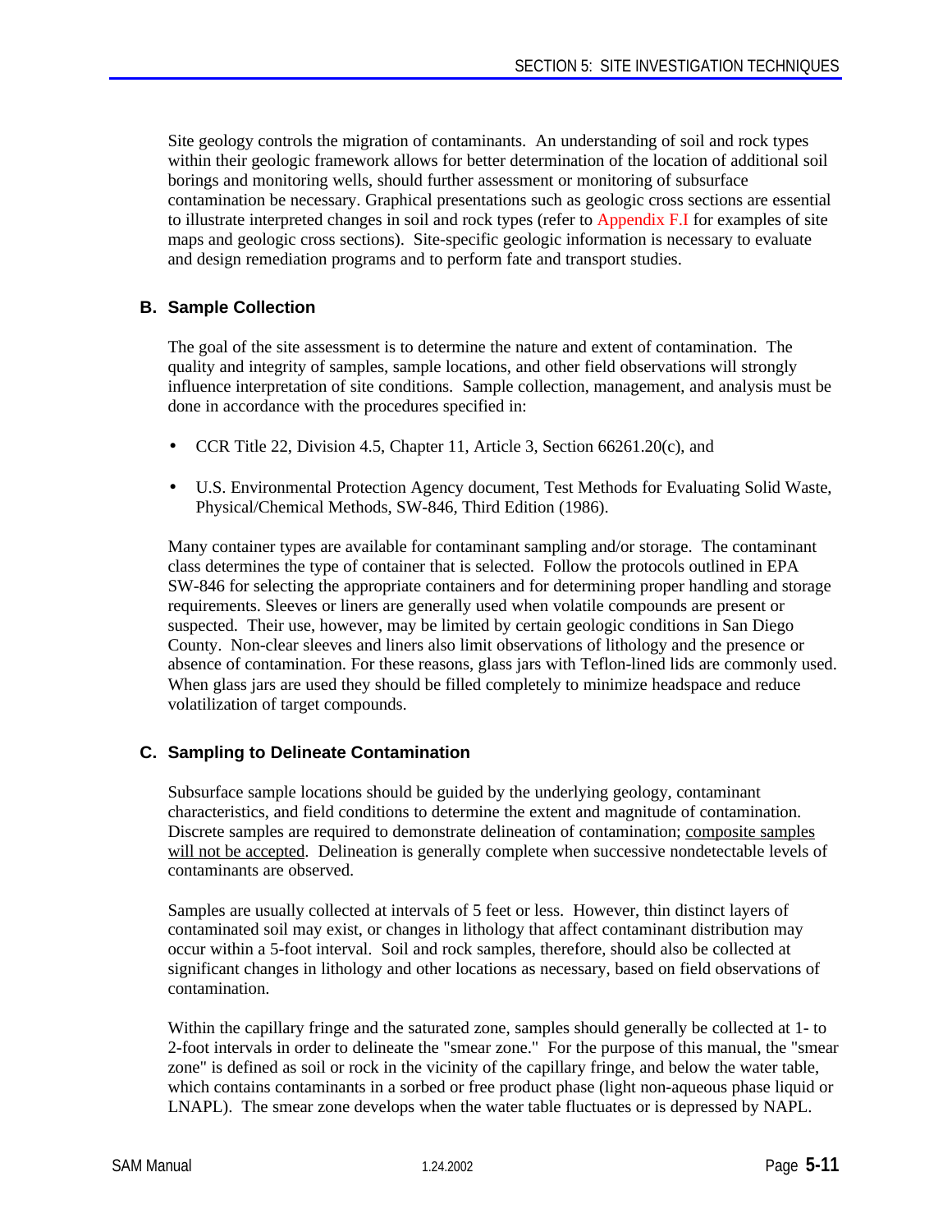Site geology controls the migration of contaminants. An understanding of soil and rock types within their geologic framework allows for better determination of the location of additional soil borings and monitoring wells, should further assessment or monitoring of subsurface contamination be necessary. Graphical presentations such as geologic cross sections are essential to illustrate interpreted changes in soil and rock types (refer to Appendix F.I for examples of site maps and geologic cross sections). Site-specific geologic information is necessary to evaluate and design remediation programs and to perform fate and transport studies.

### B. Sample Collection

The goal of the site assessment is to determine the nature and extent of contamination. The quality and integrity of samples, sample locations, and other field observations will strongly influence interpretation of site conditions. Sample collection, management, and analysis must be done in accordance with the procedures specified in:

- CCR Title 22, Division 4.5, Chapter 11, Article 3, Section 66261.20(c), and
- U.S. Environmental Protection Agency document, Test Methods for Evaluating Solid Waste, Physical/Chemical Methods, SW-846, Third Edition (1986).

Many container types are available for contaminant sampling and/or storage. The contaminant class determines the type of container that is selected. Follow the protocols outlined in EPA SW-846 for selecting the appropriate containers and for determining proper handling and storage requirements. Sleeves or liners are generally used when volatile compounds are present or suspected. Their use, however, may be limited by certain geologic conditions in San Diego County. Non-clear sleeves and liners also limit observations of lithology and the presence or absence of contamination. For these reasons, glass jars with Teflon-lined lids are commonly used. When glass jars are used they should be filled completely to minimize headspace and reduce volatilization of target compounds.

### C. Sampling to Delineate Contamination

Subsurface sample locations should be guided by the underlying geology, contaminant characteristics, and field conditions to determine the extent and magnitude of contamination. Discrete samples are required to demonstrate delineation of contamination; <u>composite samples will not be accepted</u>. Delineation is generally complete when successive nondetectable levels of contaminants are observed.

Samples are usually collected at intervals of 5 feet or less. However, thin distinct layers of contaminated soil may exist, or changes in lithology that affect contaminant distribution may occur within a 5-foot interval. Soil and rock samples, therefore, should also be collected at significant changes in lithology and other locations as necessary, based on field observations of contamination.

Within the capillary fringe and the saturated zone, samples should generally be collected at 1- to 2-foot intervals in order to delineate the "smear zone." For the purpose of this manual, the "smear zone" is defined as soil or rock in the vicinity of the capillary fringe, and below the water table, which contains contaminants in a sorbed or free product phase (light non-aqueous phase liquid or LNAPL). The smear zone develops when the water table fluctuates or is depressed by NAPL.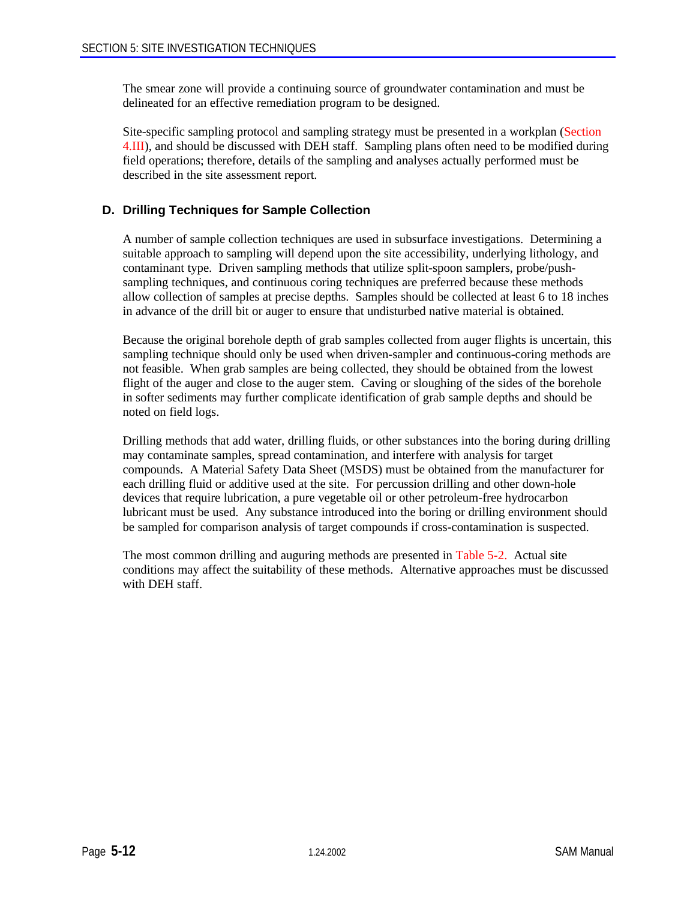The smear zone will provide a continuing source of groundwater contamination and must be delineated for an effective remediation program to be designed.

Site-specific sampling protocol and sampling strategy must be presented in a workplan (Section 4.III), and should be discussed with DEH staff. Sampling plans often need to be modified during field operations; therefore, details of the sampling and analyses actually performed must be described in the site assessment report.

## D. Drilling Techniques for Sample Collection

A number of sample collection techniques are used in subsurface investigations. Determining a suitable approach to sampling will depend upon the site accessibility, underlying lithology, and contaminant type. Driven sampling methods that utilize split-spoon samplers, probe/push-sampling techniques, and continuous coring techniques are preferred because these methods allow collection of samples at precise depths. Samples should be collected at least 6 to 18 inches in advance of the drill bit or auger to ensure that undisturbed native material is obtained.

Because the original borehole depth of grab samples collected from auger flights is uncertain, this sampling technique should only be used when driven-sampler and continuous-coring methods are not feasible. When grab samples are being collected, they should be obtained from the lowest flight of the auger and close to the auger stem. Caving or sloughing of the sides of the borehole in softer sediments may further complicate identification of grab sample depths and should be noted on field logs.

Drilling methods that add water, drilling fluids, or other substances into the boring during drilling may contaminate samples, spread contamination, and interfere with analysis for target compounds. A Material Safety Data Sheet (MSDS) must be obtained from the manufacturer for each drilling fluid or additive used at the site. For percussion drilling and other down-hole devices that require lubrication, a pure vegetable oil or other petroleum-free hydrocarbon lubricant must be used. Any substance introduced into the boring or drilling environment should be sampled for comparison analysis of target compounds if cross-contamination is suspected.

The most common drilling and auguring methods are presented in Table 5-2. Actual site conditions may affect the suitability of these methods. Alternative approaches must be discussed with DEH staff.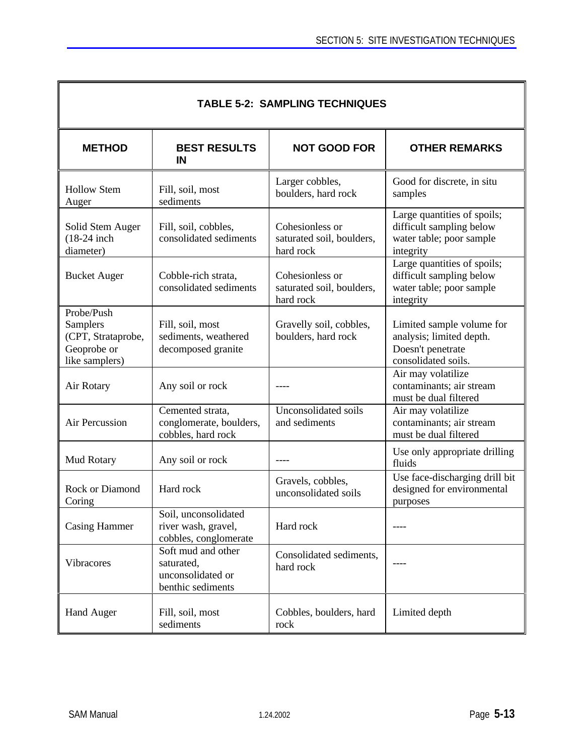**TABLE 5-2: SAMPLING TECHNIQUES**

| METHOD | BEST RESULTS IN | NOT GOOD FOR | OTHER REMARKS |
|---|---|---|---|
| Hollow Stem Auger | Fill, soil, most sediments | Larger cobbles, boulders, hard rock | Good for discrete, in situ samples |
| Solid Stem Auger (18-24 inch diameter) | Fill, soil, cobbles, consolidated sediments | Cohesionless or saturated soil, boulders, hard rock | Large quantities of spoils; difficult sampling below water table; poor sample integrity |
| Bucket Auger | Cobble-rich strata, consolidated sediments | Cohesionless or saturated soil, boulders, hard rock | Large quantities of spoils; difficult sampling below water table; poor sample integrity |
| Probe/Push Samplers (CPT, Strataprobe, Geoprobe or like samplers) | Fill, soil, most sediments, weathered decomposed granite | Gravelly soil, cobbles, boulders, hard rock | Limited sample volume for analysis; limited depth. Doesn't penetrate consolidated soils. |
| Air Rotary | Any soil or rock | ---- | Air may volatilize contaminants; air stream must be dual filtered |
| Air Percussion | Cemented strata, conglomerate, boulders, cobbles, hard rock | Unconsolidated soils and sediments | Air may volatilize contaminants; air stream must be dual filtered |
| Mud Rotary | Any soil or rock | ---- | Use only appropriate drilling fluids |
| Rock or Diamond Coring | Hard rock | Gravels, cobbles, unconsolidated soils | Use face-discharging drill bit designed for environmental purposes |
| Casing Hammer | Soil, unconsolidated river wash, gravel, cobbles, conglomerate | Hard rock | ---- |
| Vibracores | Soft mud and other saturated, unconsolidated or benthic sediments | Consolidated sediments, hard rock | ---- |
| Hand Auger | Fill, soil, most sediments | Cobbles, boulders, hard rock | Limited depth |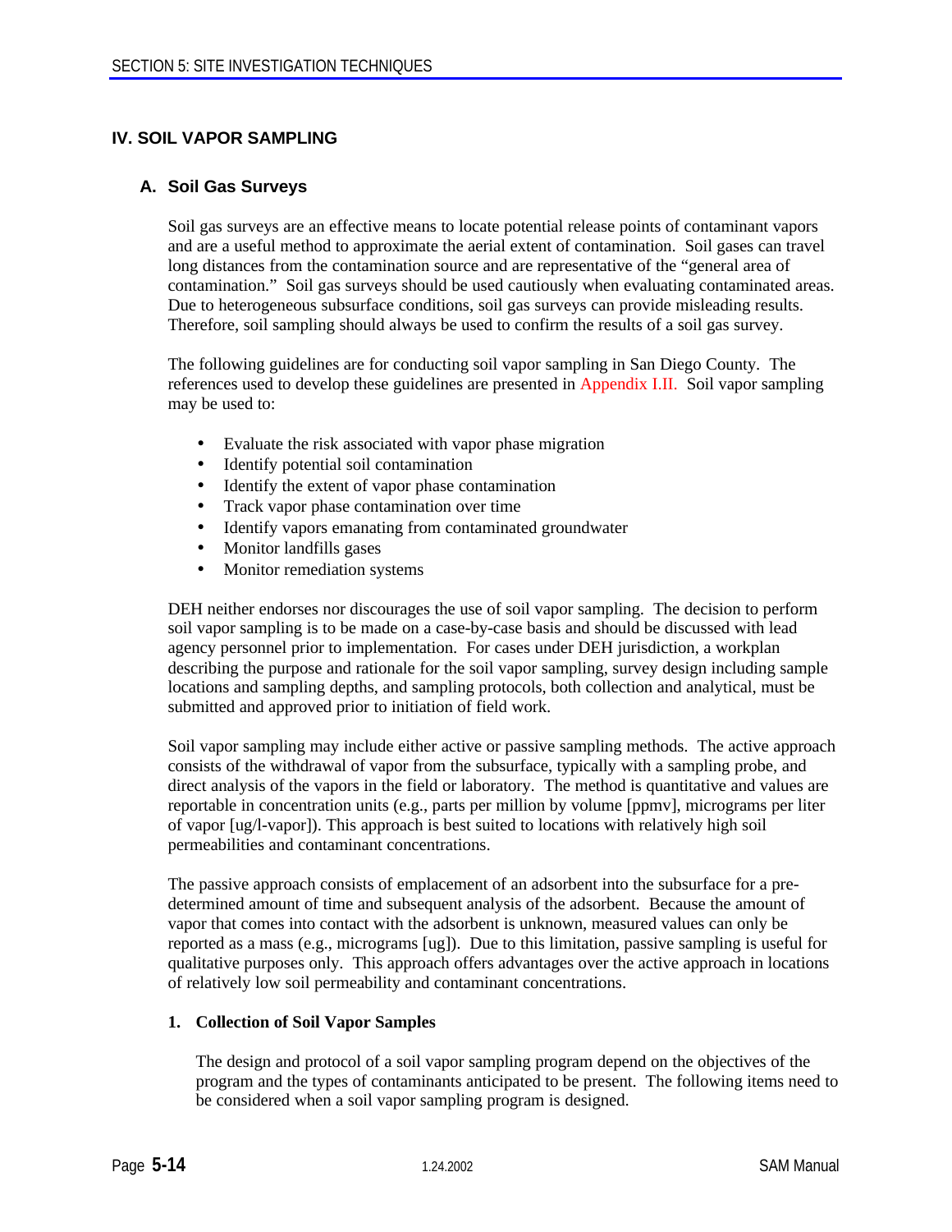## IV. SOIL VAPOR SAMPLING

### A. Soil Gas Surveys

Soil gas surveys are an effective means to locate potential release points of contaminant vapors and are a useful method to approximate the aerial extent of contamination. Soil gases can travel long distances from the contamination source and are representative of the "general area of contamination." Soil gas surveys should be used cautiously when evaluating contaminated areas. Due to heterogeneous subsurface conditions, soil gas surveys can provide misleading results. Therefore, soil sampling should always be used to confirm the results of a soil gas survey.

The following guidelines are for conducting soil vapor sampling in San Diego County. The references used to develop these guidelines are presented in Appendix I.II. Soil vapor sampling may be used to:

- Evaluate the risk associated with vapor phase migration
- Identify potential soil contamination
- Identify the extent of vapor phase contamination
- Track vapor phase contamination over time
- Identify vapors emanating from contaminated groundwater
- Monitor landfills gases
- Monitor remediation systems

DEH neither endorses nor discourages the use of soil vapor sampling. The decision to perform soil vapor sampling is to be made on a case-by-case basis and should be discussed with lead agency personnel prior to implementation. For cases under DEH jurisdiction, a workplan describing the purpose and rationale for the soil vapor sampling, survey design including sample locations and sampling depths, and sampling protocols, both collection and analytical, must be submitted and approved prior to initiation of field work.

Soil vapor sampling may include either active or passive sampling methods. The active approach consists of the withdrawal of vapor from the subsurface, typically with a sampling probe, and direct analysis of the vapors in the field or laboratory. The method is quantitative and values are reportable in concentration units (e.g., parts per million by volume [ppmv], micrograms per liter of vapor [ug/l-vapor]). This approach is best suited to locations with relatively high soil permeabilities and contaminant concentrations.

The passive approach consists of emplacement of an adsorbent into the subsurface for a pre-determined amount of time and subsequent analysis of the adsorbent. Because the amount of vapor that comes into contact with the adsorbent is unknown, measured values can only be reported as a mass (e.g., micrograms [ug]). Due to this limitation, passive sampling is useful for qualitative purposes only. This approach offers advantages over the active approach in locations of relatively low soil permeability and contaminant concentrations.

#### 1. Collection of Soil Vapor Samples

The design and protocol of a soil vapor sampling program depend on the objectives of the program and the types of contaminants anticipated to be present. The following items need to be considered when a soil vapor sampling program is designed.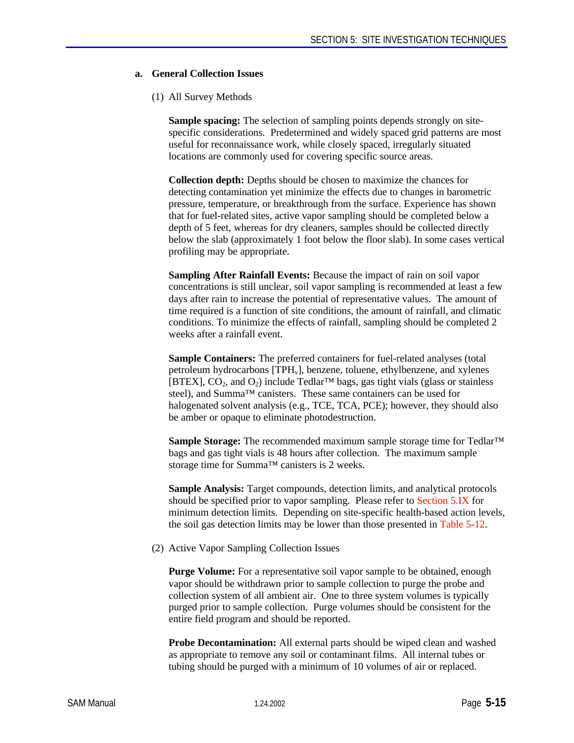### a. General Collection Issues

(1) All Survey Methods

**Sample spacing:** The selection of sampling points depends strongly on site-specific considerations. Predetermined and widely spaced grid patterns are most useful for reconnaissance work, while closely spaced, irregularly situated locations are commonly used for covering specific source areas.

**Collection depth:** Depths should be chosen to maximize the chances for detecting contamination yet minimize the effects due to changes in barometric pressure, temperature, or breakthrough from the surface. Experience has shown that for fuel-related sites, active vapor sampling should be completed below a depth of 5 feet, whereas for dry cleaners, samples should be collected directly below the slab (approximately 1 foot below the floor slab). In some cases vertical profiling may be appropriate.

**Sampling After Rainfall Events:** Because the impact of rain on soil vapor concentrations is still unclear, soil vapor sampling is recommended at least a few days after rain to increase the potential of representative values. The amount of time required is a function of site conditions, the amount of rainfall, and climatic conditions. To minimize the effects of rainfall, sampling should be completed 2 weeks after a rainfall event.

**Sample Containers:** The preferred containers for fuel-related analyses (total petroleum hydrocarbons [$TPH_v$], benzene, toluene, ethylbenzene, and xylenes [BTEX], $CO_2$, and $O_2$) include Tedlar™ bags, gas tight vials (glass or stainless steel), and Summa™ canisters. These same containers can be used for halogenated solvent analysis (e.g., TCE, TCA, PCE); however, they should also be amber or opaque to eliminate photodestruction.

**Sample Storage:** The recommended maximum sample storage time for Tedlar™ bags and gas tight vials is 48 hours after collection. The maximum sample storage time for Summa™ canisters is 2 weeks.

**Sample Analysis:** Target compounds, detection limits, and analytical protocols should be specified prior to vapor sampling. Please refer to Section 5.IX for minimum detection limits. Depending on site-specific health-based action levels, the soil gas detection limits may be lower than those presented in Table 5-12.

(2) Active Vapor Sampling Collection Issues

**Purge Volume:** For a representative soil vapor sample to be obtained, enough vapor should be withdrawn prior to sample collection to purge the probe and collection system of all ambient air. One to three system volumes is typically purged prior to sample collection. Purge volumes should be consistent for the entire field program and should be reported.

**Probe Decontamination:** All external parts should be wiped clean and washed as appropriate to remove any soil or contaminant films. All internal tubes or tubing should be purged with a minimum of 10 volumes of air or replaced.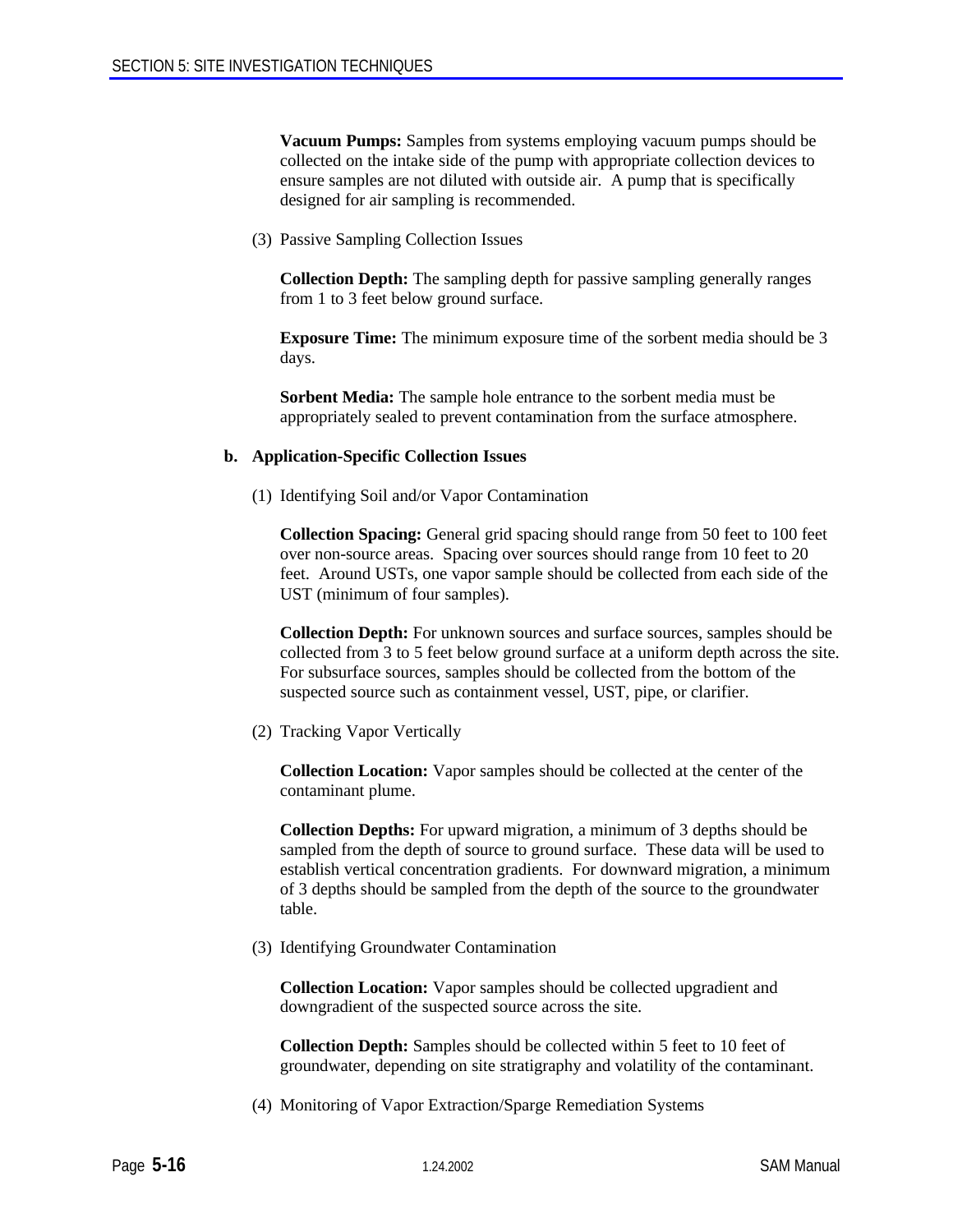**Vacuum Pumps:** Samples from systems employing vacuum pumps should be collected on the intake side of the pump with appropriate collection devices to ensure samples are not diluted with outside air. A pump that is specifically designed for air sampling is recommended.

(3) Passive Sampling Collection Issues

**Collection Depth:** The sampling depth for passive sampling generally ranges from 1 to 3 feet below ground surface.

**Exposure Time:** The minimum exposure time of the sorbent media should be 3 days.

**Sorbent Media:** The sample hole entrance to the sorbent media must be appropriately sealed to prevent contamination from the surface atmosphere.

**b. Application-Specific Collection Issues**

(1) Identifying Soil and/or Vapor Contamination

**Collection Spacing:** General grid spacing should range from 50 feet to 100 feet over non-source areas. Spacing over sources should range from 10 feet to 20 feet. Around USTs, one vapor sample should be collected from each side of the UST (minimum of four samples).

**Collection Depth:** For unknown sources and surface sources, samples should be collected from 3 to 5 feet below ground surface at a uniform depth across the site. For subsurface sources, samples should be collected from the bottom of the suspected source such as containment vessel, UST, pipe, or clarifier.

(2) Tracking Vapor Vertically

**Collection Location:** Vapor samples should be collected at the center of the contaminant plume.

**Collection Depths:** For upward migration, a minimum of 3 depths should be sampled from the depth of source to ground surface. These data will be used to establish vertical concentration gradients. For downward migration, a minimum of 3 depths should be sampled from the depth of the source to the groundwater table.

(3) Identifying Groundwater Contamination

**Collection Location:** Vapor samples should be collected upgradient and downgradient of the suspected source across the site.

**Collection Depth:** Samples should be collected within 5 feet to 10 feet of groundwater, depending on site stratigraphy and volatility of the contaminant.

(4) Monitoring of Vapor Extraction/Sparge Remediation Systems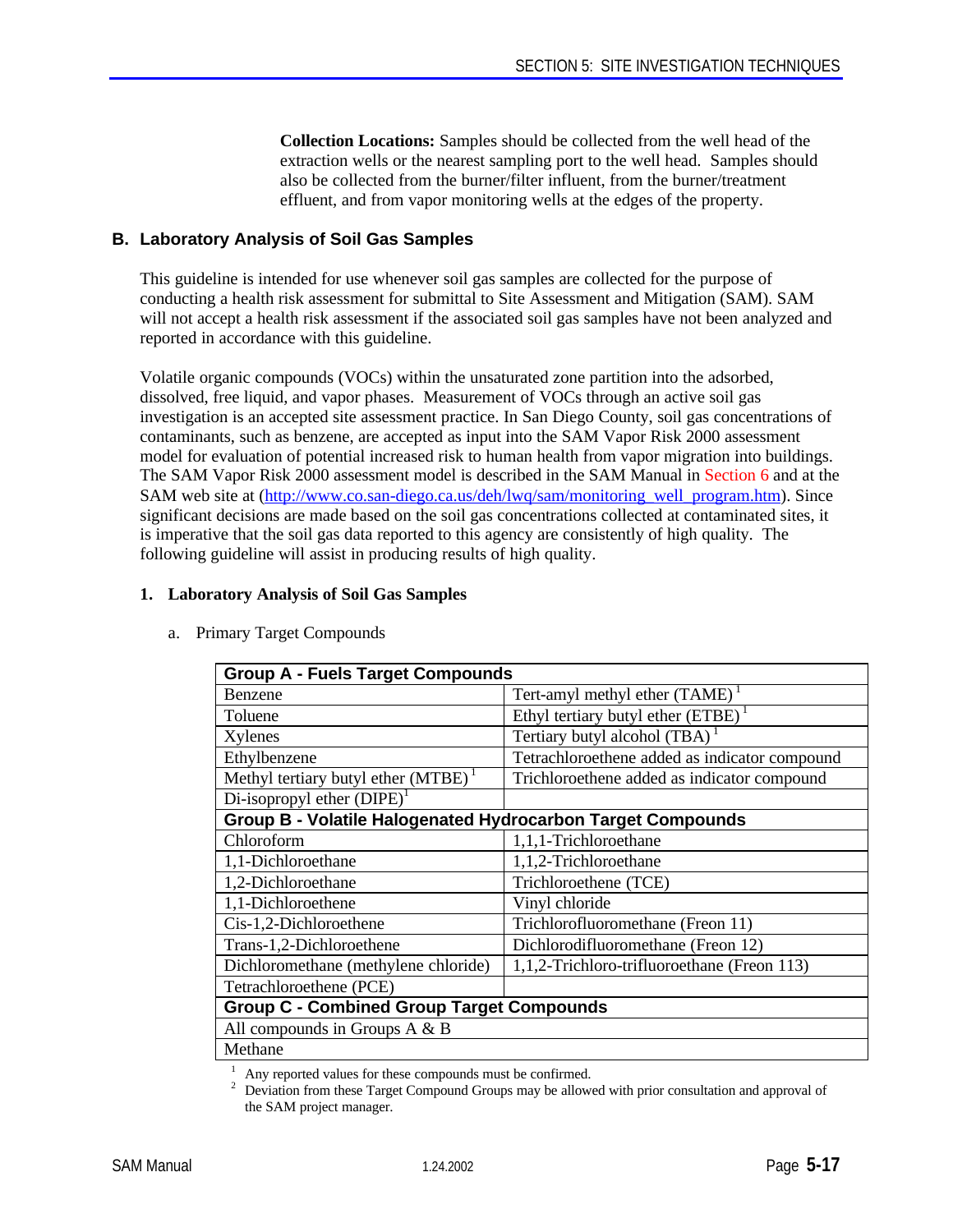**Collection Locations:** Samples should be collected from the well head of the extraction wells or the nearest sampling port to the well head. Samples should also be collected from the burner/filter influent, from the burner/treatment effluent, and from vapor monitoring wells at the edges of the property.

## B. Laboratory Analysis of Soil Gas Samples

This guideline is intended for use whenever soil gas samples are collected for the purpose of conducting a health risk assessment for submittal to Site Assessment and Mitigation (SAM). SAM will not accept a health risk assessment if the associated soil gas samples have not been analyzed and reported in accordance with this guideline.

Volatile organic compounds (VOCs) within the unsaturated zone partition into the adsorbed, dissolved, free liquid, and vapor phases. Measurement of VOCs through an active soil gas investigation is an accepted site assessment practice. In San Diego County, soil gas concentrations of contaminants, such as benzene, are accepted as input into the SAM Vapor Risk 2000 assessment model for evaluation of potential increased risk to human health from vapor migration into buildings. The SAM Vapor Risk 2000 assessment model is described in the SAM Manual in Section 6 and at the SAM web site at (http://www.co.san-diego.ca.us/deh/lwq/sam/monitoring_well_program.htm). Since significant decisions are made based on the soil gas concentrations collected at contaminated sites, it is imperative that the soil gas data reported to this agency are consistently of high quality. The following guideline will assist in producing results of high quality.

### 1. Laboratory Analysis of Soil Gas Samples

a. Primary Target Compounds

| **Group A - Fuels Target Compounds** | |
|---|---|
| Benzene | Tert-amyl methyl ether (TAME) [1] |
| Toluene | Ethyl tertiary butyl ether (ETBE) [1] |
| Xylenes | Tertiary butyl alcohol (TBA) [1] |
| Ethylbenzene | Tetrachloroethene added as indicator compound |
| Methyl tertiary butyl ether (MTBE) [1] | Trichloroethene added as indicator compound |
| Di-isopropyl ether (DIPE) [1] | |
| **Group B - Volatile Halogenated Hydrocarbon Target Compounds** | |
| Chloroform | 1,1,1-Trichloroethane |
| 1,1-Dichloroethane | 1,1,2-Trichloroethane |
| 1,2-Dichloroethane | Trichloroethene (TCE) |
| 1,1-Dichloroethene | Vinyl chloride |
| Cis-1,2-Dichloroethene | Trichlorofluoromethane (Freon 11) |
| Trans-1,2-Dichloroethene | Dichlorodifluoromethane (Freon 12) |
| Dichloromethane (methylene chloride) | 1,1,2-Trichloro-trifluoroethane (Freon 113) |
| Tetrachloroethene (PCE) | |
| **Group C - Combined Group Target Compounds** | |
| All compounds in Groups A & B | |
| Methane | |

[1] Any reported values for these compounds must be confirmed.
[2] Deviation from these Target Compound Groups may be allowed with prior consultation and approval of the SAM project manager.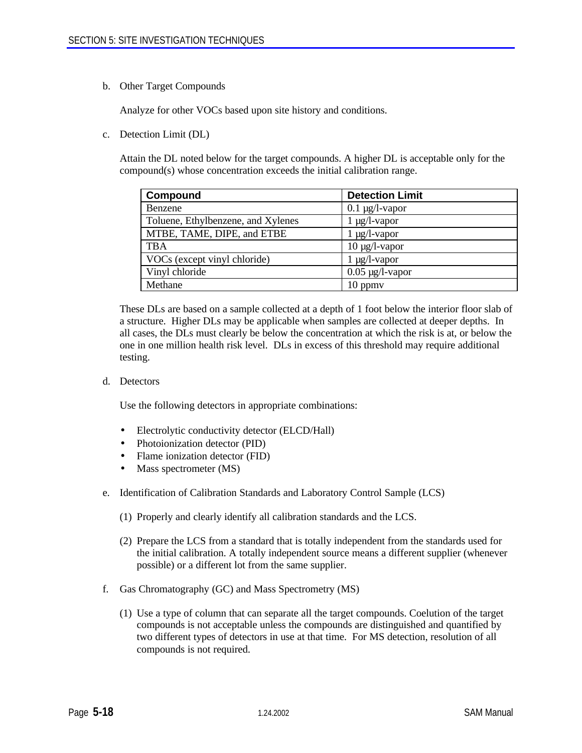b. Other Target Compounds

Analyze for other VOCs based upon site history and conditions.

c. Detection Limit (DL)

Attain the DL noted below for the target compounds. A higher DL is acceptable only for the compound(s) whose concentration exceeds the initial calibration range.

| Compound | Detection Limit |
|---|---|
| Benzene | 0.1 µg/l-vapor |
| Toluene, Ethylbenzene, and Xylenes | 1 µg/l-vapor |
| MTBE, TAME, DIPE, and ETBE | 1 µg/l-vapor |
| TBA | 10 µg/l-vapor |
| VOCs (except vinyl chloride) | 1 µg/l-vapor |
| Vinyl chloride | 0.05 µg/l-vapor |
| Methane | 10 ppmv |

These DLs are based on a sample collected at a depth of 1 foot below the interior floor slab of a structure. Higher DLs may be applicable when samples are collected at deeper depths. In all cases, the DLs must clearly be below the concentration at which the risk is at, or below the one in one million health risk level. DLs in excess of this threshold may require additional testing.

d. Detectors

Use the following detectors in appropriate combinations:

- Electrolytic conductivity detector (ELCD/Hall)
- Photoionization detector (PID)
- Flame ionization detector (FID)
- Mass spectrometer (MS)

e. Identification of Calibration Standards and Laboratory Control Sample (LCS)

(1) Properly and clearly identify all calibration standards and the LCS.

(2) Prepare the LCS from a standard that is totally independent from the standards used for the initial calibration. A totally independent source means a different supplier (whenever possible) or a different lot from the same supplier.

f. Gas Chromatography (GC) and Mass Spectrometry (MS)

(1) Use a type of column that can separate all the target compounds. Coelution of the target compounds is not acceptable unless the compounds are distinguished and quantified by two different types of detectors in use at that time. For MS detection, resolution of all compounds is not required.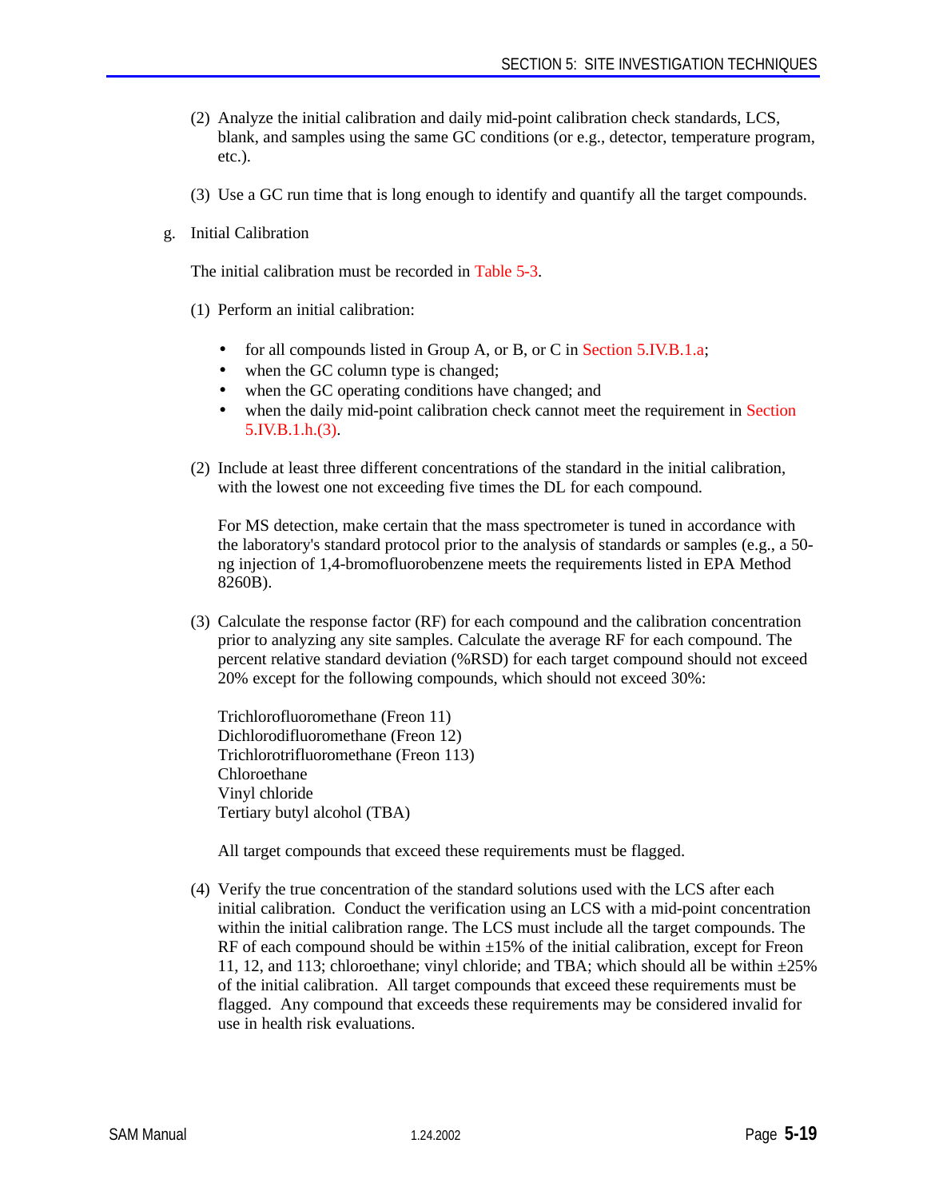(2) Analyze the initial calibration and daily mid-point calibration check standards, LCS, blank, and samples using the same GC conditions (or e.g., detector, temperature program, etc.).

(3) Use a GC run time that is long enough to identify and quantify all the target compounds.

g. Initial Calibration

The initial calibration must be recorded in Table 5-3.

(1) Perform an initial calibration:

- for all compounds listed in Group A, or B, or C in Section 5.IV.B.1.a;
- when the GC column type is changed;
- when the GC operating conditions have changed; and
- when the daily mid-point calibration check cannot meet the requirement in Section 5.IV.B.1.h.(3).

(2) Include at least three different concentrations of the standard in the initial calibration, with the lowest one not exceeding five times the DL for each compound.

For MS detection, make certain that the mass spectrometer is tuned in accordance with the laboratory's standard protocol prior to the analysis of standards or samples (e.g., a 50-ng injection of 1,4-bromofluorobenzene meets the requirements listed in EPA Method 8260B).

(3) Calculate the response factor (RF) for each compound and the calibration concentration prior to analyzing any site samples. Calculate the average RF for each compound. The percent relative standard deviation (%RSD) for each target compound should not exceed 20% except for the following compounds, which should not exceed 30%:

Trichlorofluoromethane (Freon 11)
Dichlorodifluoromethane (Freon 12)
Trichlorotrifluoromethane (Freon 113)
Chloroethane
Vinyl chloride
Tertiary butyl alcohol (TBA)

All target compounds that exceed these requirements must be flagged.

(4) Verify the true concentration of the standard solutions used with the LCS after each initial calibration. Conduct the verification using an LCS with a mid-point concentration within the initial calibration range. The LCS must include all the target compounds. The RF of each compound should be within ±15% of the initial calibration, except for Freon 11, 12, and 113; chloroethane; vinyl chloride; and TBA; which should all be within ±25% of the initial calibration. All target compounds that exceed these requirements must be flagged. Any compound that exceeds these requirements may be considered invalid for use in health risk evaluations.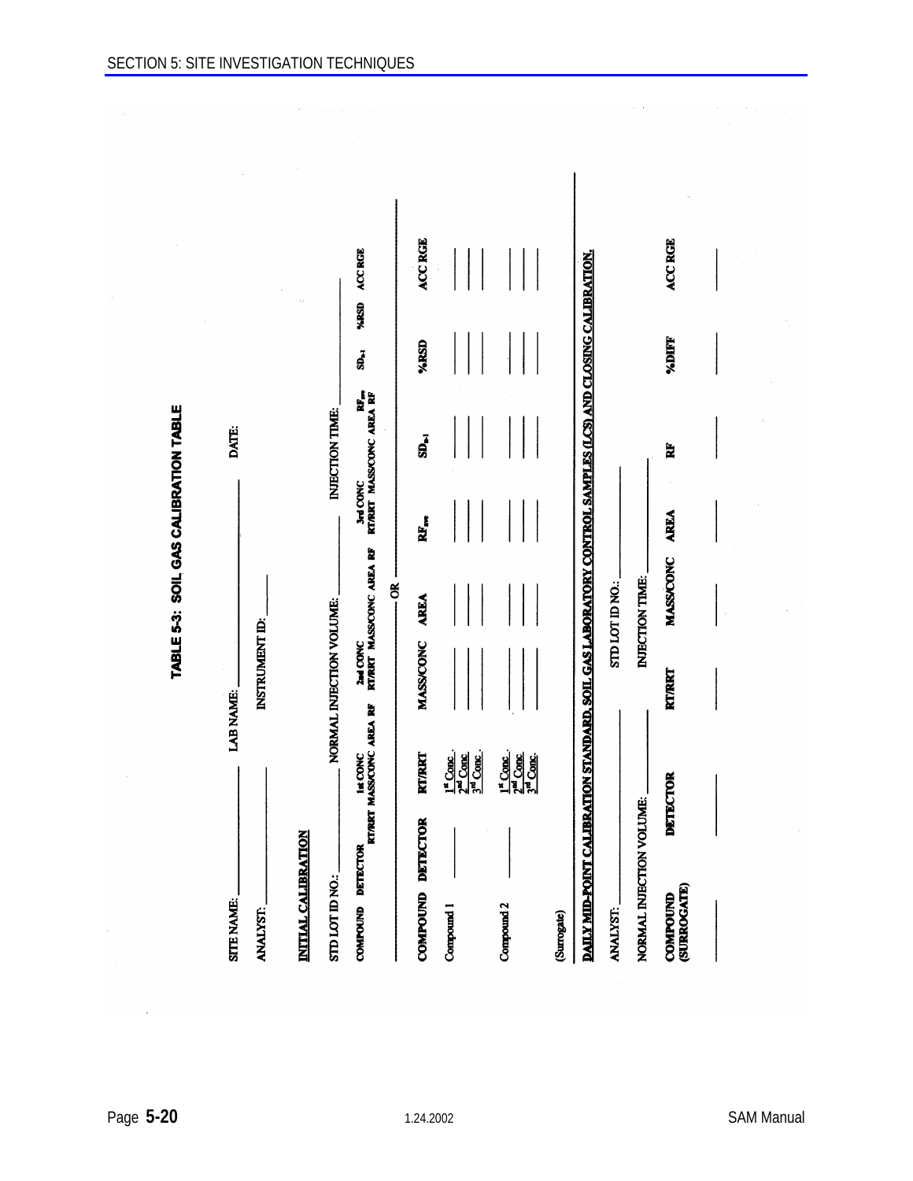## TABLE 5-3: SOIL GAS CALIBRATION TABLE

SITE NAME: ________ LAB NAME: ________ DATE: ________

ANALYST: ________ INSTRUMENT ID: ________

**INITIAL CALIBRATION**

STD LOT ID NO.: ________ NORMAL INJECTION VOLUME: ________ INJECTION TIME: ________

| COMPOUND | DETECTOR | 1st CONC RT/RRT | 1st CONC MASS/CONC | 1st CONC AREA | 1st CONC RF | 2nd CONC RT/RRT | 2nd CONC MASS/CONC | 2nd CONC AREA | 2nd CONC RF | 3rd CONC RT/RRT | 3rd CONC MASS/CONC | 3rd CONC AREA | 3rd CONC RF | $RF_{ave}$ | $SD_{n-1}$ | %RSD | ACC RGE |
|---|---|---|---|---|---|---|---|---|---|---|---|---|---|---|---|---|---|

OR

| COMPOUND | DETECTOR | RT/RRT | MASS/CONC | AREA | $RF_{ave}$ | $SD_{n-1}$ | %RSD | ACC RGE |
|---|---|---|---|---|---|---|---|---|
| Compound 1 | ____ | 1st Conc | ____ | ____ | ____ | ____ | ____ | ____ |
| | | 2nd Conc | ____ | ____ | ____ | ____ | ____ | ____ |
| | | 3rd Conc | ____ | ____ | ____ | ____ | ____ | ____ |
| Compound 2 | ____ | 1st Conc | ____ | ____ | ____ | ____ | ____ | ____ |
| | | 2nd Conc | ____ | ____ | ____ | ____ | ____ | ____ |
| | | 3rd Conc | ____ | ____ | ____ | ____ | ____ | ____ |
| (Surrogate) | | | | | | | | |

**DAILY MID-POINT CALIBRATION STANDARD, SOIL GAS LABORATORY CONTROL SAMPLES (LCS) AND CLOSING CALIBRATION.**

ANALYST: ________ STD LOT ID NO.: ________

NORMAL INJECTION VOLUME: ________ INJECTION TIME: ________

| COMPOUND (SURROGATE) | DETECTOR | RT/RRT | MASS/CONC | AREA | RF | %DIFF | ACC RGE |
|---|---|---|---|---|---|---|---|
| ____ | ____ | ____ | ____ | ____ | ____ | ____ | ____ |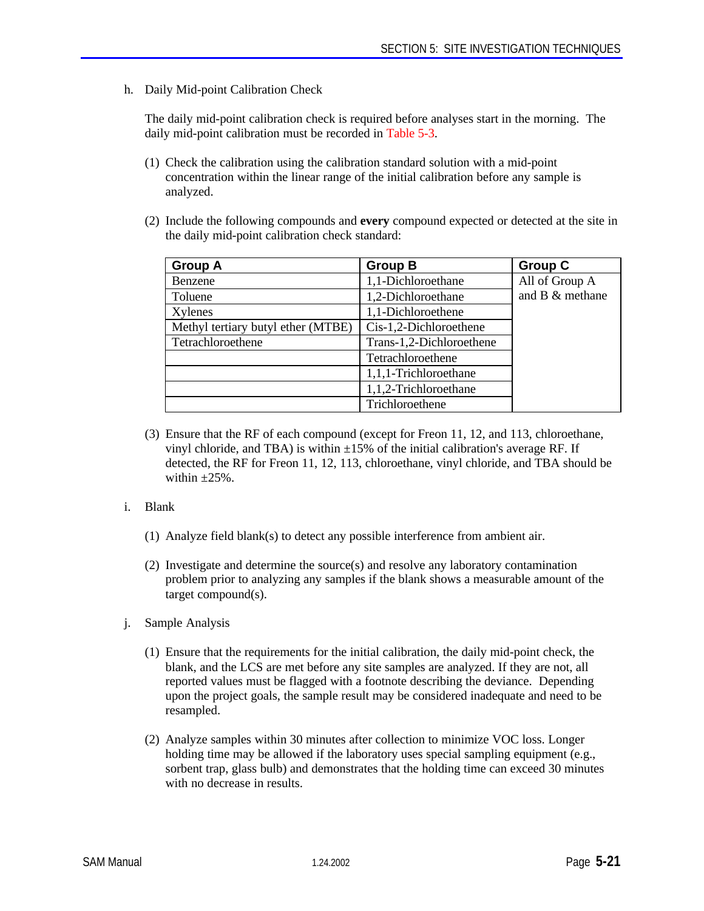h. Daily Mid-point Calibration Check

The daily mid-point calibration check is required before analyses start in the morning. The daily mid-point calibration must be recorded in Table 5-3.

(1) Check the calibration using the calibration standard solution with a mid-point concentration within the linear range of the initial calibration before any sample is analyzed.

(2) Include the following compounds and **every** compound expected or detected at the site in the daily mid-point calibration check standard:

| Group A | Group B | Group C |
| --- | --- | --- |
| Benzene | 1,1-Dichloroethane | All of Group A and B & methane |
| Toluene | 1,2-Dichloroethane | |
| Xylenes | 1,1-Dichloroethene | |
| Methyl tertiary butyl ether (MTBE) | Cis-1,2-Dichloroethene | |
| Tetrachloroethene | Trans-1,2-Dichloroethene | |
| | Tetrachloroethene | |
| | 1,1,1-Trichloroethane | |
| | 1,1,2-Trichloroethane | |
| | Trichloroethene | |

(3) Ensure that the RF of each compound (except for Freon 11, 12, and 113, chloroethane, vinyl chloride, and TBA) is within ±15% of the initial calibration's average RF. If detected, the RF for Freon 11, 12, 113, chloroethane, vinyl chloride, and TBA should be within ±25%.

i. Blank

(1) Analyze field blank(s) to detect any possible interference from ambient air.

(2) Investigate and determine the source(s) and resolve any laboratory contamination problem prior to analyzing any samples if the blank shows a measurable amount of the target compound(s).

j. Sample Analysis

(1) Ensure that the requirements for the initial calibration, the daily mid-point check, the blank, and the LCS are met before any site samples are analyzed. If they are not, all reported values must be flagged with a footnote describing the deviance. Depending upon the project goals, the sample result may be considered inadequate and need to be resampled.

(2) Analyze samples within 30 minutes after collection to minimize VOC loss. Longer holding time may be allowed if the laboratory uses special sampling equipment (e.g., sorbent trap, glass bulb) and demonstrates that the holding time can exceed 30 minutes with no decrease in results.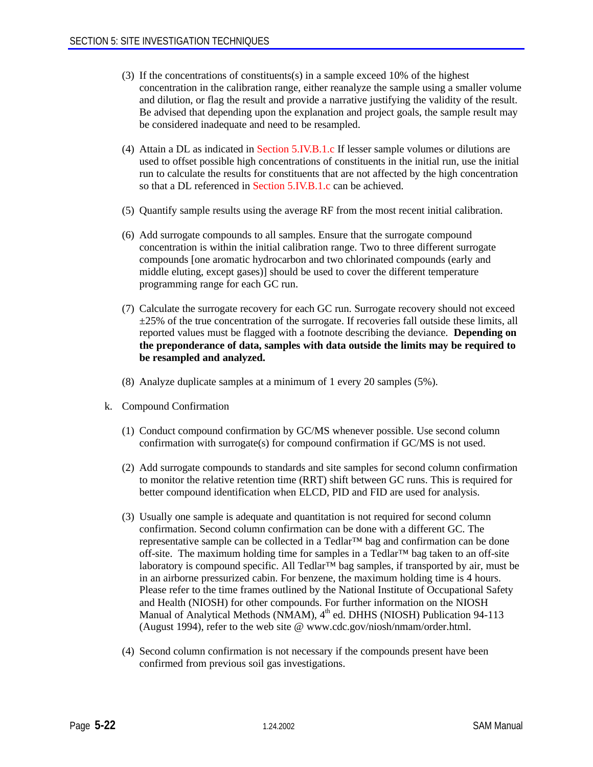(3) If the concentrations of constituents(s) in a sample exceed 10% of the highest concentration in the calibration range, either reanalyze the sample using a smaller volume and dilution, or flag the result and provide a narrative justifying the validity of the result. Be advised that depending upon the explanation and project goals, the sample result may be considered inadequate and need to be resampled.

(4) Attain a DL as indicated in Section 5.IV.B.1.c If lesser sample volumes or dilutions are used to offset possible high concentrations of constituents in the initial run, use the initial run to calculate the results for constituents that are not affected by the high concentration so that a DL referenced in Section 5.IV.B.1.c can be achieved.

(5) Quantify sample results using the average RF from the most recent initial calibration.

(6) Add surrogate compounds to all samples. Ensure that the surrogate compound concentration is within the initial calibration range. Two to three different surrogate compounds [one aromatic hydrocarbon and two chlorinated compounds (early and middle eluting, except gases)] should be used to cover the different temperature programming range for each GC run.

(7) Calculate the surrogate recovery for each GC run. Surrogate recovery should not exceed ±25% of the true concentration of the surrogate. If recoveries fall outside these limits, all reported values must be flagged with a footnote describing the deviance. **Depending on the preponderance of data, samples with data outside the limits may be required to be resampled and analyzed.**

(8) Analyze duplicate samples at a minimum of 1 every 20 samples (5%).

k. Compound Confirmation

(1) Conduct compound confirmation by GC/MS whenever possible. Use second column confirmation with surrogate(s) for compound confirmation if GC/MS is not used.

(2) Add surrogate compounds to standards and site samples for second column confirmation to monitor the relative retention time (RRT) shift between GC runs. This is required for better compound identification when ELCD, PID and FID are used for analysis.

(3) Usually one sample is adequate and quantitation is not required for second column confirmation. Second column confirmation can be done with a different GC. The representative sample can be collected in a Tedlar™ bag and confirmation can be done off-site. The maximum holding time for samples in a Tedlar™ bag taken to an off-site laboratory is compound specific. All Tedlar™ bag samples, if transported by air, must be in an airborne pressurized cabin. For benzene, the maximum holding time is 4 hours. Please refer to the time frames outlined by the National Institute of Occupational Safety and Health (NIOSH) for other compounds. For further information on the NIOSH Manual of Analytical Methods (NMAM), 4th ed. DHHS (NIOSH) Publication 94-113 (August 1994), refer to the web site @ www.cdc.gov/niosh/nmam/order.html.

(4) Second column confirmation is not necessary if the compounds present have been confirmed from previous soil gas investigations.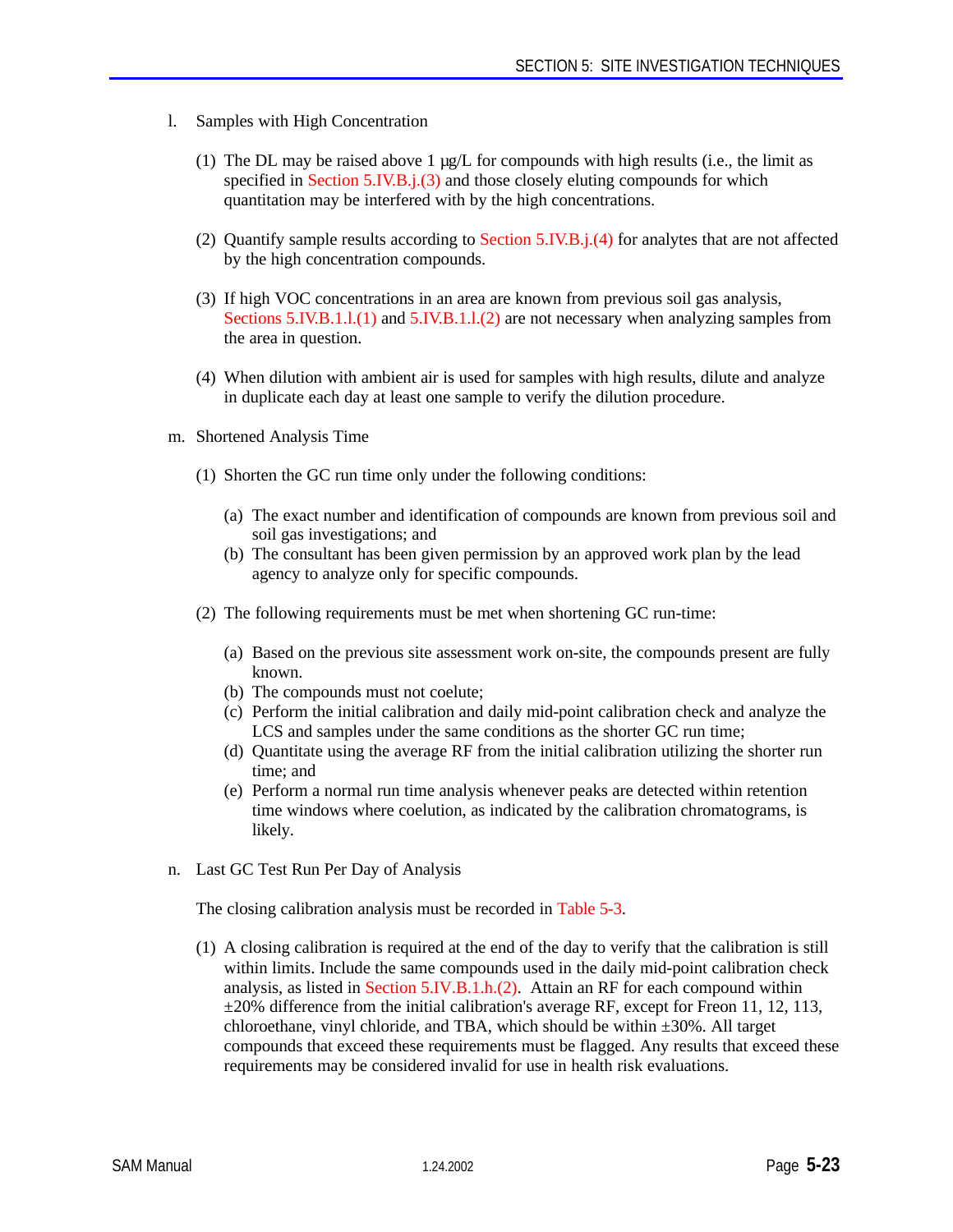l. Samples with High Concentration

(1) The DL may be raised above 1 µg/L for compounds with high results (i.e., the limit as specified in Section 5.IV.B.j.(3) and those closely eluting compounds for which quantitation may be interfered with by the high concentrations.

(2) Quantify sample results according to Section 5.IV.B.j.(4) for analytes that are not affected by the high concentration compounds.

(3) If high VOC concentrations in an area are known from previous soil gas analysis, Sections 5.IV.B.1.l.(1) and 5.IV.B.1.l.(2) are not necessary when analyzing samples from the area in question.

(4) When dilution with ambient air is used for samples with high results, dilute and analyze in duplicate each day at least one sample to verify the dilution procedure.

m. Shortened Analysis Time

(1) Shorten the GC run time only under the following conditions:

(a) The exact number and identification of compounds are known from previous soil and soil gas investigations; and
(b) The consultant has been given permission by an approved work plan by the lead agency to analyze only for specific compounds.

(2) The following requirements must be met when shortening GC run-time:

(a) Based on the previous site assessment work on-site, the compounds present are fully known.
(b) The compounds must not coelute;
(c) Perform the initial calibration and daily mid-point calibration check and analyze the LCS and samples under the same conditions as the shorter GC run time;
(d) Quantitate using the average RF from the initial calibration utilizing the shorter run time; and
(e) Perform a normal run time analysis whenever peaks are detected within retention time windows where coelution, as indicated by the calibration chromatograms, is likely.

n. Last GC Test Run Per Day of Analysis

The closing calibration analysis must be recorded in Table 5-3.

(1) A closing calibration is required at the end of the day to verify that the calibration is still within limits. Include the same compounds used in the daily mid-point calibration check analysis, as listed in Section 5.IV.B.1.h.(2). Attain an RF for each compound within ±20% difference from the initial calibration's average RF, except for Freon 11, 12, 113, chloroethane, vinyl chloride, and TBA, which should be within ±30%. All target compounds that exceed these requirements must be flagged. Any results that exceed these requirements may be considered invalid for use in health risk evaluations.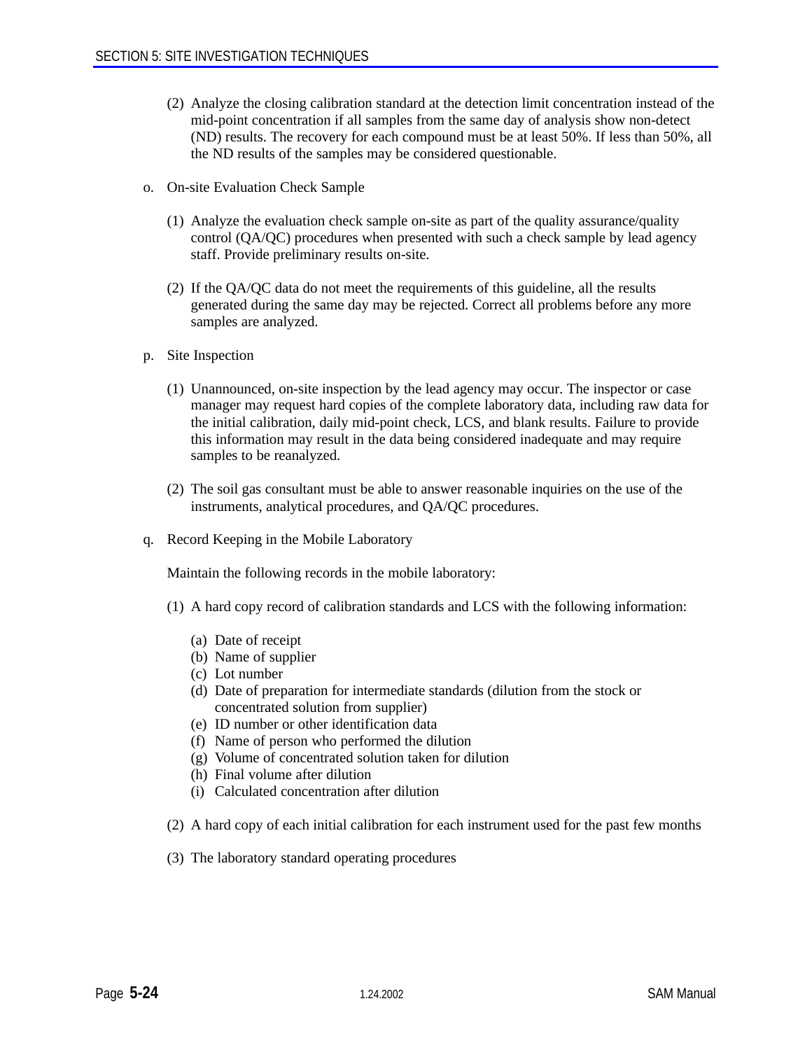(2) Analyze the closing calibration standard at the detection limit concentration instead of the mid-point concentration if all samples from the same day of analysis show non-detect (ND) results. The recovery for each compound must be at least 50%. If less than 50%, all the ND results of the samples may be considered questionable.

o. On-site Evaluation Check Sample

(1) Analyze the evaluation check sample on-site as part of the quality assurance/quality control (QA/QC) procedures when presented with such a check sample by lead agency staff. Provide preliminary results on-site.

(2) If the QA/QC data do not meet the requirements of this guideline, all the results generated during the same day may be rejected. Correct all problems before any more samples are analyzed.

p. Site Inspection

(1) Unannounced, on-site inspection by the lead agency may occur. The inspector or case manager may request hard copies of the complete laboratory data, including raw data for the initial calibration, daily mid-point check, LCS, and blank results. Failure to provide this information may result in the data being considered inadequate and may require samples to be reanalyzed.

(2) The soil gas consultant must be able to answer reasonable inquiries on the use of the instruments, analytical procedures, and QA/QC procedures.

q. Record Keeping in the Mobile Laboratory

Maintain the following records in the mobile laboratory:

(1) A hard copy record of calibration standards and LCS with the following information:

(a) Date of receipt
(b) Name of supplier
(c) Lot number
(d) Date of preparation for intermediate standards (dilution from the stock or concentrated solution from supplier)
(e) ID number or other identification data
(f) Name of person who performed the dilution
(g) Volume of concentrated solution taken for dilution
(h) Final volume after dilution
(i) Calculated concentration after dilution

(2) A hard copy of each initial calibration for each instrument used for the past few months

(3) The laboratory standard operating procedures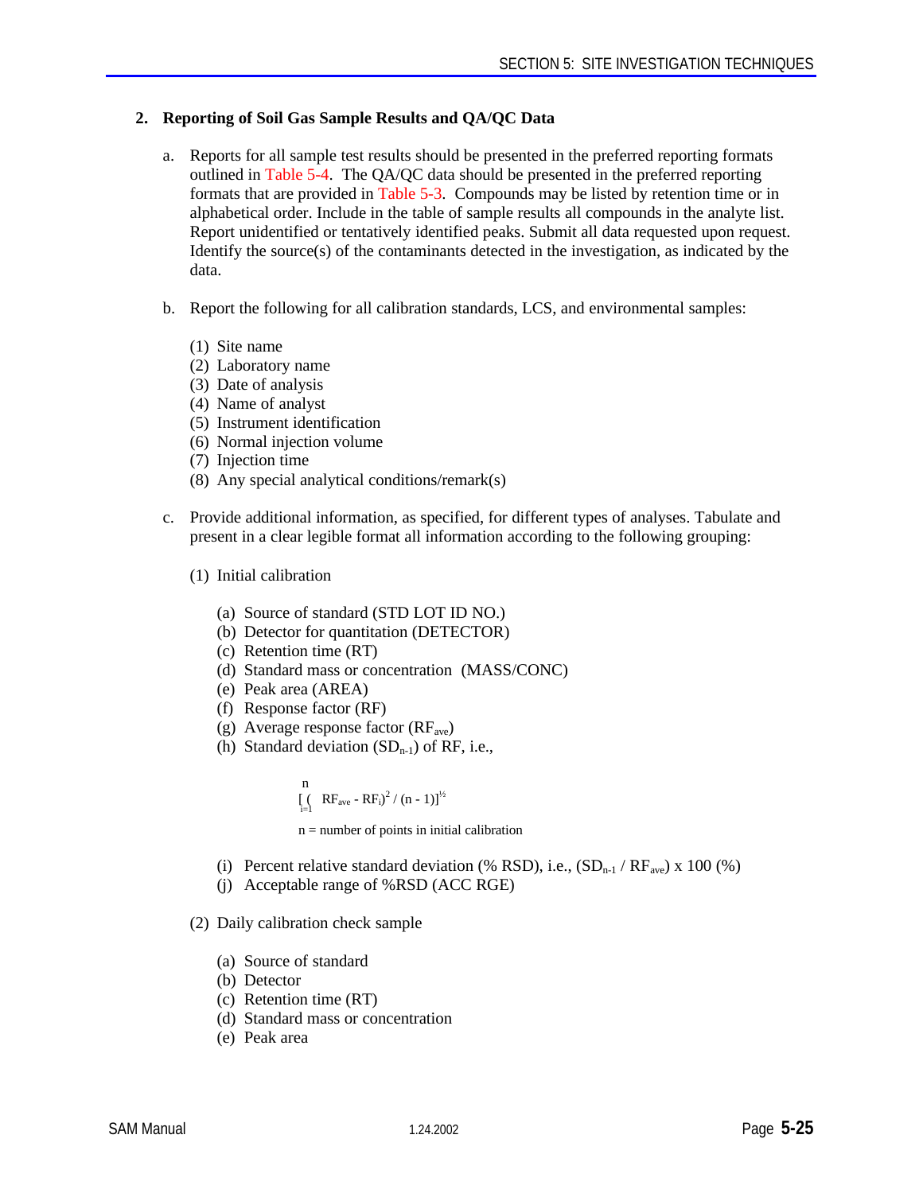## 2. Reporting of Soil Gas Sample Results and QA/QC Data

a. Reports for all sample test results should be presented in the preferred reporting formats outlined in Table 5-4. The QA/QC data should be presented in the preferred reporting formats that are provided in Table 5-3. Compounds may be listed by retention time or in alphabetical order. Include in the table of sample results all compounds in the analyte list. Report unidentified or tentatively identified peaks. Submit all data requested upon request. Identify the source(s) of the contaminants detected in the investigation, as indicated by the data.

b. Report the following for all calibration standards, LCS, and environmental samples:

(1) Site name
(2) Laboratory name
(3) Date of analysis
(4) Name of analyst
(5) Instrument identification
(6) Normal injection volume
(7) Injection time
(8) Any special analytical conditions/remark(s)

c. Provide additional information, as specified, for different types of analyses. Tabulate and present in a clear legible format all information according to the following grouping:

(1) Initial calibration

(a) Source of standard (STD LOT ID NO.)
(b) Detector for quantitation (DETECTOR)
(c) Retention time (RT)
(d) Standard mass or concentration (MASS/CONC)
(e) Peak area (AREA)
(f) Response factor (RF)
(g) Average response factor ($RF_{ave}$)
(h) Standard deviation ($SD_{n-1}$) of RF, i.e.,

$$\left[ \sum_{i=1}^{n} ( RF_{ave} - RF_i)^2 / (n - 1)\right]^{1/2}$$

n = number of points in initial calibration

(i) Percent relative standard deviation (% RSD), i.e., ($SD_{n-1}$ / $RF_{ave}$) x 100 (%)
(j) Acceptable range of %RSD (ACC RGE)

(2) Daily calibration check sample

(a) Source of standard
(b) Detector
(c) Retention time (RT)
(d) Standard mass or concentration
(e) Peak area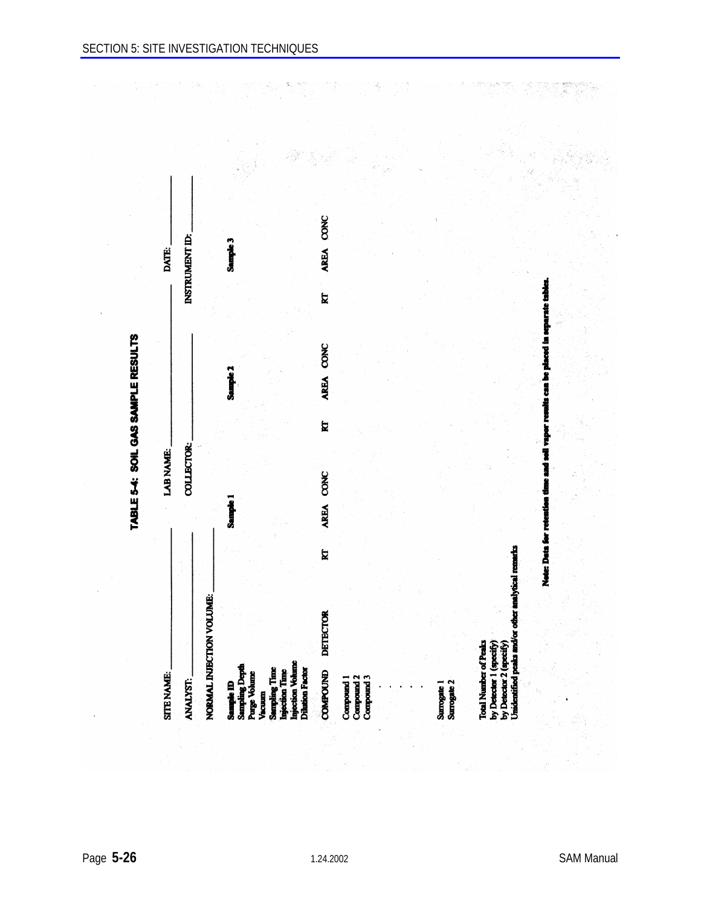# TABLE 5-4: SOIL GAS SAMPLE RESULTS

SITE NAME: ____________ LAB NAME: ____________ DATE: ____________

ANALYST: ____________ COLLECTOR: ____________ INSTRUMENT ID: ____________

NORMAL INJECTION VOLUME: ____________

| | | Sample 1 | | | Sample 2 | | | Sample 3 | | |
|---|---|---|---|---|---|---|---|---|---|---|
| Sample ID | | | | | | | | | | |
| Sampling Depth | | | | | | | | | | |
| Purge Volume | | | | | | | | | | |
| Vacuum | | | | | | | | | | |
| Sampling Time | | | | | | | | | | |
| Injection Time | | | | | | | | | | |
| Injection Volume | | | | | | | | | | |
| Dilution Factor | | | | | | | | | | |
| COMPOUND | DETECTOR | RT | AREA | CONC | RT | AREA | CONC | RT | AREA | CONC |
| Compound 1 | | | | | | | | | | |
| Compound 2 | | | | | | | | | | |
| Compound 3 | | | | | | | | | | |
| . | | | | | | | | | | |
| . | | | | | | | | | | |
| . | | | | | | | | | | |
| . | | | | | | | | | | |
| Surrogate 1 | | | | | | | | | | |
| Surrogate 2 | | | | | | | | | | |

Total Number of Peaks
by Detector 1 (specify)
by Detector 2 (specify)
Unidentified peaks and/or other analytical remarks

**Note:** Data for retention time and soil vapor results can be placed in separate tables.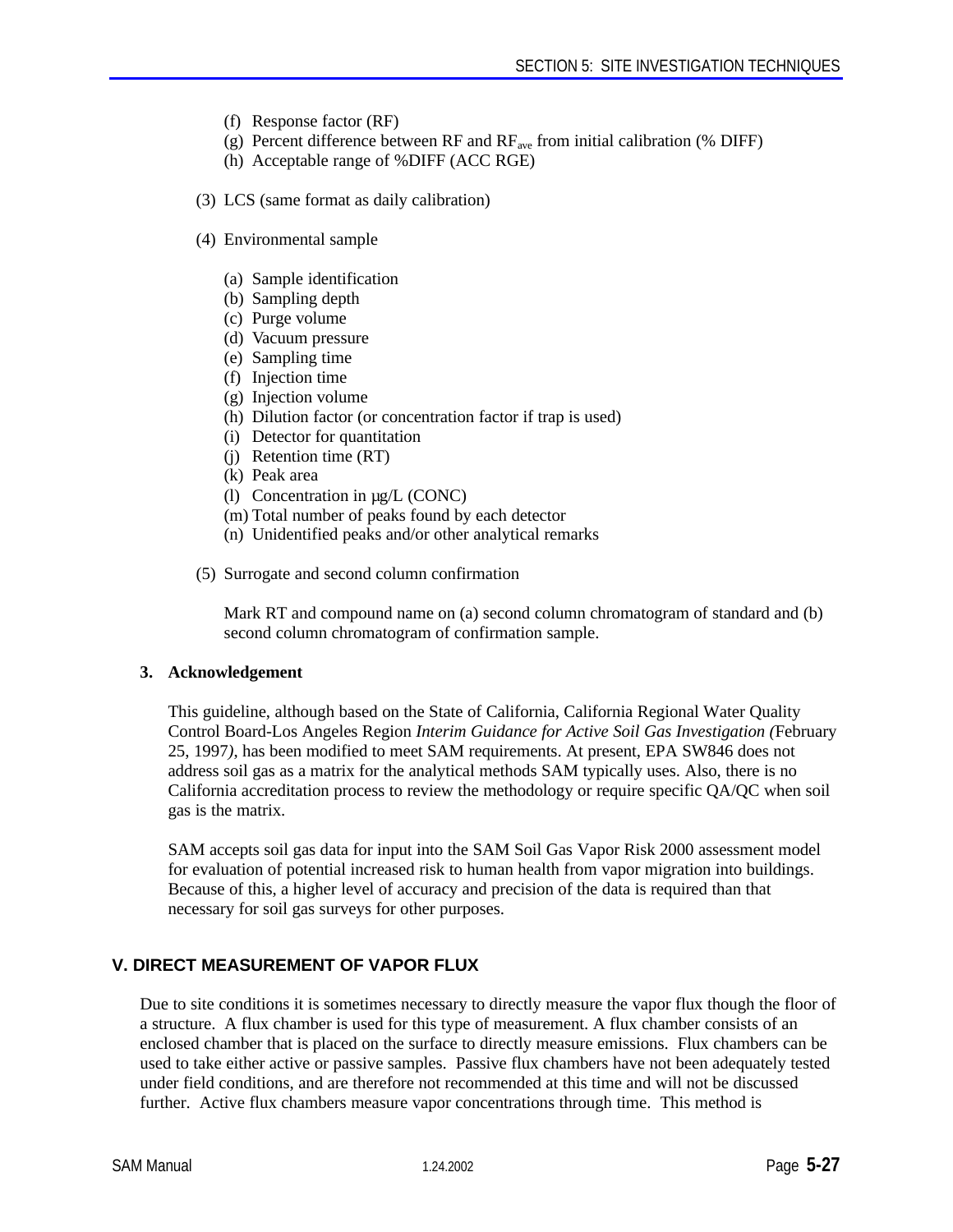(f) Response factor (RF)
(g) Percent difference between RF and $RF_{ave}$ from initial calibration (% DIFF)
(h) Acceptable range of %DIFF (ACC RGE)

(3) LCS (same format as daily calibration)

(4) Environmental sample

(a) Sample identification
(b) Sampling depth
(c) Purge volume
(d) Vacuum pressure
(e) Sampling time
(f) Injection time
(g) Injection volume
(h) Dilution factor (or concentration factor if trap is used)
(i) Detector for quantitation
(j) Retention time (RT)
(k) Peak area
(l) Concentration in µg/L (CONC)
(m) Total number of peaks found by each detector
(n) Unidentified peaks and/or other analytical remarks

(5) Surrogate and second column confirmation

Mark RT and compound name on (a) second column chromatogram of standard and (b) second column chromatogram of confirmation sample.

**3. Acknowledgement**

This guideline, although based on the State of California, California Regional Water Quality Control Board-Los Angeles Region *Interim Guidance for Active Soil Gas Investigation (*February 25, 1997*)*, has been modified to meet SAM requirements. At present, EPA SW846 does not address soil gas as a matrix for the analytical methods SAM typically uses. Also, there is no California accreditation process to review the methodology or require specific QA/QC when soil gas is the matrix.

SAM accepts soil gas data for input into the SAM Soil Gas Vapor Risk 2000 assessment model for evaluation of potential increased risk to human health from vapor migration into buildings. Because of this, a higher level of accuracy and precision of the data is required than that necessary for soil gas surveys for other purposes.

## V. DIRECT MEASUREMENT OF VAPOR FLUX

Due to site conditions it is sometimes necessary to directly measure the vapor flux though the floor of a structure. A flux chamber is used for this type of measurement. A flux chamber consists of an enclosed chamber that is placed on the surface to directly measure emissions. Flux chambers can be used to take either active or passive samples. Passive flux chambers have not been adequately tested under field conditions, and are therefore not recommended at this time and will not be discussed further. Active flux chambers measure vapor concentrations through time. This method is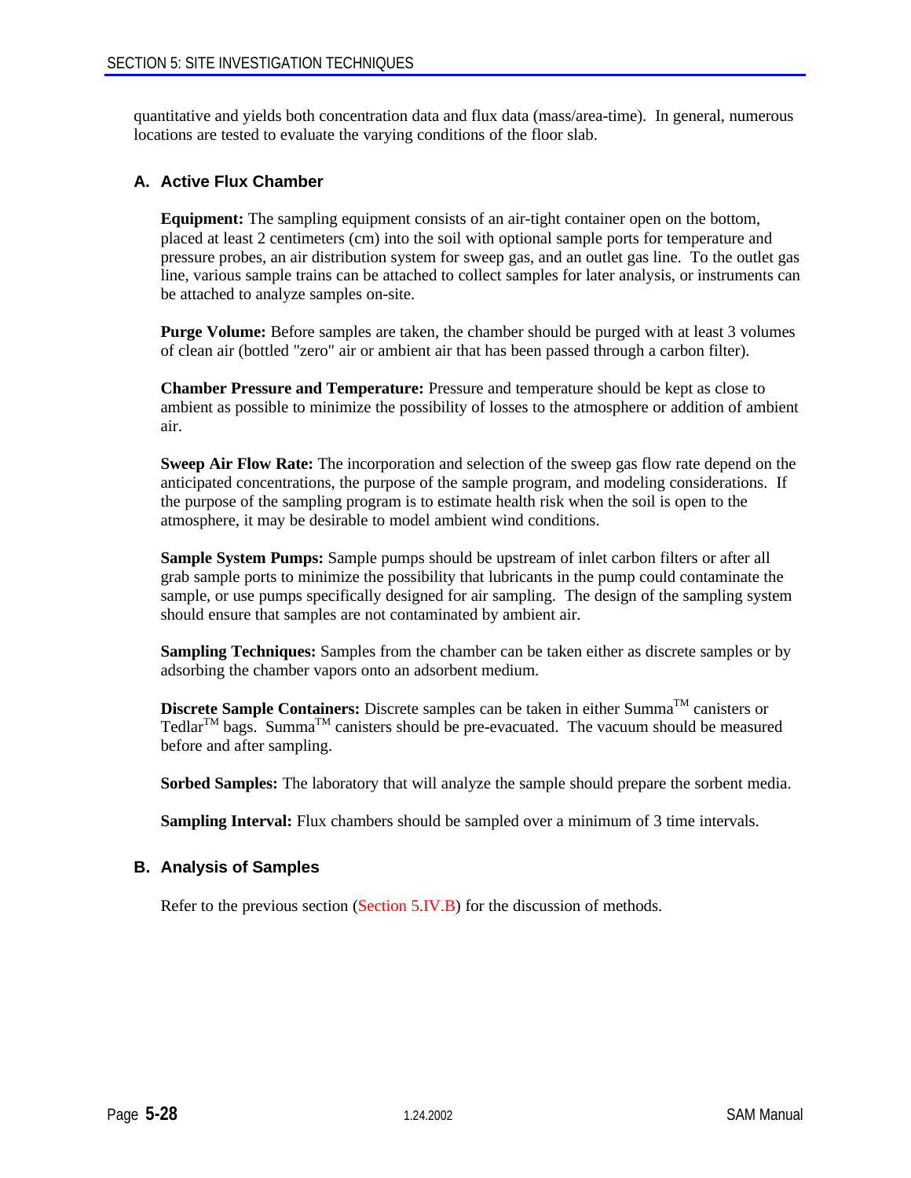quantitative and yields both concentration data and flux data (mass/area-time). In general, numerous locations are tested to evaluate the varying conditions of the floor slab.

### A. Active Flux Chamber

**Equipment:** The sampling equipment consists of an air-tight container open on the bottom, placed at least 2 centimeters (cm) into the soil with optional sample ports for temperature and pressure probes, an air distribution system for sweep gas, and an outlet gas line. To the outlet gas line, various sample trains can be attached to collect samples for later analysis, or instruments can be attached to analyze samples on-site.

**Purge Volume:** Before samples are taken, the chamber should be purged with at least 3 volumes of clean air (bottled "zero" air or ambient air that has been passed through a carbon filter).

**Chamber Pressure and Temperature:** Pressure and temperature should be kept as close to ambient as possible to minimize the possibility of losses to the atmosphere or addition of ambient air.

**Sweep Air Flow Rate:** The incorporation and selection of the sweep gas flow rate depend on the anticipated concentrations, the purpose of the sample program, and modeling considerations. If the purpose of the sampling program is to estimate health risk when the soil is open to the atmosphere, it may be desirable to model ambient wind conditions.

**Sample System Pumps:** Sample pumps should be upstream of inlet carbon filters or after all grab sample ports to minimize the possibility that lubricants in the pump could contaminate the sample, or use pumps specifically designed for air sampling. The design of the sampling system should ensure that samples are not contaminated by ambient air.

**Sampling Techniques:** Samples from the chamber can be taken either as discrete samples or by adsorbing the chamber vapors onto an adsorbent medium.

**Discrete Sample Containers:** Discrete samples can be taken in either Summa™ canisters or Tedlar™ bags. Summa™ canisters should be pre-evacuated. The vacuum should be measured before and after sampling.

**Sorbed Samples:** The laboratory that will analyze the sample should prepare the sorbent media.

**Sampling Interval:** Flux chambers should be sampled over a minimum of 3 time intervals.

### B. Analysis of Samples

Refer to the previous section (Section 5.IV.B) for the discussion of methods.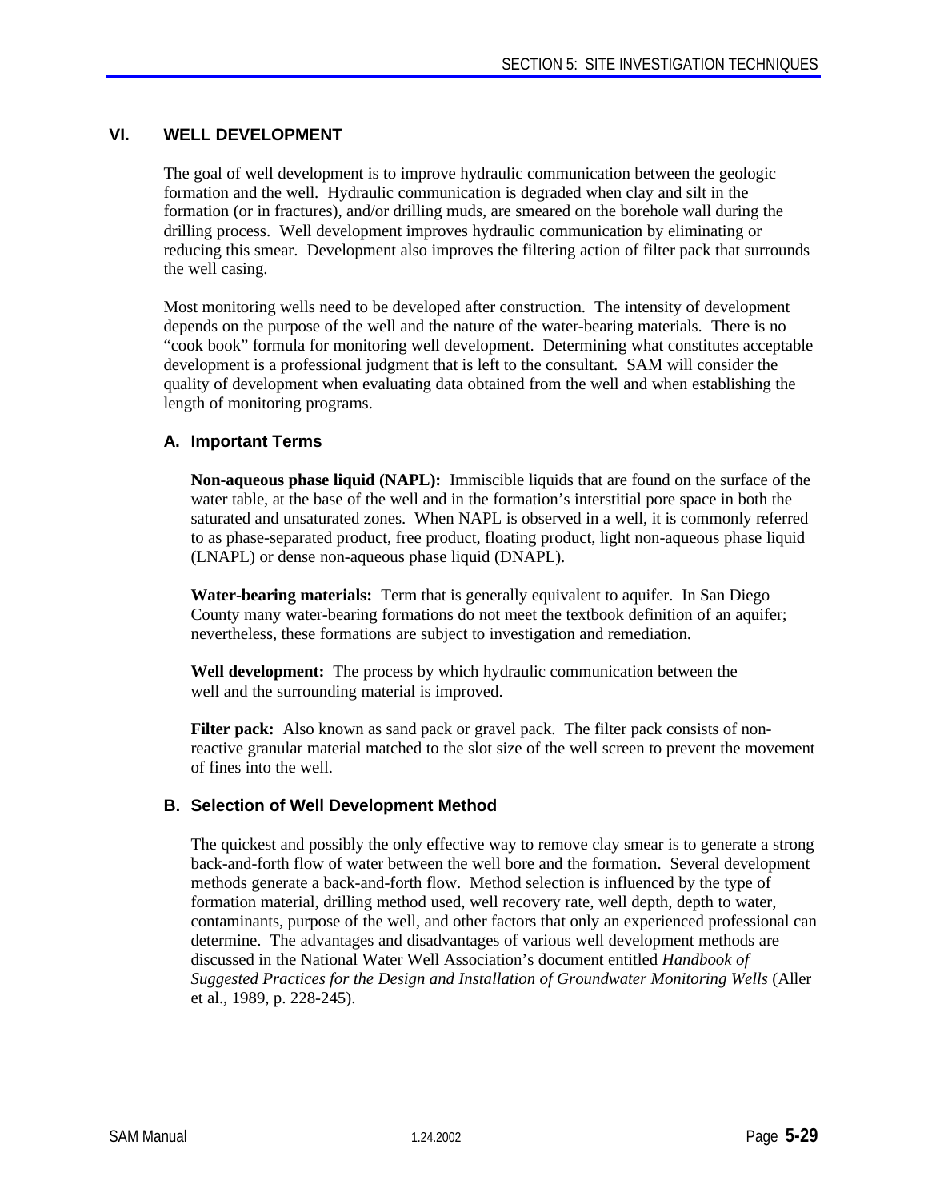## VI. WELL DEVELOPMENT

The goal of well development is to improve hydraulic communication between the geologic formation and the well. Hydraulic communication is degraded when clay and silt in the formation (or in fractures), and/or drilling muds, are smeared on the borehole wall during the drilling process. Well development improves hydraulic communication by eliminating or reducing this smear. Development also improves the filtering action of filter pack that surrounds the well casing.

Most monitoring wells need to be developed after construction. The intensity of development depends on the purpose of the well and the nature of the water-bearing materials. There is no "cook book" formula for monitoring well development. Determining what constitutes acceptable development is a professional judgment that is left to the consultant. SAM will consider the quality of development when evaluating data obtained from the well and when establishing the length of monitoring programs.

### A. Important Terms

**Non-aqueous phase liquid (NAPL):** Immiscible liquids that are found on the surface of the water table, at the base of the well and in the formation's interstitial pore space in both the saturated and unsaturated zones. When NAPL is observed in a well, it is commonly referred to as phase-separated product, free product, floating product, light non-aqueous phase liquid (LNAPL) or dense non-aqueous phase liquid (DNAPL).

**Water-bearing materials:** Term that is generally equivalent to aquifer. In San Diego County many water-bearing formations do not meet the textbook definition of an aquifer; nevertheless, these formations are subject to investigation and remediation.

**Well development:** The process by which hydraulic communication between the well and the surrounding material is improved.

**Filter pack:** Also known as sand pack or gravel pack. The filter pack consists of non-reactive granular material matched to the slot size of the well screen to prevent the movement of fines into the well.

### B. Selection of Well Development Method

The quickest and possibly the only effective way to remove clay smear is to generate a strong back-and-forth flow of water between the well bore and the formation. Several development methods generate a back-and-forth flow. Method selection is influenced by the type of formation material, drilling method used, well recovery rate, well depth, depth to water, contaminants, purpose of the well, and other factors that only an experienced professional can determine. The advantages and disadvantages of various well development methods are discussed in the National Water Well Association's document entitled *Handbook of Suggested Practices for the Design and Installation of Groundwater Monitoring Wells* (Aller et al., 1989, p. 228-245).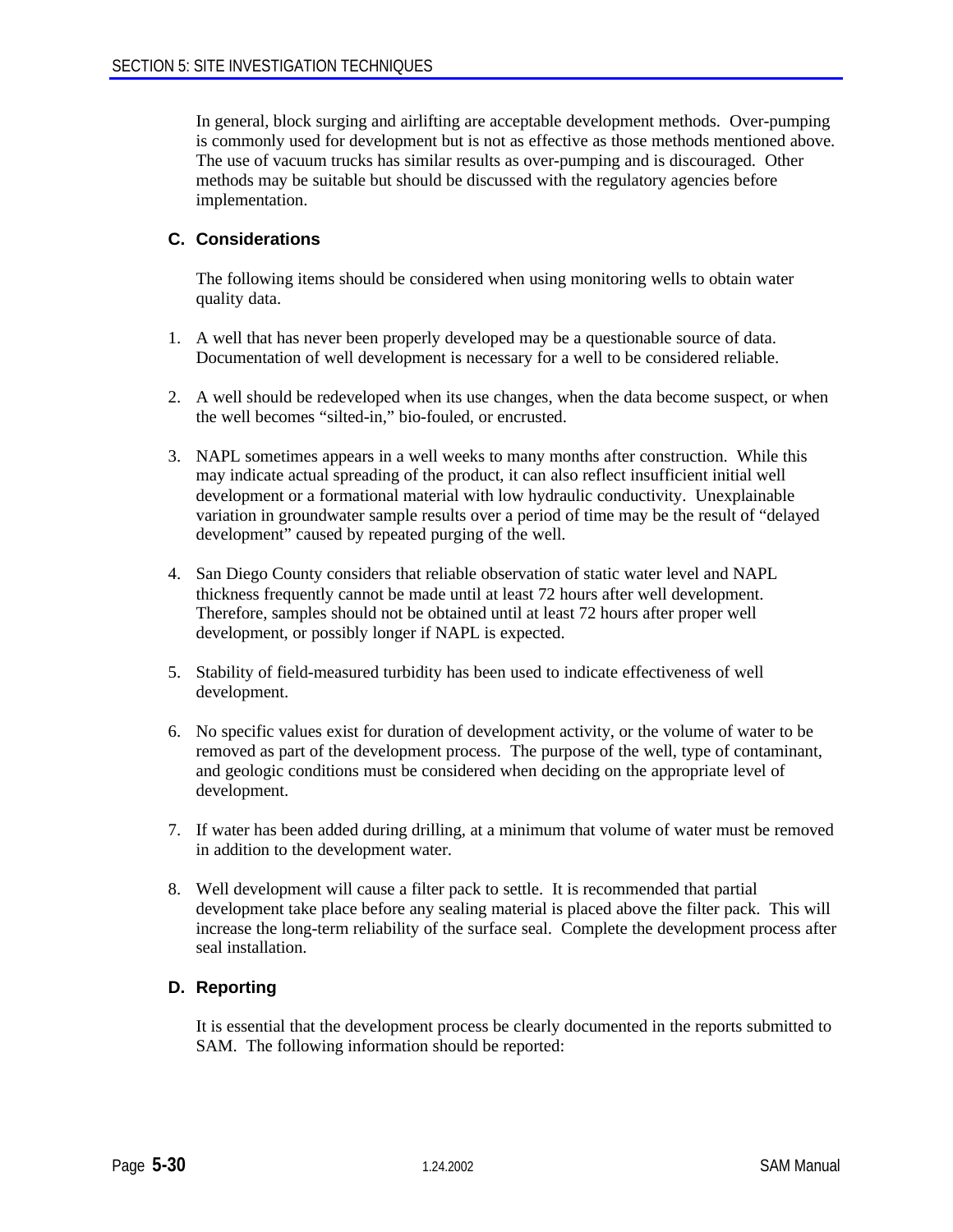In general, block surging and airlifting are acceptable development methods. Over-pumping is commonly used for development but is not as effective as those methods mentioned above. The use of vacuum trucks has similar results as over-pumping and is discouraged. Other methods may be suitable but should be discussed with the regulatory agencies before implementation.

### C. Considerations

The following items should be considered when using monitoring wells to obtain water quality data.

1. A well that has never been properly developed may be a questionable source of data. Documentation of well development is necessary for a well to be considered reliable.

2. A well should be redeveloped when its use changes, when the data become suspect, or when the well becomes "silted-in," bio-fouled, or encrusted.

3. NAPL sometimes appears in a well weeks to many months after construction. While this may indicate actual spreading of the product, it can also reflect insufficient initial well development or a formational material with low hydraulic conductivity. Unexplainable variation in groundwater sample results over a period of time may be the result of "delayed development" caused by repeated purging of the well.

4. San Diego County considers that reliable observation of static water level and NAPL thickness frequently cannot be made until at least 72 hours after well development. Therefore, samples should not be obtained until at least 72 hours after proper well development, or possibly longer if NAPL is expected.

5. Stability of field-measured turbidity has been used to indicate effectiveness of well development.

6. No specific values exist for duration of development activity, or the volume of water to be removed as part of the development process. The purpose of the well, type of contaminant, and geologic conditions must be considered when deciding on the appropriate level of development.

7. If water has been added during drilling, at a minimum that volume of water must be removed in addition to the development water.

8. Well development will cause a filter pack to settle. It is recommended that partial development take place before any sealing material is placed above the filter pack. This will increase the long-term reliability of the surface seal. Complete the development process after seal installation.

### D. Reporting

It is essential that the development process be clearly documented in the reports submitted to SAM. The following information should be reported: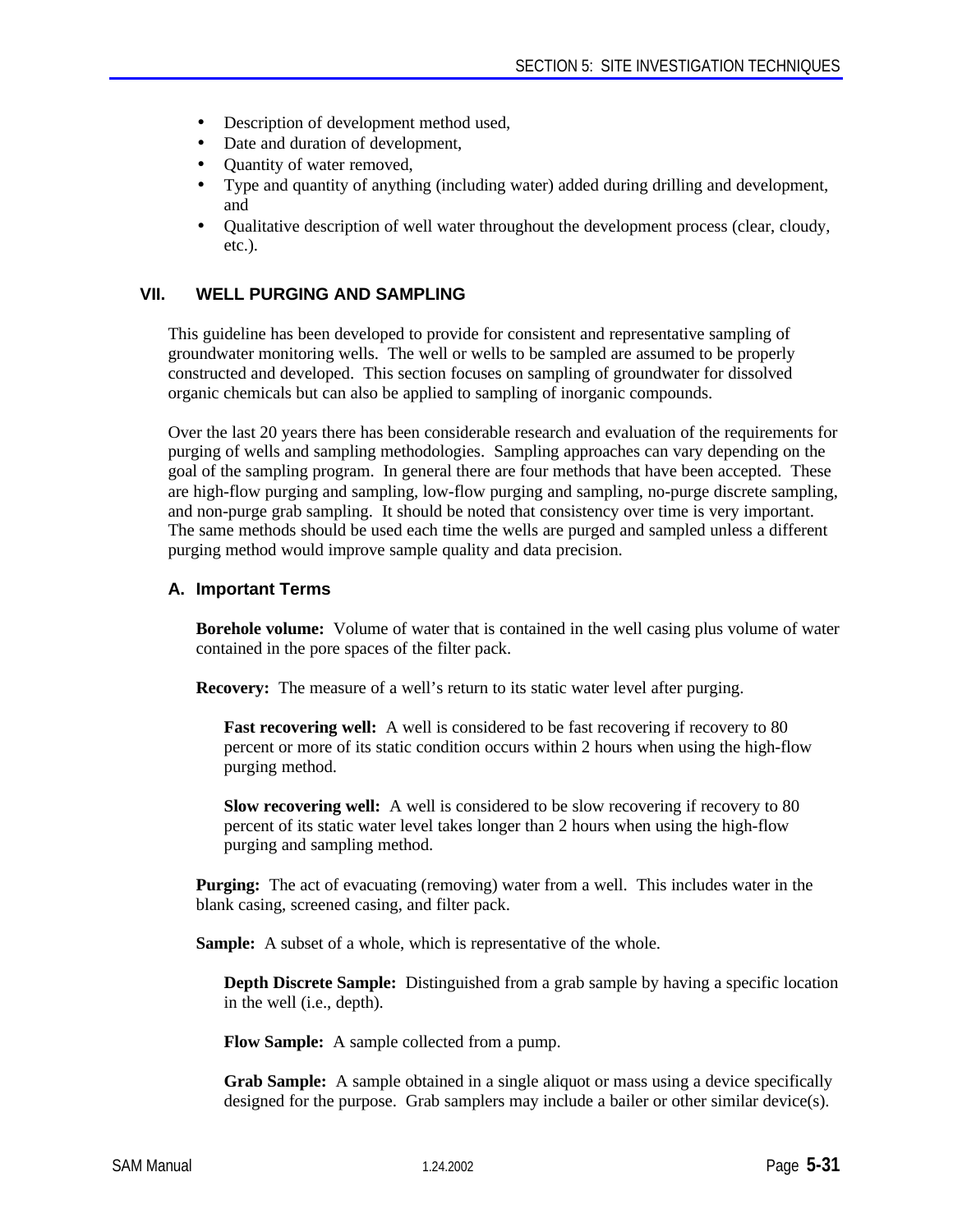- Description of development method used,
- Date and duration of development,
- Quantity of water removed,
- Type and quantity of anything (including water) added during drilling and development, and
- Qualitative description of well water throughout the development process (clear, cloudy, etc.).

## VII. WELL PURGING AND SAMPLING

This guideline has been developed to provide for consistent and representative sampling of groundwater monitoring wells. The well or wells to be sampled are assumed to be properly constructed and developed. This section focuses on sampling of groundwater for dissolved organic chemicals but can also be applied to sampling of inorganic compounds.

Over the last 20 years there has been considerable research and evaluation of the requirements for purging of wells and sampling methodologies. Sampling approaches can vary depending on the goal of the sampling program. In general there are four methods that have been accepted. These are high-flow purging and sampling, low-flow purging and sampling, no-purge discrete sampling, and non-purge grab sampling. It should be noted that consistency over time is very important. The same methods should be used each time the wells are purged and sampled unless a different purging method would improve sample quality and data precision.

### A. Important Terms

**Borehole volume:** Volume of water that is contained in the well casing plus volume of water contained in the pore spaces of the filter pack.

**Recovery:** The measure of a well's return to its static water level after purging.

**Fast recovering well:** A well is considered to be fast recovering if recovery to 80 percent or more of its static condition occurs within 2 hours when using the high-flow purging method.

**Slow recovering well:** A well is considered to be slow recovering if recovery to 80 percent of its static water level takes longer than 2 hours when using the high-flow purging and sampling method.

**Purging:** The act of evacuating (removing) water from a well. This includes water in the blank casing, screened casing, and filter pack.

**Sample:** A subset of a whole, which is representative of the whole.

**Depth Discrete Sample:** Distinguished from a grab sample by having a specific location in the well (i.e., depth).

**Flow Sample:** A sample collected from a pump.

**Grab Sample:** A sample obtained in a single aliquot or mass using a device specifically designed for the purpose. Grab samplers may include a bailer or other similar device(s).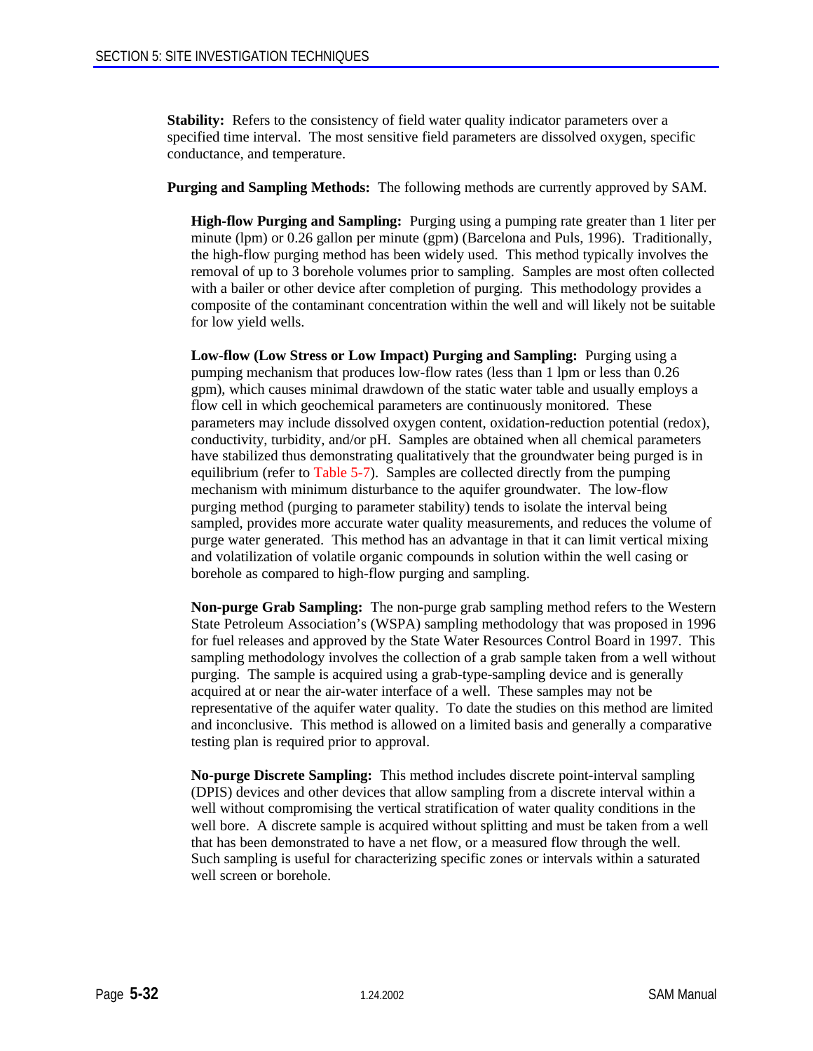**Stability:** Refers to the consistency of field water quality indicator parameters over a specified time interval. The most sensitive field parameters are dissolved oxygen, specific conductance, and temperature.

**Purging and Sampling Methods:** The following methods are currently approved by SAM.

**High-flow Purging and Sampling:** Purging using a pumping rate greater than 1 liter per minute (lpm) or 0.26 gallon per minute (gpm) (Barcelona and Puls, 1996). Traditionally, the high-flow purging method has been widely used. This method typically involves the removal of up to 3 borehole volumes prior to sampling. Samples are most often collected with a bailer or other device after completion of purging. This methodology provides a composite of the contaminant concentration within the well and will likely not be suitable for low yield wells.

**Low-flow (Low Stress or Low Impact) Purging and Sampling:** Purging using a pumping mechanism that produces low-flow rates (less than 1 lpm or less than 0.26 gpm), which causes minimal drawdown of the static water table and usually employs a flow cell in which geochemical parameters are continuously monitored. These parameters may include dissolved oxygen content, oxidation-reduction potential (redox), conductivity, turbidity, and/or pH. Samples are obtained when all chemical parameters have stabilized thus demonstrating qualitatively that the groundwater being purged is in equilibrium (refer to Table 5-7). Samples are collected directly from the pumping mechanism with minimum disturbance to the aquifer groundwater. The low-flow purging method (purging to parameter stability) tends to isolate the interval being sampled, provides more accurate water quality measurements, and reduces the volume of purge water generated. This method has an advantage in that it can limit vertical mixing and volatilization of volatile organic compounds in solution within the well casing or borehole as compared to high-flow purging and sampling.

**Non-purge Grab Sampling:** The non-purge grab sampling method refers to the Western State Petroleum Association's (WSPA) sampling methodology that was proposed in 1996 for fuel releases and approved by the State Water Resources Control Board in 1997. This sampling methodology involves the collection of a grab sample taken from a well without purging. The sample is acquired using a grab-type-sampling device and is generally acquired at or near the air-water interface of a well. These samples may not be representative of the aquifer water quality. To date the studies on this method are limited and inconclusive. This method is allowed on a limited basis and generally a comparative testing plan is required prior to approval.

**No-purge Discrete Sampling:** This method includes discrete point-interval sampling (DPIS) devices and other devices that allow sampling from a discrete interval within a well without compromising the vertical stratification of water quality conditions in the well bore. A discrete sample is acquired without splitting and must be taken from a well that has been demonstrated to have a net flow, or a measured flow through the well. Such sampling is useful for characterizing specific zones or intervals within a saturated well screen or borehole.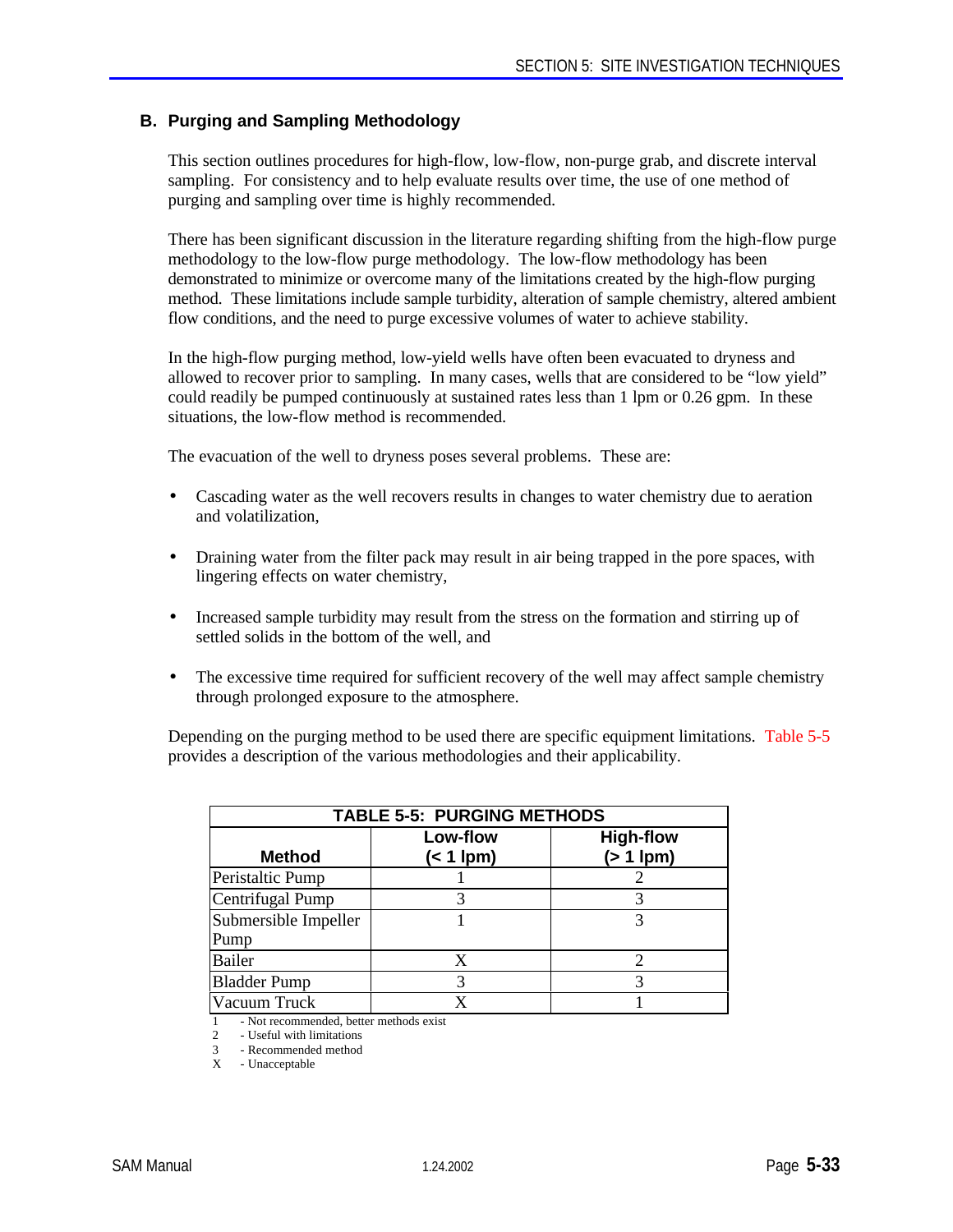## B. Purging and Sampling Methodology

This section outlines procedures for high-flow, low-flow, non-purge grab, and discrete interval sampling. For consistency and to help evaluate results over time, the use of one method of purging and sampling over time is highly recommended.

There has been significant discussion in the literature regarding shifting from the high-flow purge methodology to the low-flow purge methodology. The low-flow methodology has been demonstrated to minimize or overcome many of the limitations created by the high-flow purging method. These limitations include sample turbidity, alteration of sample chemistry, altered ambient flow conditions, and the need to purge excessive volumes of water to achieve stability.

In the high-flow purging method, low-yield wells have often been evacuated to dryness and allowed to recover prior to sampling. In many cases, wells that are considered to be "low yield" could readily be pumped continuously at sustained rates less than 1 lpm or 0.26 gpm. In these situations, the low-flow method is recommended.

The evacuation of the well to dryness poses several problems. These are:

- Cascading water as the well recovers results in changes to water chemistry due to aeration and volatilization,
- Draining water from the filter pack may result in air being trapped in the pore spaces, with lingering effects on water chemistry,
- Increased sample turbidity may result from the stress on the formation and stirring up of settled solids in the bottom of the well, and
- The excessive time required for sufficient recovery of the well may affect sample chemistry through prolonged exposure to the atmosphere.

Depending on the purging method to be used there are specific equipment limitations. Table 5-5 provides a description of the various methodologies and their applicability.

**TABLE 5-5: PURGING METHODS**

| Method | Low-flow (< 1 lpm) | High-flow (> 1 lpm) |
|---|---|---|
| Peristaltic Pump | 1 | 2 |
| Centrifugal Pump | 3 | 3 |
| Submersible Impeller Pump | 1 | 3 |
| Bailer | X | 2 |
| Bladder Pump | 3 | 3 |
| Vacuum Truck | X | 1 |

1 - Not recommended, better methods exist
2 - Useful with limitations
3 - Recommended method
X - Unacceptable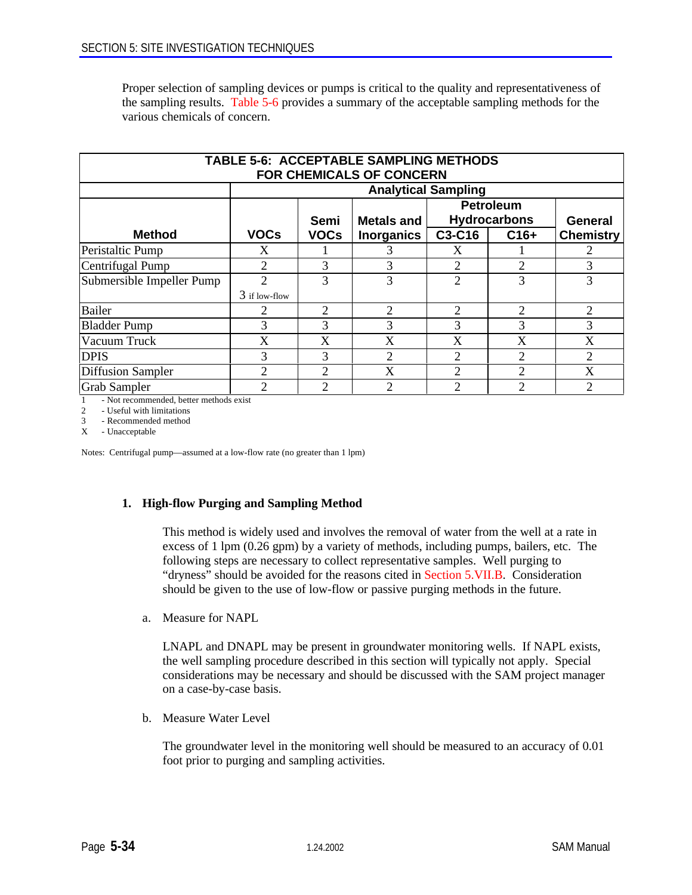Proper selection of sampling devices or pumps is critical to the quality and representativeness of the sampling results. Table 5-6 provides a summary of the acceptable sampling methods for the various chemicals of concern.

**TABLE 5-6: ACCEPTABLE SAMPLING METHODS FOR CHEMICALS OF CONCERN**

| | Analytical Sampling | | | | | |
|---|---|---|---|---|---|---|
| | | | | Petroleum Hydrocarbons | | |
| **Method** | **VOCs** | **Semi VOCs** | **Metals and Inorganics** | **C3-C16** | **C16+** | **General Chemistry** |
| Peristaltic Pump | X | 1 | 3 | X | 1 | 2 |
| Centrifugal Pump | 2 | 3 | 3 | 2 | 2 | 3 |
| Submersible Impeller Pump | 2<br>3 if low-flow | 3 | 3 | 2 | 3 | 3 |
| Bailer | 2 | 2 | 2 | 2 | 2 | 2 |
| Bladder Pump | 3 | 3 | 3 | 3 | 3 | 3 |
| Vacuum Truck | X | X | X | X | X | X |
| DPIS | 3 | 3 | 2 | 2 | 2 | 2 |
| Diffusion Sampler | 2 | 2 | X | 2 | 2 | X |
| Grab Sampler | 2 | 2 | 2 | 2 | 2 | 2 |

1 - Not recommended, better methods exist
2 - Useful with limitations
3 - Recommended method
X - Unacceptable

Notes: Centrifugal pump—assumed at a low-flow rate (no greater than 1 lpm)

### 1. High-flow Purging and Sampling Method

This method is widely used and involves the removal of water from the well at a rate in excess of 1 lpm (0.26 gpm) by a variety of methods, including pumps, bailers, etc. The following steps are necessary to collect representative samples. Well purging to "dryness" should be avoided for the reasons cited in Section 5.VII.B. Consideration should be given to the use of low-flow or passive purging methods in the future.

a. Measure for NAPL

LNAPL and DNAPL may be present in groundwater monitoring wells. If NAPL exists, the well sampling procedure described in this section will typically not apply. Special considerations may be necessary and should be discussed with the SAM project manager on a case-by-case basis.

b. Measure Water Level

The groundwater level in the monitoring well should be measured to an accuracy of 0.01 foot prior to purging and sampling activities.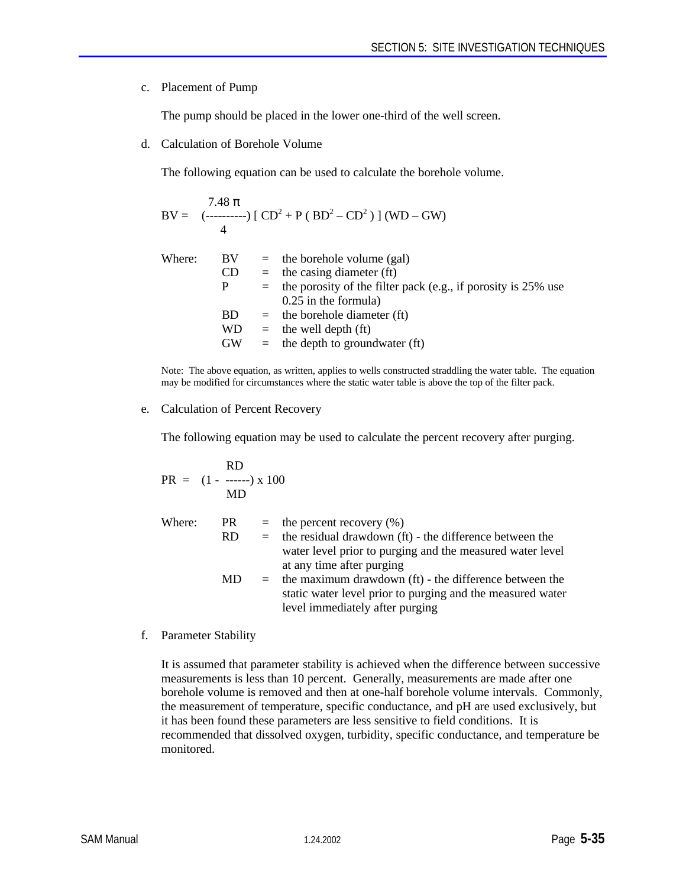c. Placement of Pump

The pump should be placed in the lower one-third of the well screen.

d. Calculation of Borehole Volume

The following equation can be used to calculate the borehole volume.

$$BV = \left(\frac{7.48\,\pi}{4}\right) \left[ CD^2 + P \left( BD^2 - CD^2 \right) \right] (WD - GW)$$

Where:

| | | |
|---|---|---|
| BV | = | the borehole volume (gal) |
| CD | = | the casing diameter (ft) |
| P | = | the porosity of the filter pack (e.g., if porosity is 25% use 0.25 in the formula) |
| BD | = | the borehole diameter (ft) |
| WD | = | the well depth (ft) |
| GW | = | the depth to groundwater (ft) |

Note: The above equation, as written, applies to wells constructed straddling the water table. The equation may be modified for circumstances where the static water table is above the top of the filter pack.

e. Calculation of Percent Recovery

The following equation may be used to calculate the percent recovery after purging.

$$PR = \left(1 - \frac{RD}{MD}\right) \times 100$$

Where:

| | | |
|---|---|---|
| PR | = | the percent recovery (%) |
| RD | = | the residual drawdown (ft) - the difference between the water level prior to purging and the measured water level at any time after purging |
| MD | = | the maximum drawdown (ft) - the difference between the static water level prior to purging and the measured water level immediately after purging |

f. Parameter Stability

It is assumed that parameter stability is achieved when the difference between successive measurements is less than 10 percent. Generally, measurements are made after one borehole volume is removed and then at one-half borehole volume intervals. Commonly, the measurement of temperature, specific conductance, and pH are used exclusively, but it has been found these parameters are less sensitive to field conditions. It is recommended that dissolved oxygen, turbidity, specific conductance, and temperature be monitored.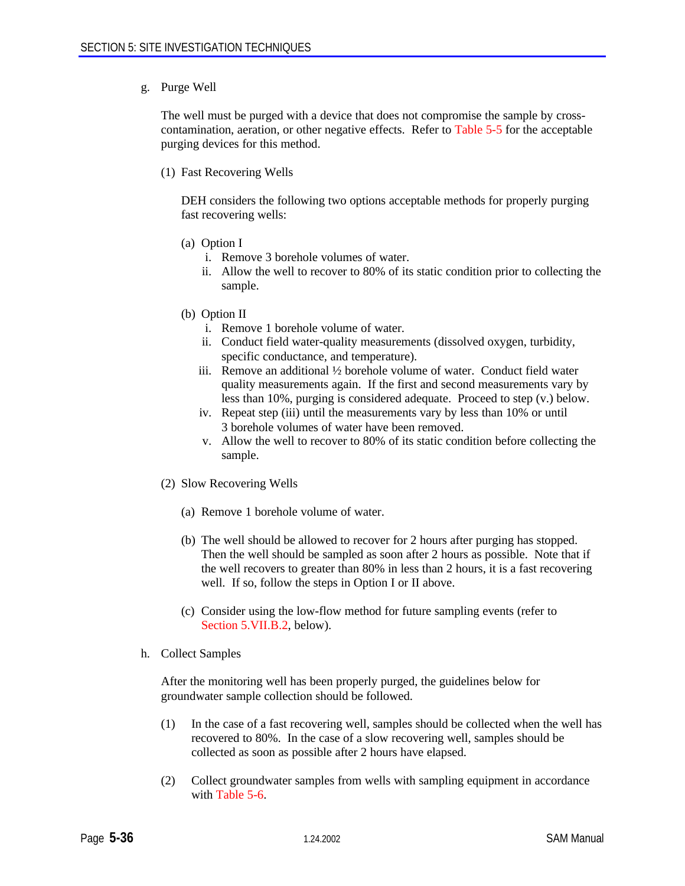g. Purge Well

The well must be purged with a device that does not compromise the sample by cross-contamination, aeration, or other negative effects. Refer to Table 5-5 for the acceptable purging devices for this method.

(1) Fast Recovering Wells

DEH considers the following two options acceptable methods for properly purging fast recovering wells:

(a) Option I

i. Remove 3 borehole volumes of water.
ii. Allow the well to recover to 80% of its static condition prior to collecting the sample.

(b) Option II

i. Remove 1 borehole volume of water.
ii. Conduct field water-quality measurements (dissolved oxygen, turbidity, specific conductance, and temperature).
iii. Remove an additional ½ borehole volume of water. Conduct field water quality measurements again. If the first and second measurements vary by less than 10%, purging is considered adequate. Proceed to step (v.) below.
iv. Repeat step (iii) until the measurements vary by less than 10% or until 3 borehole volumes of water have been removed.
v. Allow the well to recover to 80% of its static condition before collecting the sample.

(2) Slow Recovering Wells

(a) Remove 1 borehole volume of water.

(b) The well should be allowed to recover for 2 hours after purging has stopped. Then the well should be sampled as soon after 2 hours as possible. Note that if the well recovers to greater than 80% in less than 2 hours, it is a fast recovering well. If so, follow the steps in Option I or II above.

(c) Consider using the low-flow method for future sampling events (refer to Section 5.VII.B.2, below).

h. Collect Samples

After the monitoring well has been properly purged, the guidelines below for groundwater sample collection should be followed.

(1) In the case of a fast recovering well, samples should be collected when the well has recovered to 80%. In the case of a slow recovering well, samples should be collected as soon as possible after 2 hours have elapsed.

(2) Collect groundwater samples from wells with sampling equipment in accordance with Table 5-6.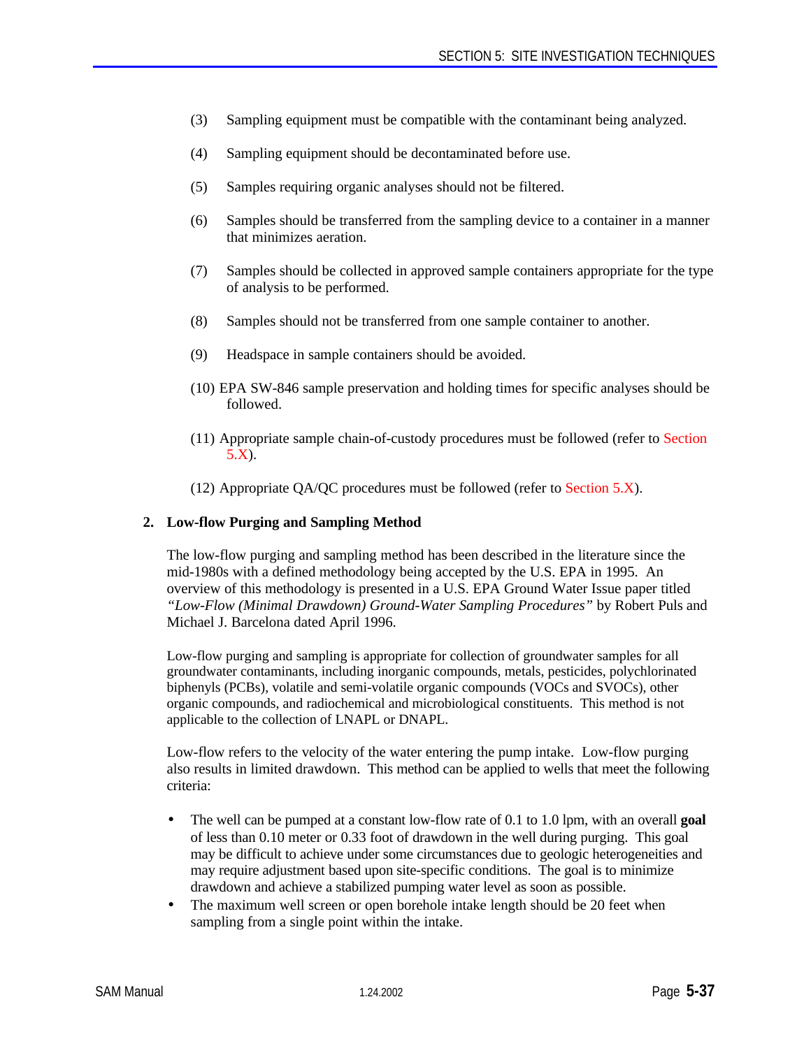(3) Sampling equipment must be compatible with the contaminant being analyzed.

(4) Sampling equipment should be decontaminated before use.

(5) Samples requiring organic analyses should not be filtered.

(6) Samples should be transferred from the sampling device to a container in a manner that minimizes aeration.

(7) Samples should be collected in approved sample containers appropriate for the type of analysis to be performed.

(8) Samples should not be transferred from one sample container to another.

(9) Headspace in sample containers should be avoided.

(10) EPA SW-846 sample preservation and holding times for specific analyses should be followed.

(11) Appropriate sample chain-of-custody procedures must be followed (refer to Section 5.X).

(12) Appropriate QA/QC procedures must be followed (refer to Section 5.X).

**2. Low-flow Purging and Sampling Method**

The low-flow purging and sampling method has been described in the literature since the mid-1980s with a defined methodology being accepted by the U.S. EPA in 1995. An overview of this methodology is presented in a U.S. EPA Ground Water Issue paper titled *"Low-Flow (Minimal Drawdown) Ground-Water Sampling Procedures"* by Robert Puls and Michael J. Barcelona dated April 1996.

Low-flow purging and sampling is appropriate for collection of groundwater samples for all groundwater contaminants, including inorganic compounds, metals, pesticides, polychlorinated biphenyls (PCBs), volatile and semi-volatile organic compounds (VOCs and SVOCs), other organic compounds, and radiochemical and microbiological constituents. This method is not applicable to the collection of LNAPL or DNAPL.

Low-flow refers to the velocity of the water entering the pump intake. Low-flow purging also results in limited drawdown. This method can be applied to wells that meet the following criteria:

- The well can be pumped at a constant low-flow rate of 0.1 to 1.0 lpm, with an overall **goal** of less than 0.10 meter or 0.33 foot of drawdown in the well during purging. This goal may be difficult to achieve under some circumstances due to geologic heterogeneities and may require adjustment based upon site-specific conditions. The goal is to minimize drawdown and achieve a stabilized pumping water level as soon as possible.
- The maximum well screen or open borehole intake length should be 20 feet when sampling from a single point within the intake.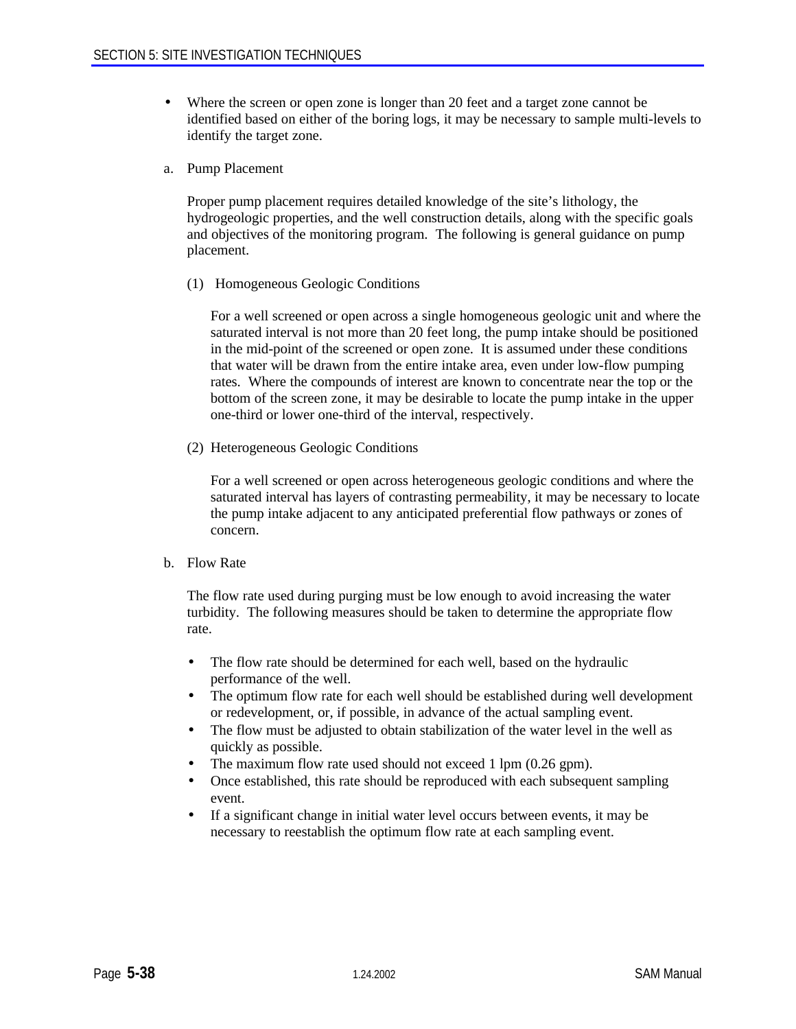- Where the screen or open zone is longer than 20 feet and a target zone cannot be identified based on either of the boring logs, it may be necessary to sample multi-levels to identify the target zone.

a. Pump Placement

Proper pump placement requires detailed knowledge of the site's lithology, the hydrogeologic properties, and the well construction details, along with the specific goals and objectives of the monitoring program. The following is general guidance on pump placement.

(1) Homogeneous Geologic Conditions

For a well screened or open across a single homogeneous geologic unit and where the saturated interval is not more than 20 feet long, the pump intake should be positioned in the mid-point of the screened or open zone. It is assumed under these conditions that water will be drawn from the entire intake area, even under low-flow pumping rates. Where the compounds of interest are known to concentrate near the top or the bottom of the screen zone, it may be desirable to locate the pump intake in the upper one-third or lower one-third of the interval, respectively.

(2) Heterogeneous Geologic Conditions

For a well screened or open across heterogeneous geologic conditions and where the saturated interval has layers of contrasting permeability, it may be necessary to locate the pump intake adjacent to any anticipated preferential flow pathways or zones of concern.

b. Flow Rate

The flow rate used during purging must be low enough to avoid increasing the water turbidity. The following measures should be taken to determine the appropriate flow rate.

- The flow rate should be determined for each well, based on the hydraulic performance of the well.
- The optimum flow rate for each well should be established during well development or redevelopment, or, if possible, in advance of the actual sampling event.
- The flow must be adjusted to obtain stabilization of the water level in the well as quickly as possible.
- The maximum flow rate used should not exceed 1 lpm (0.26 gpm).
- Once established, this rate should be reproduced with each subsequent sampling event.
- If a significant change in initial water level occurs between events, it may be necessary to reestablish the optimum flow rate at each sampling event.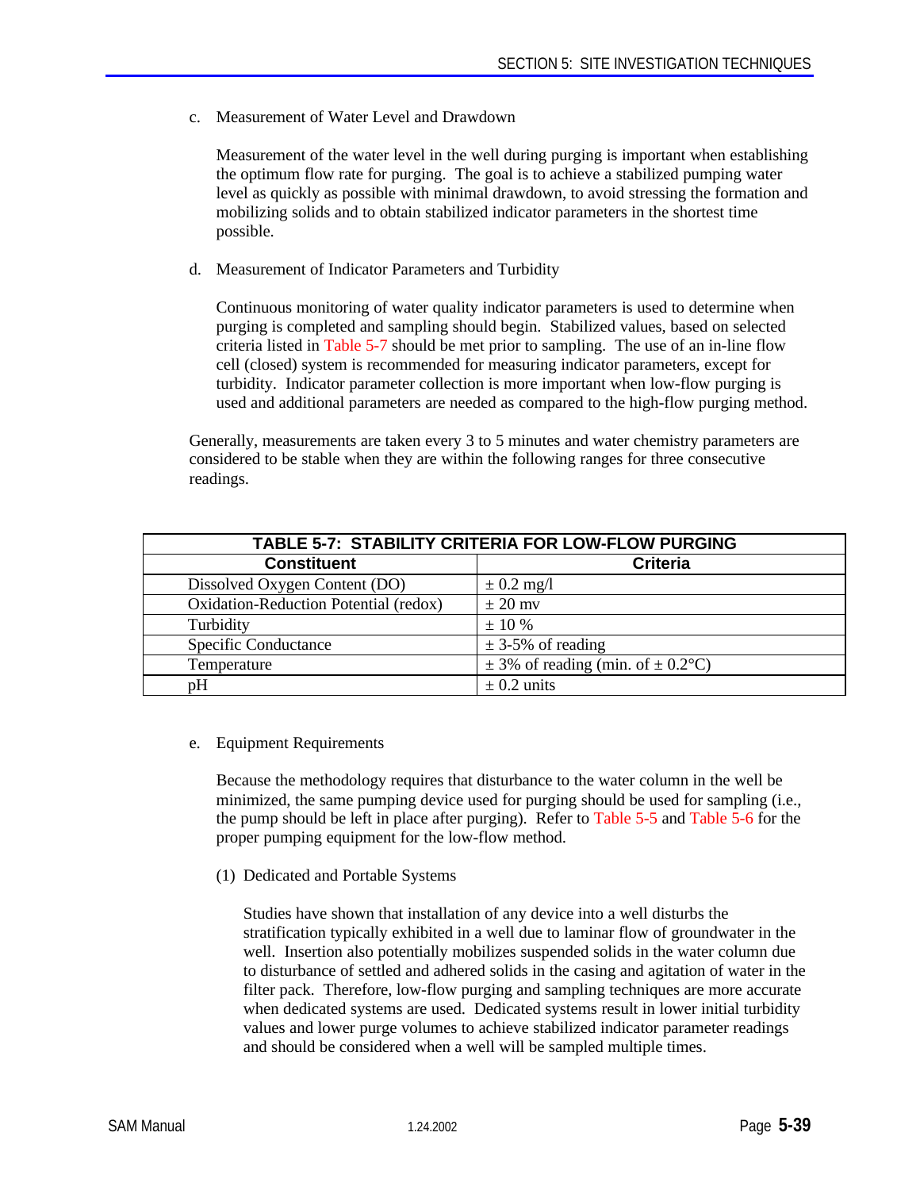c. Measurement of Water Level and Drawdown

Measurement of the water level in the well during purging is important when establishing the optimum flow rate for purging. The goal is to achieve a stabilized pumping water level as quickly as possible with minimal drawdown, to avoid stressing the formation and mobilizing solids and to obtain stabilized indicator parameters in the shortest time possible.

d. Measurement of Indicator Parameters and Turbidity

Continuous monitoring of water quality indicator parameters is used to determine when purging is completed and sampling should begin. Stabilized values, based on selected criteria listed in Table 5-7 should be met prior to sampling. The use of an in-line flow cell (closed) system is recommended for measuring indicator parameters, except for turbidity. Indicator parameter collection is more important when low-flow purging is used and additional parameters are needed as compared to the high-flow purging method.

Generally, measurements are taken every 3 to 5 minutes and water chemistry parameters are considered to be stable when they are within the following ranges for three consecutive readings.

| TABLE 5-7: STABILITY CRITERIA FOR LOW-FLOW PURGING | |
|---|---|
| **Constituent** | **Criteria** |
| Dissolved Oxygen Content (DO) | ± 0.2 mg/l |
| Oxidation-Reduction Potential (redox) | ± 20 mv |
| Turbidity | ± 10 % |
| Specific Conductance | ± 3-5% of reading |
| Temperature | ± 3% of reading (min. of ± 0.2°C) |
| pH | ± 0.2 units |

e. Equipment Requirements

Because the methodology requires that disturbance to the water column in the well be minimized, the same pumping device used for purging should be used for sampling (i.e., the pump should be left in place after purging). Refer to Table 5-5 and Table 5-6 for the proper pumping equipment for the low-flow method.

(1) Dedicated and Portable Systems

Studies have shown that installation of any device into a well disturbs the stratification typically exhibited in a well due to laminar flow of groundwater in the well. Insertion also potentially mobilizes suspended solids in the water column due to disturbance of settled and adhered solids in the casing and agitation of water in the filter pack. Therefore, low-flow purging and sampling techniques are more accurate when dedicated systems are used. Dedicated systems result in lower initial turbidity values and lower purge volumes to achieve stabilized indicator parameter readings and should be considered when a well will be sampled multiple times.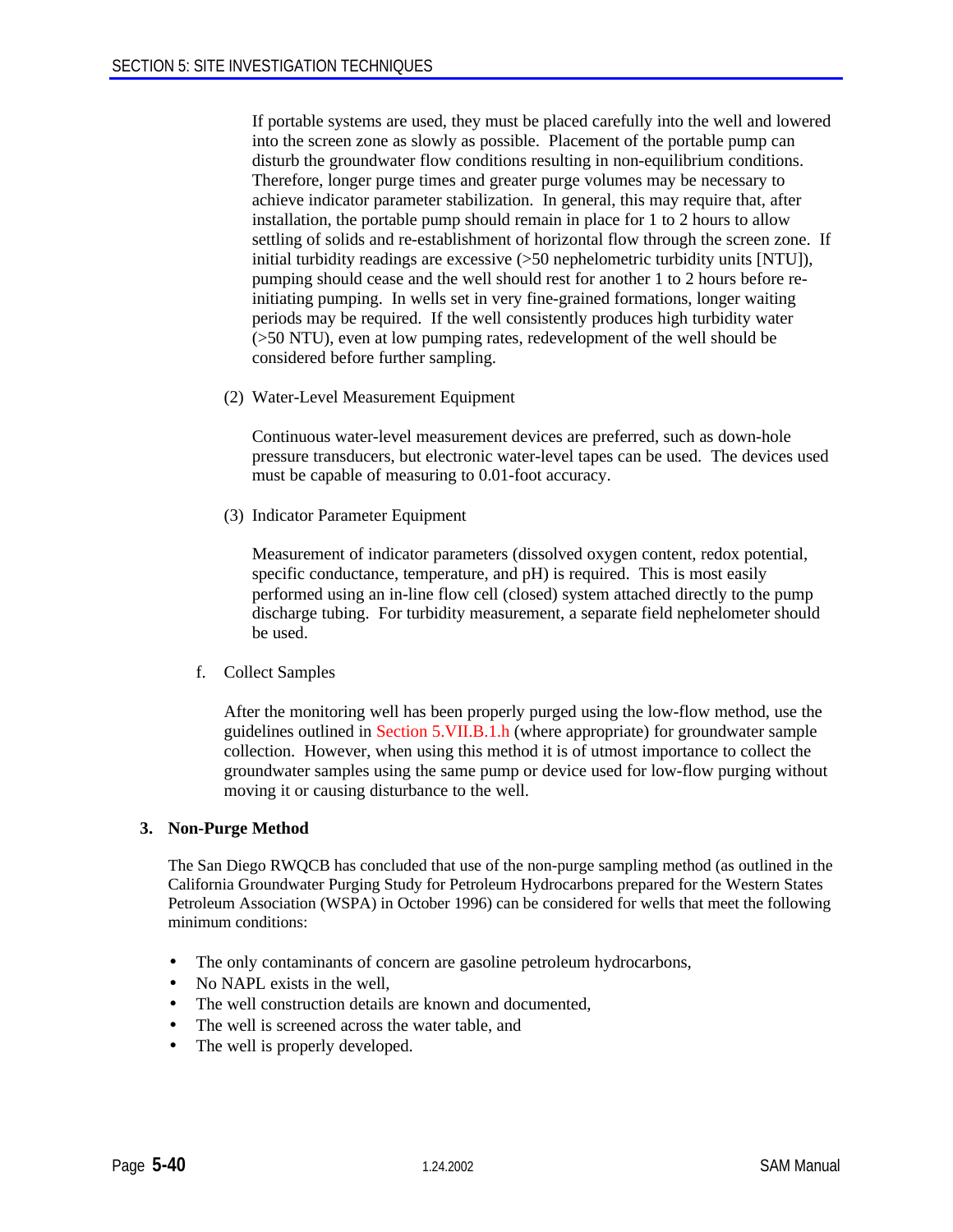If portable systems are used, they must be placed carefully into the well and lowered into the screen zone as slowly as possible. Placement of the portable pump can disturb the groundwater flow conditions resulting in non-equilibrium conditions. Therefore, longer purge times and greater purge volumes may be necessary to achieve indicator parameter stabilization. In general, this may require that, after installation, the portable pump should remain in place for 1 to 2 hours to allow settling of solids and re-establishment of horizontal flow through the screen zone. If initial turbidity readings are excessive (>50 nephelometric turbidity units [NTU]), pumping should cease and the well should rest for another 1 to 2 hours before re-initiating pumping. In wells set in very fine-grained formations, longer waiting periods may be required. If the well consistently produces high turbidity water (>50 NTU), even at low pumping rates, redevelopment of the well should be considered before further sampling.

(2) Water-Level Measurement Equipment

Continuous water-level measurement devices are preferred, such as down-hole pressure transducers, but electronic water-level tapes can be used. The devices used must be capable of measuring to 0.01-foot accuracy.

(3) Indicator Parameter Equipment

Measurement of indicator parameters (dissolved oxygen content, redox potential, specific conductance, temperature, and pH) is required. This is most easily performed using an in-line flow cell (closed) system attached directly to the pump discharge tubing. For turbidity measurement, a separate field nephelometer should be used.

f. Collect Samples

After the monitoring well has been properly purged using the low-flow method, use the guidelines outlined in Section 5.VII.B.1.h (where appropriate) for groundwater sample collection. However, when using this method it is of utmost importance to collect the groundwater samples using the same pump or device used for low-flow purging without moving it or causing disturbance to the well.

### 3. Non-Purge Method

The San Diego RWQCB has concluded that use of the non-purge sampling method (as outlined in the California Groundwater Purging Study for Petroleum Hydrocarbons prepared for the Western States Petroleum Association (WSPA) in October 1996) can be considered for wells that meet the following minimum conditions:

- The only contaminants of concern are gasoline petroleum hydrocarbons,
- No NAPL exists in the well,
- The well construction details are known and documented,
- The well is screened across the water table, and
- The well is properly developed.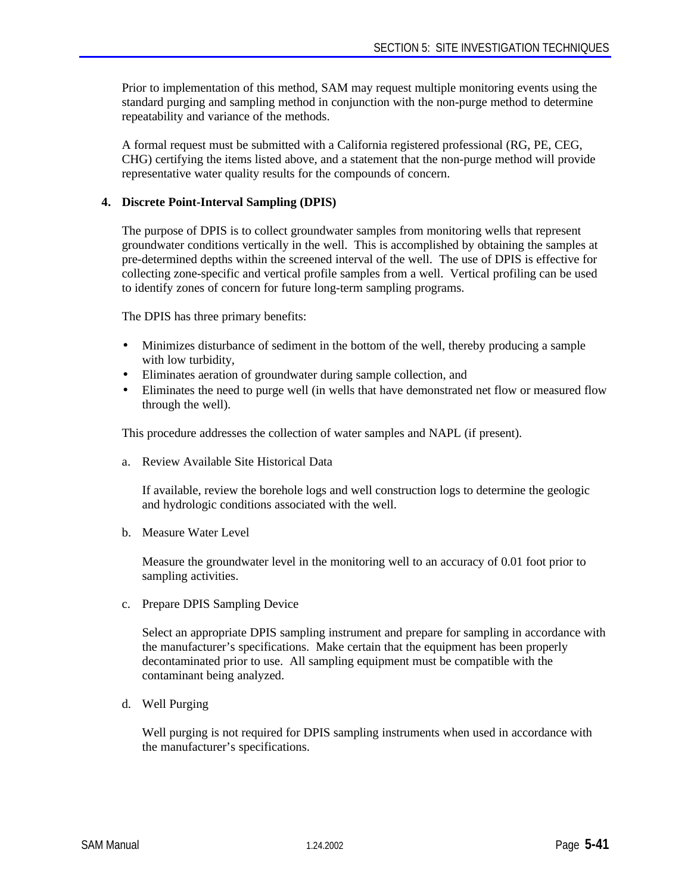Prior to implementation of this method, SAM may request multiple monitoring events using the standard purging and sampling method in conjunction with the non-purge method to determine repeatability and variance of the methods.

A formal request must be submitted with a California registered professional (RG, PE, CEG, CHG) certifying the items listed above, and a statement that the non-purge method will provide representative water quality results for the compounds of concern.

**4. Discrete Point-Interval Sampling (DPIS)**

The purpose of DPIS is to collect groundwater samples from monitoring wells that represent groundwater conditions vertically in the well. This is accomplished by obtaining the samples at pre-determined depths within the screened interval of the well. The use of DPIS is effective for collecting zone-specific and vertical profile samples from a well. Vertical profiling can be used to identify zones of concern for future long-term sampling programs.

The DPIS has three primary benefits:

- Minimizes disturbance of sediment in the bottom of the well, thereby producing a sample with low turbidity,
- Eliminates aeration of groundwater during sample collection, and
- Eliminates the need to purge well (in wells that have demonstrated net flow or measured flow through the well).

This procedure addresses the collection of water samples and NAPL (if present).

a. Review Available Site Historical Data

If available, review the borehole logs and well construction logs to determine the geologic and hydrologic conditions associated with the well.

b. Measure Water Level

Measure the groundwater level in the monitoring well to an accuracy of 0.01 foot prior to sampling activities.

c. Prepare DPIS Sampling Device

Select an appropriate DPIS sampling instrument and prepare for sampling in accordance with the manufacturer's specifications. Make certain that the equipment has been properly decontaminated prior to use. All sampling equipment must be compatible with the contaminant being analyzed.

d. Well Purging

Well purging is not required for DPIS sampling instruments when used in accordance with the manufacturer's specifications.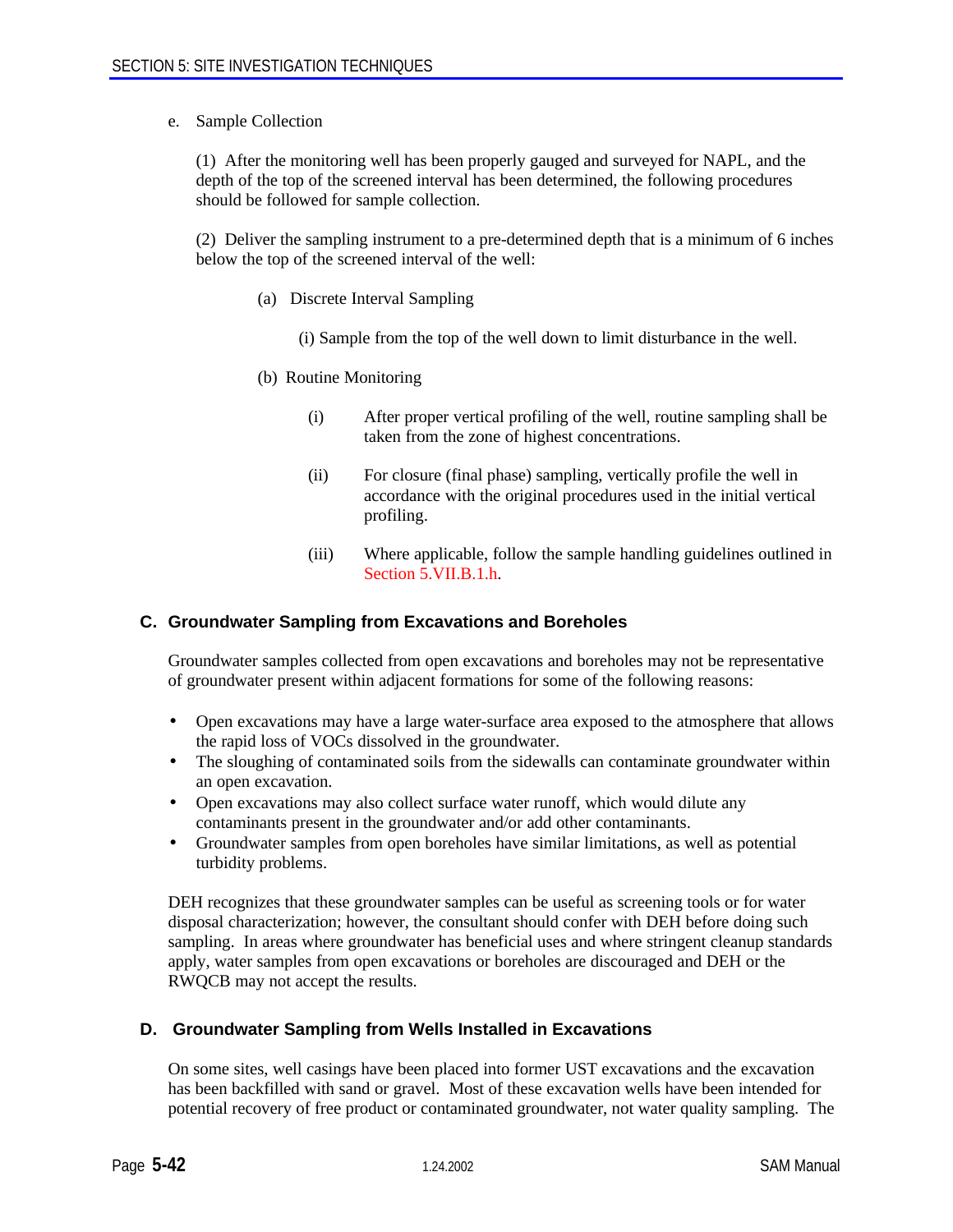e. Sample Collection

(1) After the monitoring well has been properly gauged and surveyed for NAPL, and the depth of the top of the screened interval has been determined, the following procedures should be followed for sample collection.

(2) Deliver the sampling instrument to a pre-determined depth that is a minimum of 6 inches below the top of the screened interval of the well:

(a) Discrete Interval Sampling

(i) Sample from the top of the well down to limit disturbance in the well.

(b) Routine Monitoring

(i) After proper vertical profiling of the well, routine sampling shall be taken from the zone of highest concentrations.

(ii) For closure (final phase) sampling, vertically profile the well in accordance with the original procedures used in the initial vertical profiling.

(iii) Where applicable, follow the sample handling guidelines outlined in Section 5.VII.B.1.h.

### C. Groundwater Sampling from Excavations and Boreholes

Groundwater samples collected from open excavations and boreholes may not be representative of groundwater present within adjacent formations for some of the following reasons:

- Open excavations may have a large water-surface area exposed to the atmosphere that allows the rapid loss of VOCs dissolved in the groundwater.
- The sloughing of contaminated soils from the sidewalls can contaminate groundwater within an open excavation.
- Open excavations may also collect surface water runoff, which would dilute any contaminants present in the groundwater and/or add other contaminants.
- Groundwater samples from open boreholes have similar limitations, as well as potential turbidity problems.

DEH recognizes that these groundwater samples can be useful as screening tools or for water disposal characterization; however, the consultant should confer with DEH before doing such sampling. In areas where groundwater has beneficial uses and where stringent cleanup standards apply, water samples from open excavations or boreholes are discouraged and DEH or the RWQCB may not accept the results.

### D. Groundwater Sampling from Wells Installed in Excavations

On some sites, well casings have been placed into former UST excavations and the excavation has been backfilled with sand or gravel. Most of these excavation wells have been intended for potential recovery of free product or contaminated groundwater, not water quality sampling. The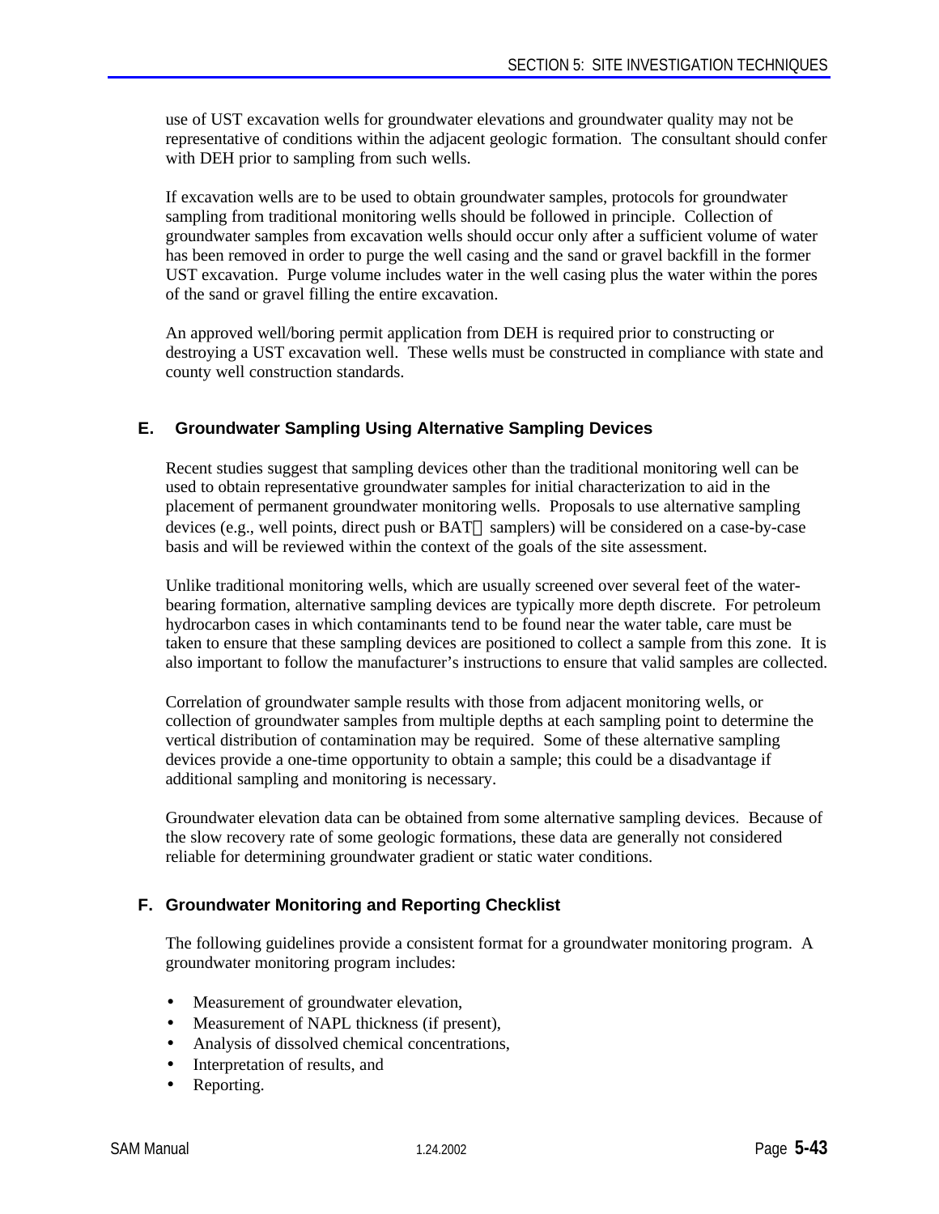use of UST excavation wells for groundwater elevations and groundwater quality may not be representative of conditions within the adjacent geologic formation. The consultant should confer with DEH prior to sampling from such wells.

If excavation wells are to be used to obtain groundwater samples, protocols for groundwater sampling from traditional monitoring wells should be followed in principle. Collection of groundwater samples from excavation wells should occur only after a sufficient volume of water has been removed in order to purge the well casing and the sand or gravel backfill in the former UST excavation. Purge volume includes water in the well casing plus the water within the pores of the sand or gravel filling the entire excavation.

An approved well/boring permit application from DEH is required prior to constructing or destroying a UST excavation well. These wells must be constructed in compliance with state and county well construction standards.

## E. Groundwater Sampling Using Alternative Sampling Devices

Recent studies suggest that sampling devices other than the traditional monitoring well can be used to obtain representative groundwater samples for initial characterization to aid in the placement of permanent groundwater monitoring wells. Proposals to use alternative sampling devices (e.g., well points, direct push or BAT™ samplers) will be considered on a case-by-case basis and will be reviewed within the context of the goals of the site assessment.

Unlike traditional monitoring wells, which are usually screened over several feet of the water-bearing formation, alternative sampling devices are typically more depth discrete. For petroleum hydrocarbon cases in which contaminants tend to be found near the water table, care must be taken to ensure that these sampling devices are positioned to collect a sample from this zone. It is also important to follow the manufacturer's instructions to ensure that valid samples are collected.

Correlation of groundwater sample results with those from adjacent monitoring wells, or collection of groundwater samples from multiple depths at each sampling point to determine the vertical distribution of contamination may be required. Some of these alternative sampling devices provide a one-time opportunity to obtain a sample; this could be a disadvantage if additional sampling and monitoring is necessary.

Groundwater elevation data can be obtained from some alternative sampling devices. Because of the slow recovery rate of some geologic formations, these data are generally not considered reliable for determining groundwater gradient or static water conditions.

## F. Groundwater Monitoring and Reporting Checklist

The following guidelines provide a consistent format for a groundwater monitoring program. A groundwater monitoring program includes:

- Measurement of groundwater elevation,
- Measurement of NAPL thickness (if present),
- Analysis of dissolved chemical concentrations,
- Interpretation of results, and
- Reporting.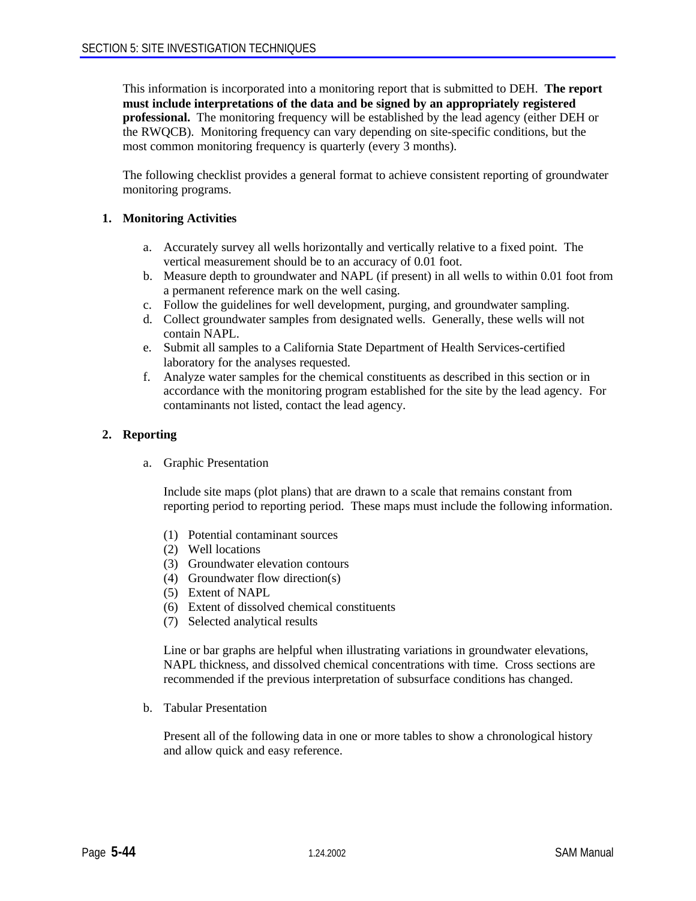This information is incorporated into a monitoring report that is submitted to DEH. **The report must include interpretations of the data and be signed by an appropriately registered professional.** The monitoring frequency will be established by the lead agency (either DEH or the RWQCB). Monitoring frequency can vary depending on site-specific conditions, but the most common monitoring frequency is quarterly (every 3 months).

The following checklist provides a general format to achieve consistent reporting of groundwater monitoring programs.

**1. Monitoring Activities**

a. Accurately survey all wells horizontally and vertically relative to a fixed point. The vertical measurement should be to an accuracy of 0.01 foot.
b. Measure depth to groundwater and NAPL (if present) in all wells to within 0.01 foot from a permanent reference mark on the well casing.
c. Follow the guidelines for well development, purging, and groundwater sampling.
d. Collect groundwater samples from designated wells. Generally, these wells will not contain NAPL.
e. Submit all samples to a California State Department of Health Services-certified laboratory for the analyses requested.
f. Analyze water samples for the chemical constituents as described in this section or in accordance with the monitoring program established for the site by the lead agency. For contaminants not listed, contact the lead agency.

**2. Reporting**

a. Graphic Presentation

Include site maps (plot plans) that are drawn to a scale that remains constant from reporting period to reporting period. These maps must include the following information.

(1) Potential contaminant sources
(2) Well locations
(3) Groundwater elevation contours
(4) Groundwater flow direction(s)
(5) Extent of NAPL
(6) Extent of dissolved chemical constituents
(7) Selected analytical results

Line or bar graphs are helpful when illustrating variations in groundwater elevations, NAPL thickness, and dissolved chemical concentrations with time. Cross sections are recommended if the previous interpretation of subsurface conditions has changed.

b. Tabular Presentation

Present all of the following data in one or more tables to show a chronological history and allow quick and easy reference.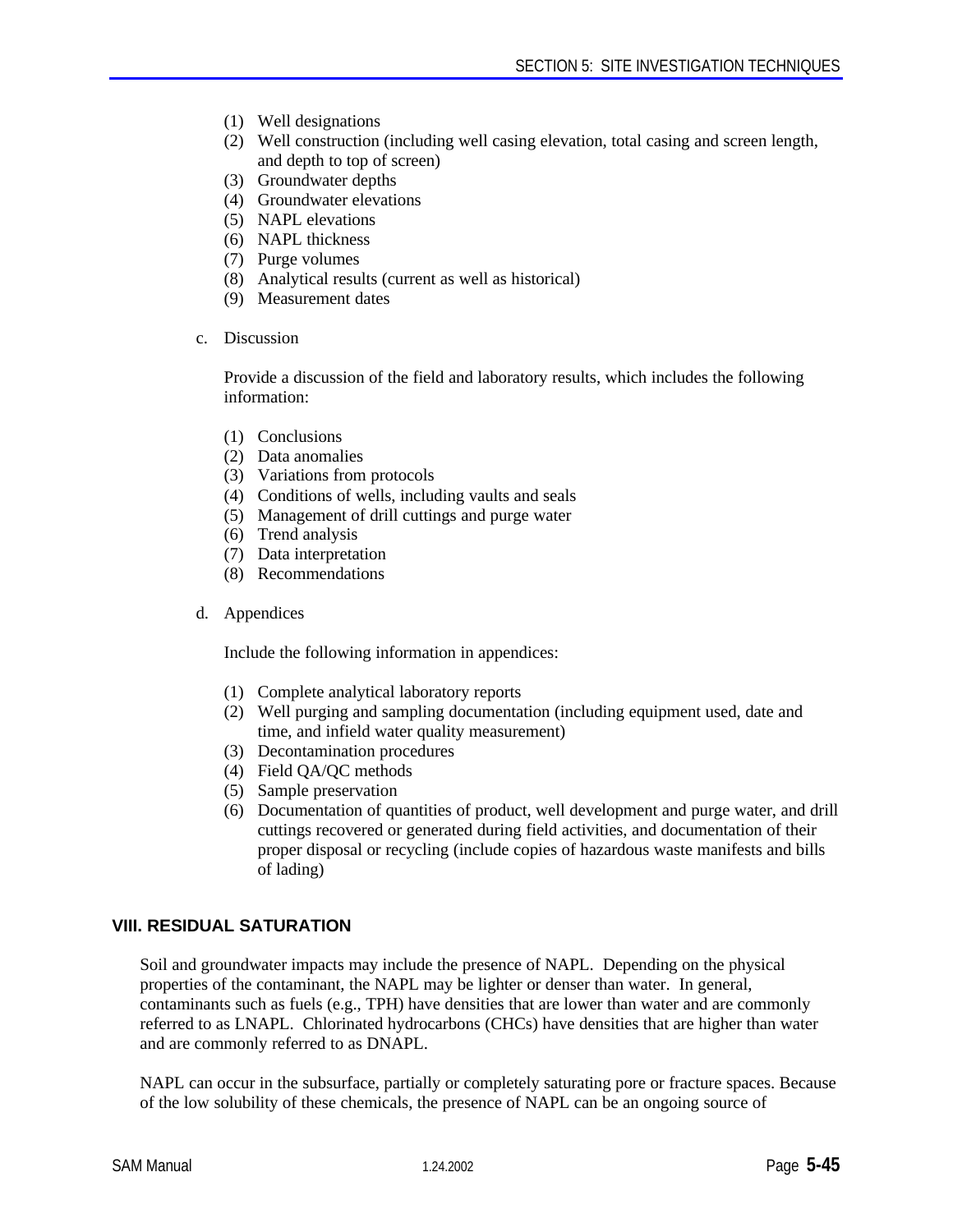(1) Well designations
(2) Well construction (including well casing elevation, total casing and screen length, and depth to top of screen)
(3) Groundwater depths
(4) Groundwater elevations
(5) NAPL elevations
(6) NAPL thickness
(7) Purge volumes
(8) Analytical results (current as well as historical)
(9) Measurement dates

c. Discussion

Provide a discussion of the field and laboratory results, which includes the following information:

(1) Conclusions
(2) Data anomalies
(3) Variations from protocols
(4) Conditions of wells, including vaults and seals
(5) Management of drill cuttings and purge water
(6) Trend analysis
(7) Data interpretation
(8) Recommendations

d. Appendices

Include the following information in appendices:

(1) Complete analytical laboratory reports
(2) Well purging and sampling documentation (including equipment used, date and time, and infield water quality measurement)
(3) Decontamination procedures
(4) Field QA/QC methods
(5) Sample preservation
(6) Documentation of quantities of product, well development and purge water, and drill cuttings recovered or generated during field activities, and documentation of their proper disposal or recycling (include copies of hazardous waste manifests and bills of lading)

## VIII. RESIDUAL SATURATION

Soil and groundwater impacts may include the presence of NAPL. Depending on the physical properties of the contaminant, the NAPL may be lighter or denser than water. In general, contaminants such as fuels (e.g., TPH) have densities that are lower than water and are commonly referred to as LNAPL. Chlorinated hydrocarbons (CHCs) have densities that are higher than water and are commonly referred to as DNAPL.

NAPL can occur in the subsurface, partially or completely saturating pore or fracture spaces. Because of the low solubility of these chemicals, the presence of NAPL can be an ongoing source of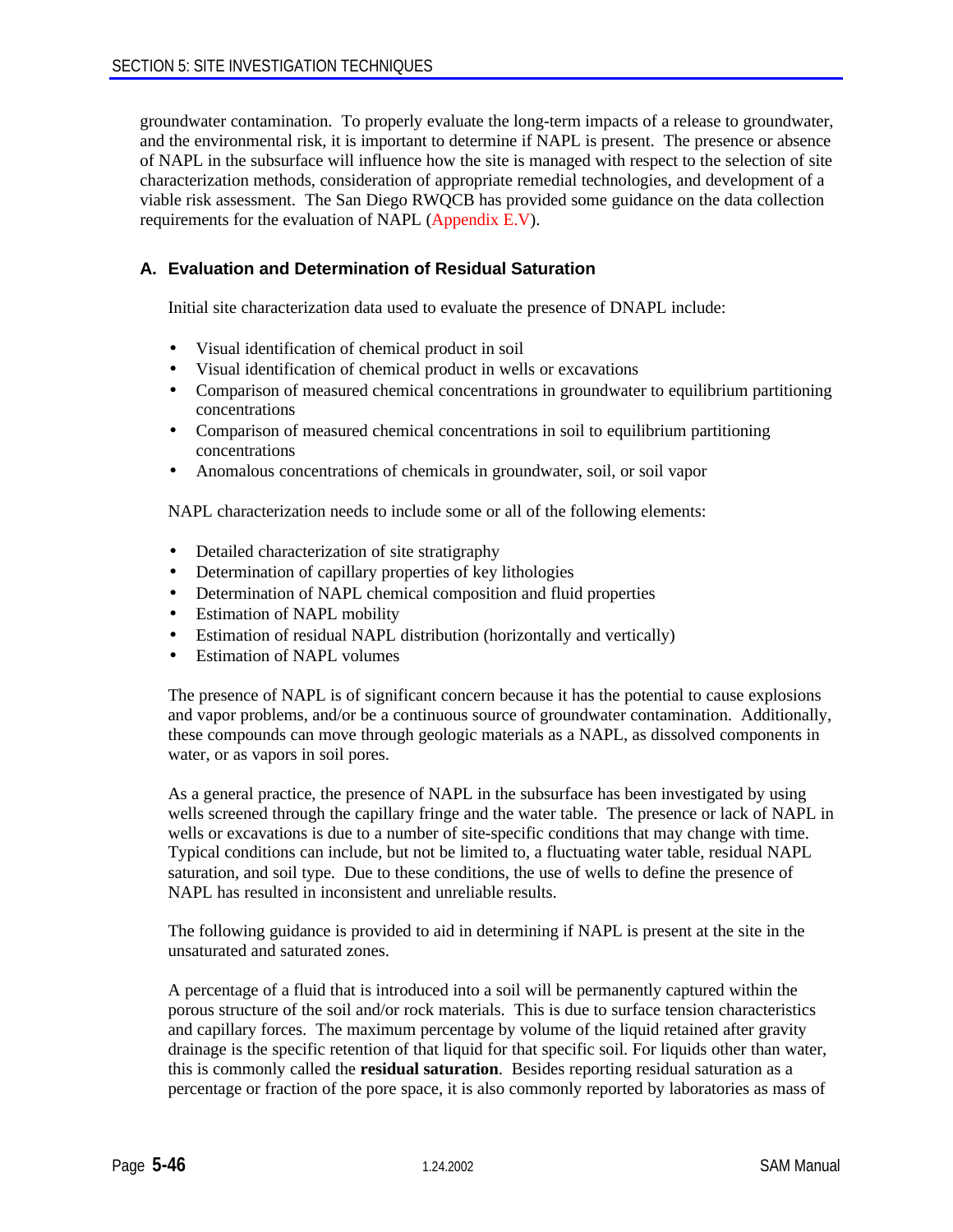groundwater contamination. To properly evaluate the long-term impacts of a release to groundwater, and the environmental risk, it is important to determine if NAPL is present. The presence or absence of NAPL in the subsurface will influence how the site is managed with respect to the selection of site characterization methods, consideration of appropriate remedial technologies, and development of a viable risk assessment. The San Diego RWQCB has provided some guidance on the data collection requirements for the evaluation of NAPL (Appendix E.V).

### A. Evaluation and Determination of Residual Saturation

Initial site characterization data used to evaluate the presence of DNAPL include:

- Visual identification of chemical product in soil
- Visual identification of chemical product in wells or excavations
- Comparison of measured chemical concentrations in groundwater to equilibrium partitioning concentrations
- Comparison of measured chemical concentrations in soil to equilibrium partitioning concentrations
- Anomalous concentrations of chemicals in groundwater, soil, or soil vapor

NAPL characterization needs to include some or all of the following elements:

- Detailed characterization of site stratigraphy
- Determination of capillary properties of key lithologies
- Determination of NAPL chemical composition and fluid properties
- Estimation of NAPL mobility
- Estimation of residual NAPL distribution (horizontally and vertically)
- Estimation of NAPL volumes

The presence of NAPL is of significant concern because it has the potential to cause explosions and vapor problems, and/or be a continuous source of groundwater contamination. Additionally, these compounds can move through geologic materials as a NAPL, as dissolved components in water, or as vapors in soil pores.

As a general practice, the presence of NAPL in the subsurface has been investigated by using wells screened through the capillary fringe and the water table. The presence or lack of NAPL in wells or excavations is due to a number of site-specific conditions that may change with time. Typical conditions can include, but not be limited to, a fluctuating water table, residual NAPL saturation, and soil type. Due to these conditions, the use of wells to define the presence of NAPL has resulted in inconsistent and unreliable results.

The following guidance is provided to aid in determining if NAPL is present at the site in the unsaturated and saturated zones.

A percentage of a fluid that is introduced into a soil will be permanently captured within the porous structure of the soil and/or rock materials. This is due to surface tension characteristics and capillary forces. The maximum percentage by volume of the liquid retained after gravity drainage is the specific retention of that liquid for that specific soil. For liquids other than water, this is commonly called the **residual saturation**. Besides reporting residual saturation as a percentage or fraction of the pore space, it is also commonly reported by laboratories as mass of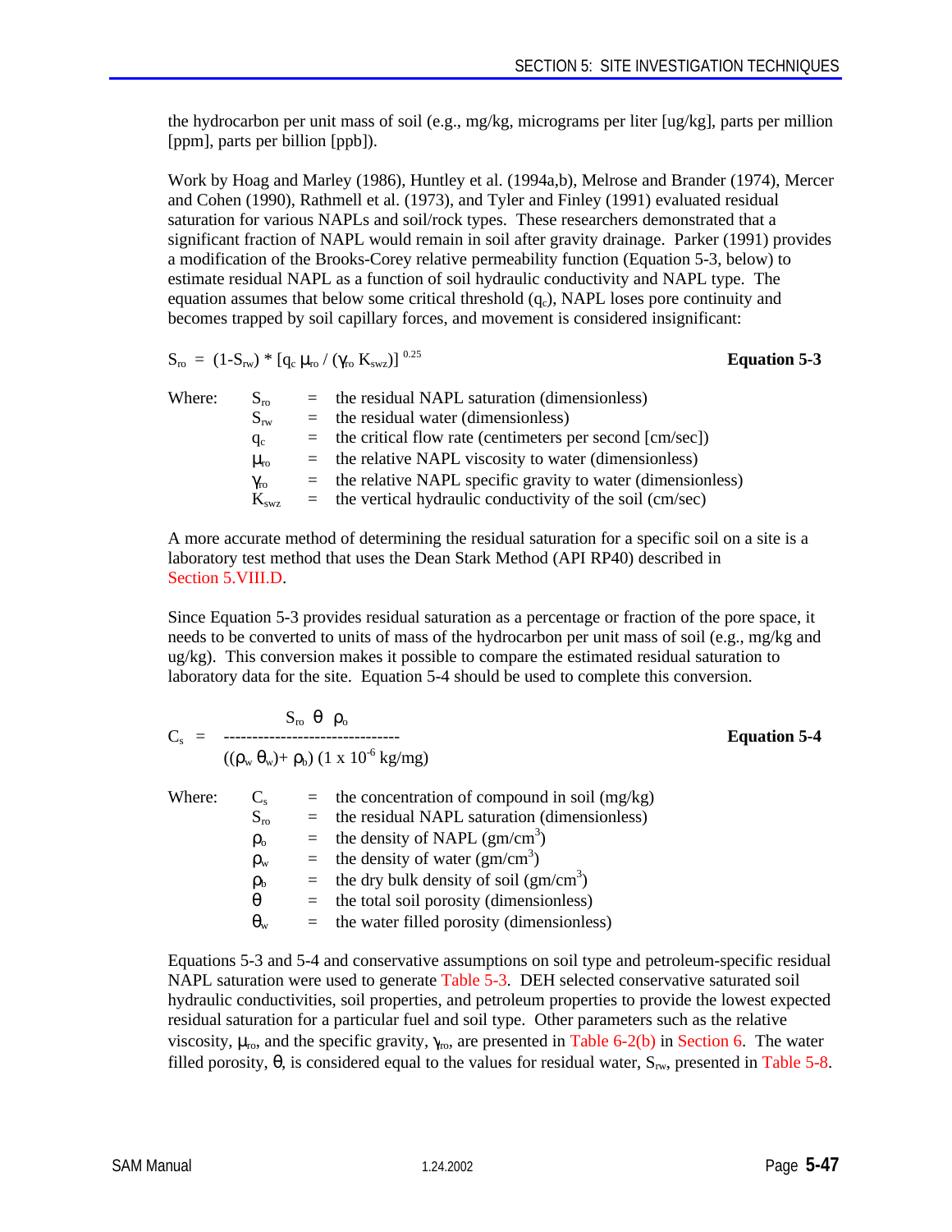the hydrocarbon per unit mass of soil (e.g., mg/kg, micrograms per liter [ug/kg], parts per million [ppm], parts per billion [ppb]).

Work by Hoag and Marley (1986), Huntley et al. (1994a,b), Melrose and Brander (1974), Mercer and Cohen (1990), Rathmell et al. (1973), and Tyler and Finley (1991) evaluated residual saturation for various NAPLs and soil/rock types. These researchers demonstrated that a significant fraction of NAPL would remain in soil after gravity drainage. Parker (1991) provides a modification of the Brooks-Corey relative permeability function (Equation 5-3, below) to estimate residual NAPL as a function of soil hydraulic conductivity and NAPL type. The equation assumes that below some critical threshold ($q_c$), NAPL loses pore continuity and becomes trapped by soil capillary forces, and movement is considered insignificant:

$$S_{ro} = (1-S_{rw}) * [q_c \mu_{ro} / (\gamma_{ro} K_{swz})]^{0.25}$$ **Equation 5-3**

Where:

- $S_{ro}$ = the residual NAPL saturation (dimensionless)
- $S_{rw}$ = the residual water (dimensionless)
- $q_c$ = the critical flow rate (centimeters per second [cm/sec])
- $\mu_{ro}$ = the relative NAPL viscosity to water (dimensionless)
- $\gamma_{ro}$ = the relative NAPL specific gravity to water (dimensionless)
- $K_{swz}$ = the vertical hydraulic conductivity of the soil (cm/sec)

A more accurate method of determining the residual saturation for a specific soil on a site is a laboratory test method that uses the Dean Stark Method (API RP40) described in Section 5.VIII.D.

Since Equation 5-3 provides residual saturation as a percentage or fraction of the pore space, it needs to be converted to units of mass of the hydrocarbon per unit mass of soil (e.g., mg/kg and ug/kg). This conversion makes it possible to compare the estimated residual saturation to laboratory data for the site. Equation 5-4 should be used to complete this conversion.

$$C_s = \frac{S_{ro} \, \theta \, \rho_o}{((\rho_w \, \theta_w) + \rho_b) \, (1 \times 10^{-6} \text{ kg/mg})}$$ **Equation 5-4**

Where:

- $C_s$ = the concentration of compound in soil (mg/kg)
- $S_{ro}$ = the residual NAPL saturation (dimensionless)
- $\rho_o$ = the density of NAPL (gm/cm$^3$)
- $\rho_w$ = the density of water (gm/cm$^3$)
- $\rho_b$ = the dry bulk density of soil (gm/cm$^3$)
- $\theta$ = the total soil porosity (dimensionless)
- $\theta_w$ = the water filled porosity (dimensionless)

Equations 5-3 and 5-4 and conservative assumptions on soil type and petroleum-specific residual NAPL saturation were used to generate Table 5-3. DEH selected conservative saturated soil hydraulic conductivities, soil properties, and petroleum properties to provide the lowest expected residual saturation for a particular fuel and soil type. Other parameters such as the relative viscosity, $\mu_{ro}$, and the specific gravity, $\gamma_{ro}$, are presented in Table 6-2(b) in Section 6. The water filled porosity, $\theta$, is considered equal to the values for residual water, $S_{rw}$, presented in Table 5-8.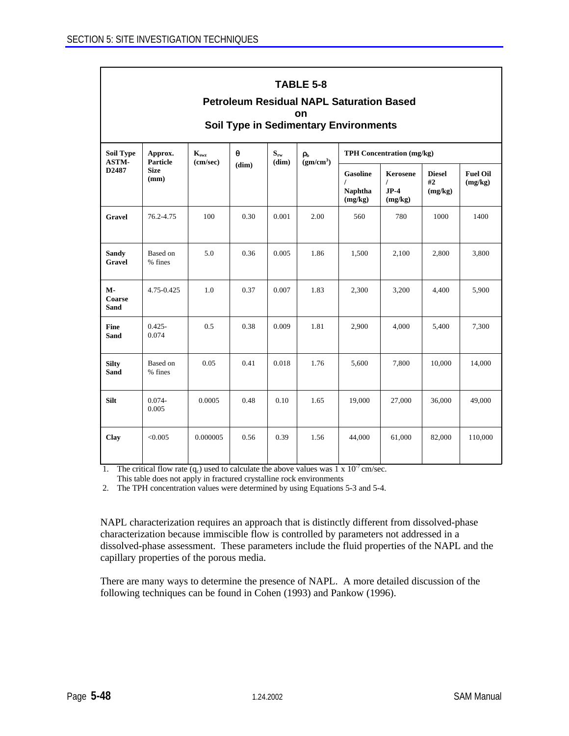**TABLE 5-8**

**Petroleum Residual NAPL Saturation Based on Soil Type in Sedimentary Environments**

| Soil Type ASTM-D2487 | Approx. Particle Size (mm) | $K_{swz}$ (cm/sec) | $\theta$ (dim) | $S_{rw}$ (dim) | $\rho_b$ ($gm/cm^3$) | TPH Concentration (mg/kg) | | | |
|---|---|---|---|---|---|---|---|---|---|
| | | | | | | Gasoline / Naphtha (mg/kg) | Kerosene / JP-4 (mg/kg) | Diesel #2 (mg/kg) | Fuel Oil (mg/kg) |
| **Gravel** | 76.2-4.75 | 100 | 0.30 | 0.001 | 2.00 | 560 | 780 | 1000 | 1400 |
| **Sandy Gravel** | Based on % fines | 5.0 | 0.36 | 0.005 | 1.86 | 1,500 | 2,100 | 2,800 | 3,800 |
| **M-Coarse Sand** | 4.75-0.425 | 1.0 | 0.37 | 0.007 | 1.83 | 2,300 | 3,200 | 4,400 | 5,900 |
| **Fine Sand** | 0.425-0.074 | 0.5 | 0.38 | 0.009 | 1.81 | 2,900 | 4,000 | 5,400 | 7,300 |
| **Silty Sand** | Based on % fines | 0.05 | 0.41 | 0.018 | 1.76 | 5,600 | 7,800 | 10,000 | 14,000 |
| **Silt** | 0.074-0.005 | 0.0005 | 0.48 | 0.10 | 1.65 | 19,000 | 27,000 | 36,000 | 49,000 |
| **Clay** | <0.005 | 0.000005 | 0.56 | 0.39 | 1.56 | 44,000 | 61,000 | 82,000 | 110,000 |

1. The critical flow rate ($q_c$) used to calculate the above values was $1 \times 10^{-7}$ cm/sec. This table does not apply in fractured crystalline rock environments
2. The TPH concentration values were determined by using Equations 5-3 and 5-4.

NAPL characterization requires an approach that is distinctly different from dissolved-phase characterization because immiscible flow is controlled by parameters not addressed in a dissolved-phase assessment. These parameters include the fluid properties of the NAPL and the capillary properties of the porous media.

There are many ways to determine the presence of NAPL. A more detailed discussion of the following techniques can be found in Cohen (1993) and Pankow (1996).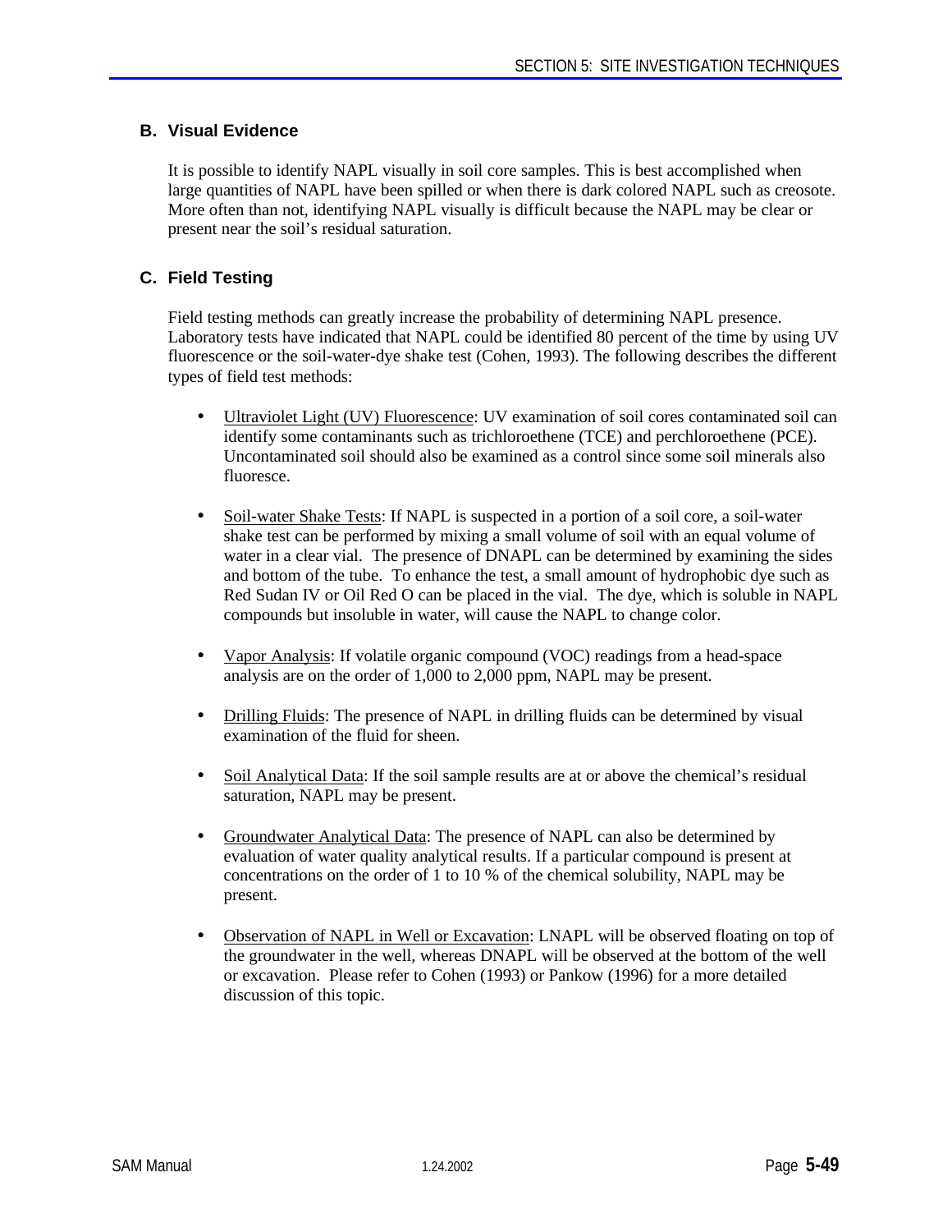### B. Visual Evidence

It is possible to identify NAPL visually in soil core samples. This is best accomplished when large quantities of NAPL have been spilled or when there is dark colored NAPL such as creosote. More often than not, identifying NAPL visually is difficult because the NAPL may be clear or present near the soil's residual saturation.

### C. Field Testing

Field testing methods can greatly increase the probability of determining NAPL presence. Laboratory tests have indicated that NAPL could be identified 80 percent of the time by using UV fluorescence or the soil-water-dye shake test (Cohen, 1993). The following describes the different types of field test methods:

- Ultraviolet Light (UV) Fluorescence: UV examination of soil cores contaminated soil can identify some contaminants such as trichloroethene (TCE) and perchloroethene (PCE). Uncontaminated soil should also be examined as a control since some soil minerals also fluoresce.

- Soil-water Shake Tests: If NAPL is suspected in a portion of a soil core, a soil-water shake test can be performed by mixing a small volume of soil with an equal volume of water in a clear vial. The presence of DNAPL can be determined by examining the sides and bottom of the tube. To enhance the test, a small amount of hydrophobic dye such as Red Sudan IV or Oil Red O can be placed in the vial. The dye, which is soluble in NAPL compounds but insoluble in water, will cause the NAPL to change color.

- Vapor Analysis: If volatile organic compound (VOC) readings from a head-space analysis are on the order of 1,000 to 2,000 ppm, NAPL may be present.

- Drilling Fluids: The presence of NAPL in drilling fluids can be determined by visual examination of the fluid for sheen.

- Soil Analytical Data: If the soil sample results are at or above the chemical's residual saturation, NAPL may be present.

- Groundwater Analytical Data: The presence of NAPL can also be determined by evaluation of water quality analytical results. If a particular compound is present at concentrations on the order of 1 to 10 % of the chemical solubility, NAPL may be present.

- Observation of NAPL in Well or Excavation: LNAPL will be observed floating on top of the groundwater in the well, whereas DNAPL will be observed at the bottom of the well or excavation. Please refer to Cohen (1993) or Pankow (1996) for a more detailed discussion of this topic.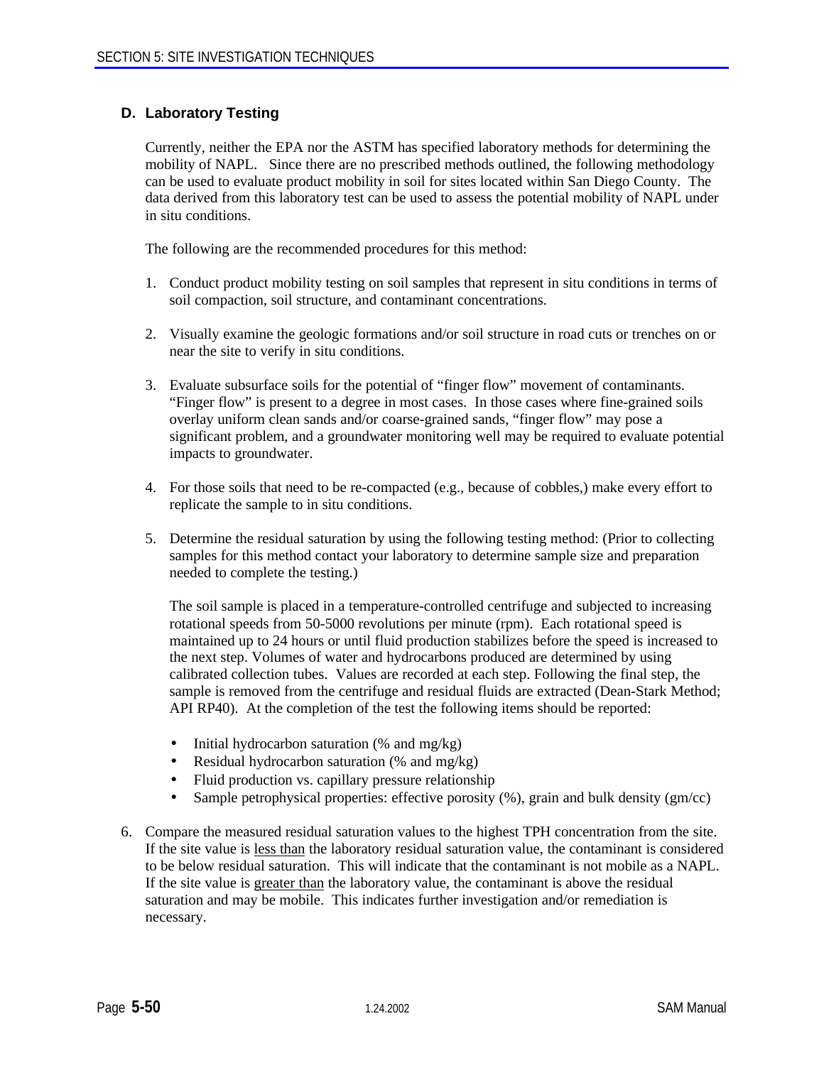## D. Laboratory Testing

Currently, neither the EPA nor the ASTM has specified laboratory methods for determining the mobility of NAPL. Since there are no prescribed methods outlined, the following methodology can be used to evaluate product mobility in soil for sites located within San Diego County. The data derived from this laboratory test can be used to assess the potential mobility of NAPL under in situ conditions.

The following are the recommended procedures for this method:

1. Conduct product mobility testing on soil samples that represent in situ conditions in terms of soil compaction, soil structure, and contaminant concentrations.

2. Visually examine the geologic formations and/or soil structure in road cuts or trenches on or near the site to verify in situ conditions.

3. Evaluate subsurface soils for the potential of "finger flow" movement of contaminants. "Finger flow" is present to a degree in most cases. In those cases where fine-grained soils overlay uniform clean sands and/or coarse-grained sands, "finger flow" may pose a significant problem, and a groundwater monitoring well may be required to evaluate potential impacts to groundwater.

4. For those soils that need to be re-compacted (e.g., because of cobbles,) make every effort to replicate the sample to in situ conditions.

5. Determine the residual saturation by using the following testing method: (Prior to collecting samples for this method contact your laboratory to determine sample size and preparation needed to complete the testing.)

   The soil sample is placed in a temperature-controlled centrifuge and subjected to increasing rotational speeds from 50-5000 revolutions per minute (rpm). Each rotational speed is maintained up to 24 hours or until fluid production stabilizes before the speed is increased to the next step. Volumes of water and hydrocarbons produced are determined by using calibrated collection tubes. Values are recorded at each step. Following the final step, the sample is removed from the centrifuge and residual fluids are extracted (Dean-Stark Method; API RP40). At the completion of the test the following items should be reported:

   - Initial hydrocarbon saturation (% and mg/kg)
   - Residual hydrocarbon saturation (% and mg/kg)
   - Fluid production vs. capillary pressure relationship
   - Sample petrophysical properties: effective porosity (%), grain and bulk density (gm/cc)

6. Compare the measured residual saturation values to the highest TPH concentration from the site. If the site value is less than the laboratory residual saturation value, the contaminant is considered to be below residual saturation. This will indicate that the contaminant is not mobile as a NAPL. If the site value is greater than the laboratory value, the contaminant is above the residual saturation and may be mobile. This indicates further investigation and/or remediation is necessary.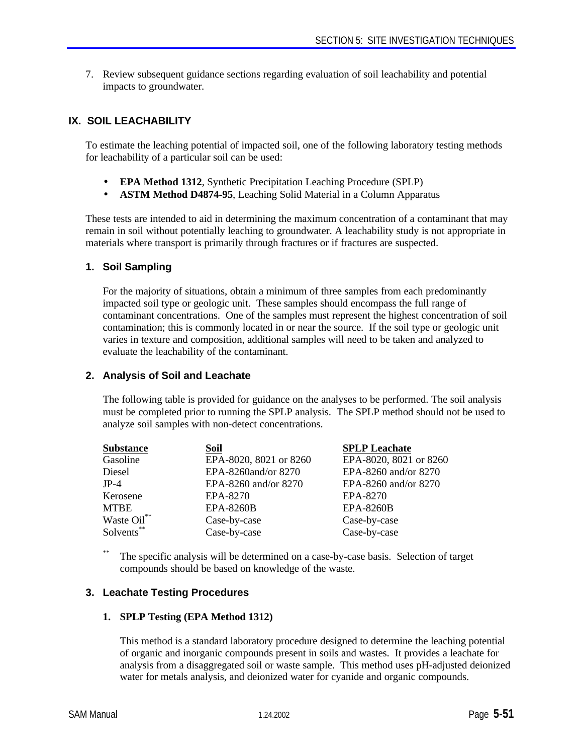7. Review subsequent guidance sections regarding evaluation of soil leachability and potential impacts to groundwater.

## IX. SOIL LEACHABILITY

To estimate the leaching potential of impacted soil, one of the following laboratory testing methods for leachability of a particular soil can be used:

- **EPA Method 1312**, Synthetic Precipitation Leaching Procedure (SPLP)
- **ASTM Method D4874-95**, Leaching Solid Material in a Column Apparatus

These tests are intended to aid in determining the maximum concentration of a contaminant that may remain in soil without potentially leaching to groundwater. A leachability study is not appropriate in materials where transport is primarily through fractures or if fractures are suspected.

### 1. Soil Sampling

For the majority of situations, obtain a minimum of three samples from each predominantly impacted soil type or geologic unit. These samples should encompass the full range of contaminant concentrations. One of the samples must represent the highest concentration of soil contamination; this is commonly located in or near the source. If the soil type or geologic unit varies in texture and composition, additional samples will need to be taken and analyzed to evaluate the leachability of the contaminant.

### 2. Analysis of Soil and Leachate

The following table is provided for guidance on the analyses to be performed. The soil analysis must be completed prior to running the SPLP analysis. The SPLP method should not be used to analyze soil samples with non-detect concentrations.

| Substance | Soil | SPLP Leachate |
|---|---|---|
| Gasoline | EPA-8020, 8021 or 8260 | EPA-8020, 8021 or 8260 |
| Diesel | EPA-8260and/or 8270 | EPA-8260 and/or 8270 |
| JP-4 | EPA-8260 and/or 8270 | EPA-8260 and/or 8270 |
| Kerosene | EPA-8270 | EPA-8270 |
| MTBE | EPA-8260B | EPA-8260B |
| Waste Oil** | Case-by-case | Case-by-case |
| Solvents** | Case-by-case | Case-by-case |

** The specific analysis will be determined on a case-by-case basis. Selection of target compounds should be based on knowledge of the waste.

### 3. Leachate Testing Procedures

**1. SPLP Testing (EPA Method 1312)**

This method is a standard laboratory procedure designed to determine the leaching potential of organic and inorganic compounds present in soils and wastes. It provides a leachate for analysis from a disaggregated soil or waste sample. This method uses pH-adjusted deionized water for metals analysis, and deionized water for cyanide and organic compounds.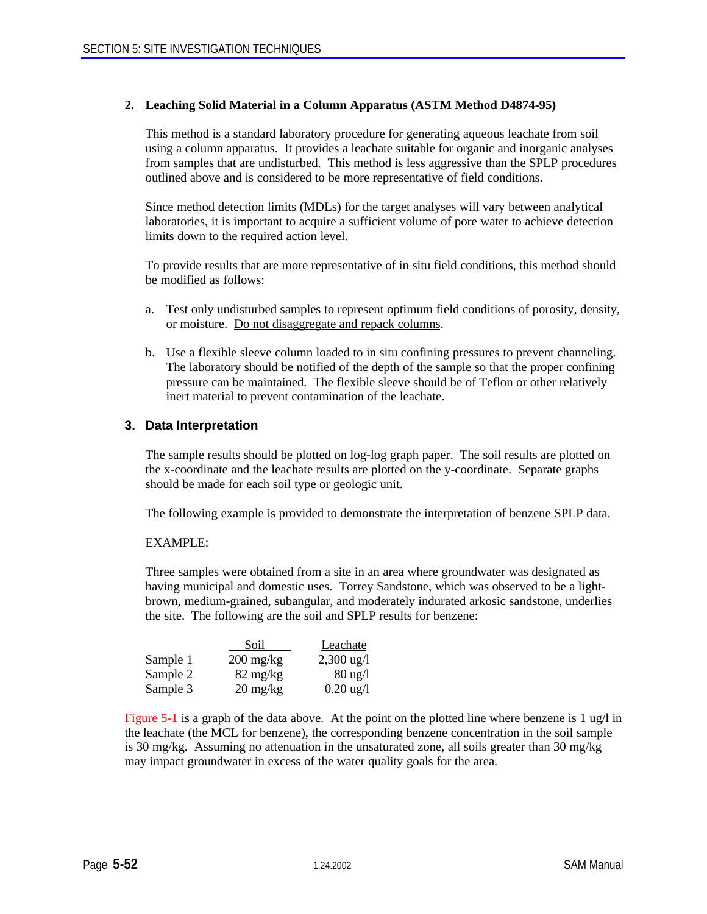## 2. Leaching Solid Material in a Column Apparatus (ASTM Method D4874-95)

This method is a standard laboratory procedure for generating aqueous leachate from soil using a column apparatus. It provides a leachate suitable for organic and inorganic analyses from samples that are undisturbed. This method is less aggressive than the SPLP procedures outlined above and is considered to be more representative of field conditions.

Since method detection limits (MDLs) for the target analyses will vary between analytical laboratories, it is important to acquire a sufficient volume of pore water to achieve detection limits down to the required action level.

To provide results that are more representative of in situ field conditions, this method should be modified as follows:

a. Test only undisturbed samples to represent optimum field conditions of porosity, density, or moisture. Do not disaggregate and repack columns.

b. Use a flexible sleeve column loaded to in situ confining pressures to prevent channeling. The laboratory should be notified of the depth of the sample so that the proper confining pressure can be maintained. The flexible sleeve should be of Teflon or other relatively inert material to prevent contamination of the leachate.

## 3. Data Interpretation

The sample results should be plotted on log-log graph paper. The soil results are plotted on the x-coordinate and the leachate results are plotted on the y-coordinate. Separate graphs should be made for each soil type or geologic unit.

The following example is provided to demonstrate the interpretation of benzene SPLP data.

EXAMPLE:

Three samples were obtained from a site in an area where groundwater was designated as having municipal and domestic uses. Torrey Sandstone, which was observed to be a light-brown, medium-grained, subangular, and moderately indurated arkosic sandstone, underlies the site. The following are the soil and SPLP results for benzene:

| | Soil | Leachate |
|---|---|---|
| Sample 1 | 200 mg/kg | 2,300 ug/l |
| Sample 2 | 82 mg/kg | 80 ug/l |
| Sample 3 | 20 mg/kg | 0.20 ug/l |

Figure 5-1 is a graph of the data above. At the point on the plotted line where benzene is 1 ug/l in the leachate (the MCL for benzene), the corresponding benzene concentration in the soil sample is 30 mg/kg. Assuming no attenuation in the unsaturated zone, all soils greater than 30 mg/kg may impact groundwater in excess of the water quality goals for the area.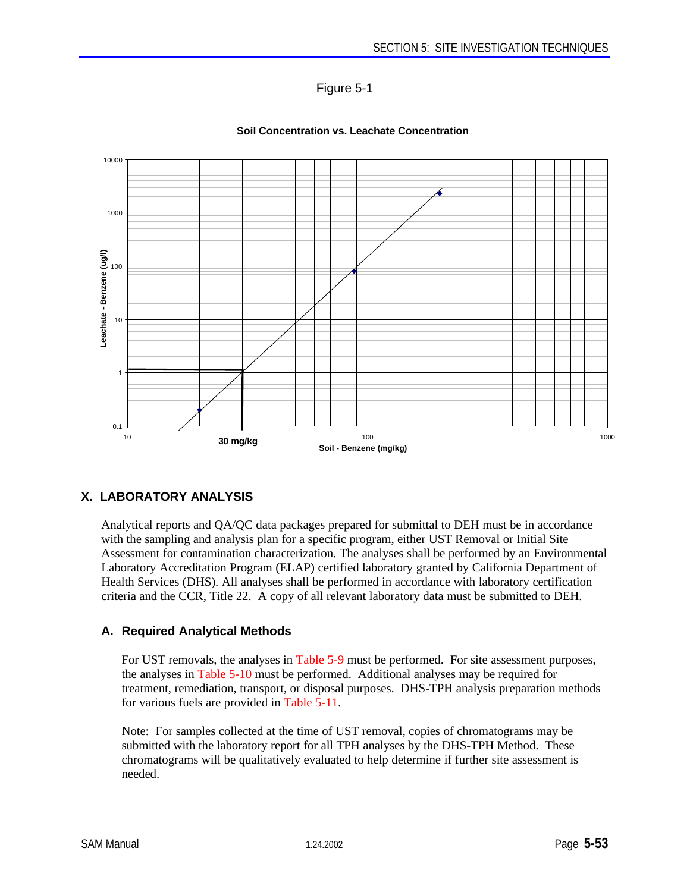Figure 5-1

**Soil Concentration vs. Leachate Concentration**

Leachate - Benzene (ug/l)

10000

1000

100

10

1

0.1

10 | 30 mg/kg | 100 | 1000

Soil - Benzene (mg/kg)

## X. LABORATORY ANALYSIS

Analytical reports and QA/QC data packages prepared for submittal to DEH must be in accordance with the sampling and analysis plan for a specific program, either UST Removal or Initial Site Assessment for contamination characterization. The analyses shall be performed by an Environmental Laboratory Accreditation Program (ELAP) certified laboratory granted by California Department of Health Services (DHS). All analyses shall be performed in accordance with laboratory certification criteria and the CCR, Title 22. A copy of all relevant laboratory data must be submitted to DEH.

### A. Required Analytical Methods

For UST removals, the analyses in Table 5-9 must be performed. For site assessment purposes, the analyses in Table 5-10 must be performed. Additional analyses may be required for treatment, remediation, transport, or disposal purposes. DHS-TPH analysis preparation methods for various fuels are provided in Table 5-11.

Note: For samples collected at the time of UST removal, copies of chromatograms may be submitted with the laboratory report for all TPH analyses by the DHS-TPH Method. These chromatograms will be qualitatively evaluated to help determine if further site assessment is needed.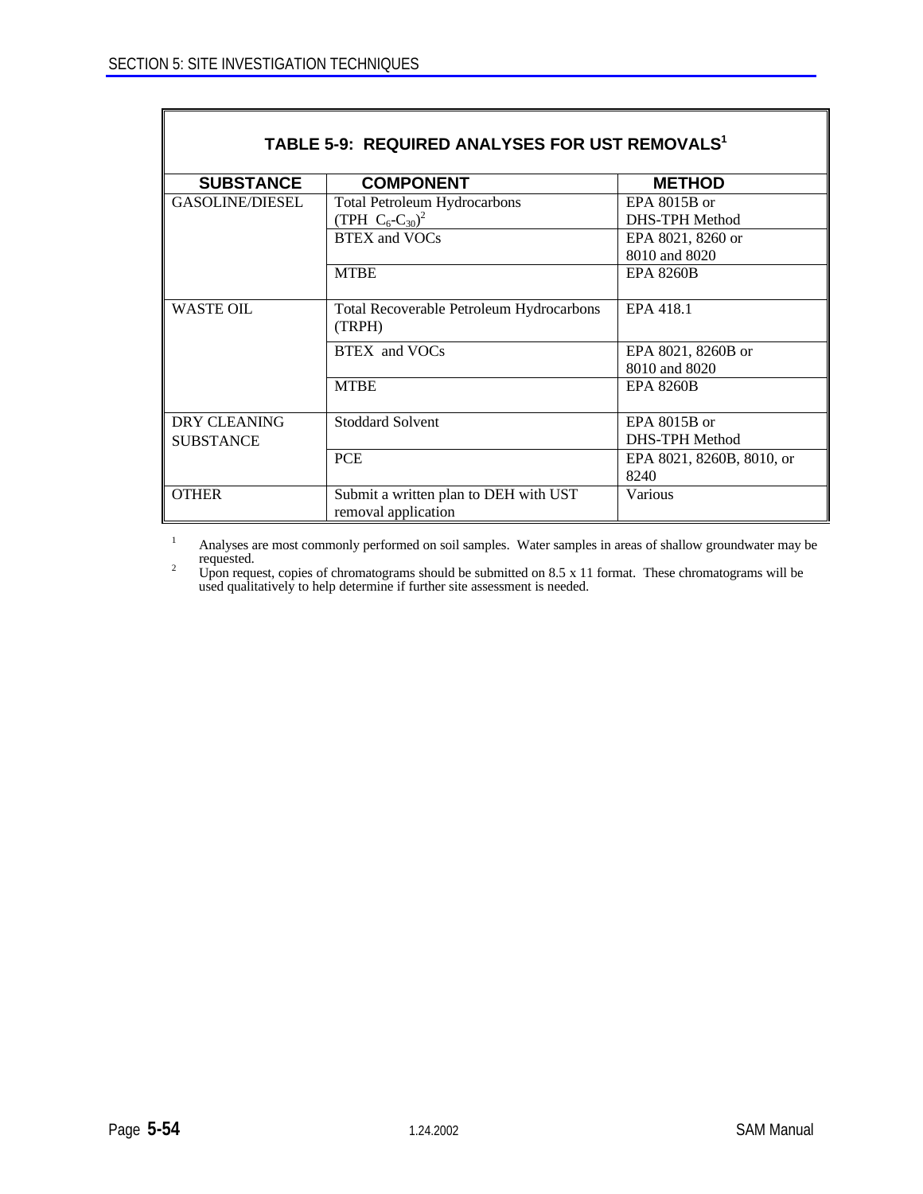### TABLE 5-9: REQUIRED ANALYSES FOR UST REMOVALS[1]

| SUBSTANCE | COMPONENT | METHOD |
|---|---|---|
| GASOLINE/DIESEL | Total Petroleum Hydrocarbons (TPH $C_6$-$C_{30}$)[2] | EPA 8015B or DHS-TPH Method |
| | BTEX and VOCs | EPA 8021, 8260 or 8010 and 8020 |
| | MTBE | EPA 8260B |
| WASTE OIL | Total Recoverable Petroleum Hydrocarbons (TRPH) | EPA 418.1 |
| | BTEX and VOCs | EPA 8021, 8260B or 8010 and 8020 |
| | MTBE | EPA 8260B |
| DRY CLEANING SUBSTANCE | Stoddard Solvent | EPA 8015B or DHS-TPH Method |
| | PCE | EPA 8021, 8260B, 8010, or 8240 |
| OTHER | Submit a written plan to DEH with UST removal application | Various |

[1] Analyses are most commonly performed on soil samples. Water samples in areas of shallow groundwater may be requested.

[2] Upon request, copies of chromatograms should be submitted on 8.5 x 11 format. These chromatograms will be used qualitatively to help determine if further site assessment is needed.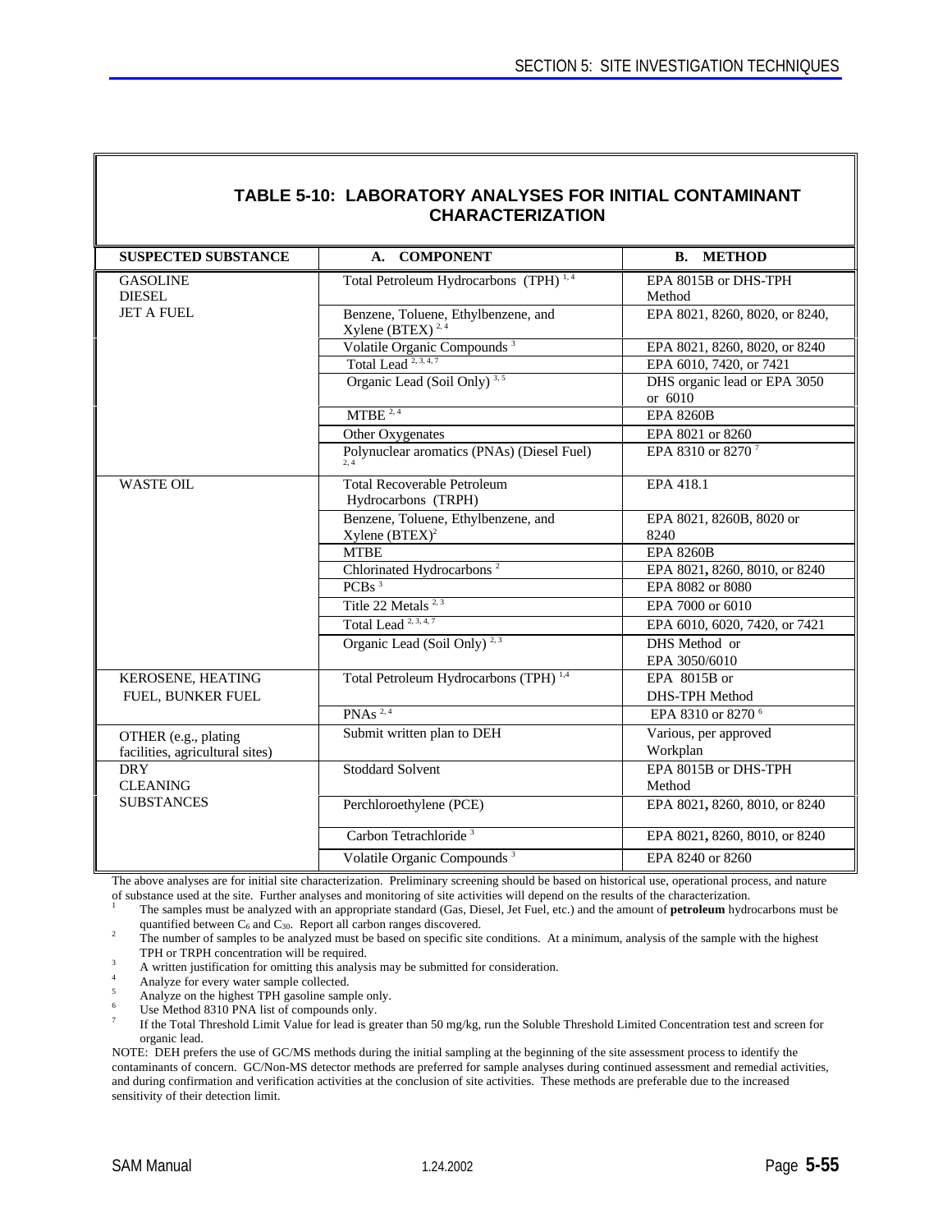## TABLE 5-10: LABORATORY ANALYSES FOR INITIAL CONTAMINANT CHARACTERIZATION

| SUSPECTED SUBSTANCE | A. COMPONENT | B. METHOD |
|---|---|---|
| GASOLINE<br>DIESEL<br>JET A FUEL | Total Petroleum Hydrocarbons (TPH) [1, 4] | EPA 8015B or DHS-TPH Method |
| | Benzene, Toluene, Ethylbenzene, and Xylene (BTEX) [2, 4] | EPA 8021, 8260, 8020, or 8240, |
| | Volatile Organic Compounds [3] | EPA 8021, 8260, 8020, or 8240 |
| | Total Lead [2, 3, 4, 7] | EPA 6010, 7420, or 7421 |
| | Organic Lead (Soil Only) [3, 5] | DHS organic lead or EPA 3050 or 6010 |
| | MTBE [2, 4] | EPA 8260B |
| | Other Oxygenates | EPA 8021 or 8260 |
| | Polynuclear aromatics (PNAs) (Diesel Fuel) [2, 4] | EPA 8310 or 8270 [7] |
| WASTE OIL | Total Recoverable Petroleum Hydrocarbons (TRPH) | EPA 418.1 |
| | Benzene, Toluene, Ethylbenzene, and Xylene (BTEX)[2] | EPA 8021, 8260B, 8020 or 8240 |
| | MTBE | EPA 8260B |
| | Chlorinated Hydrocarbons [2] | EPA 8021, 8260, 8010, or 8240 |
| | PCBs [3] | EPA 8082 or 8080 |
| | Title 22 Metals [2, 3] | EPA 7000 or 6010 |
| | Total Lead [2, 3, 4, 7] | EPA 6010, 6020, 7420, or 7421 |
| | Organic Lead (Soil Only) [2, 3] | DHS Method or EPA 3050/6010 |
| KEROSENE, HEATING FUEL, BUNKER FUEL | Total Petroleum Hydrocarbons (TPH) [1,4] | EPA 8015B or DHS-TPH Method |
| | PNAs [2, 4] | EPA 8310 or 8270 [6] |
| OTHER (e.g., plating facilities, agricultural sites) | Submit written plan to DEH | Various, per approved Workplan |
| DRY CLEANING SUBSTANCES | Stoddard Solvent | EPA 8015B or DHS-TPH Method |
| | Perchloroethylene (PCE) | EPA 8021, 8260, 8010, or 8240 |
| | Carbon Tetrachloride [3] | EPA 8021, 8260, 8010, or 8240 |
| | Volatile Organic Compounds [3] | EPA 8240 or 8260 |

The above analyses are for initial site characterization. Preliminary screening should be based on historical use, operational process, and nature of substance used at the site. Further analyses and monitoring of site activities will depend on the results of the characterization.

1. The samples must be analyzed with an appropriate standard (Gas, Diesel, Jet Fuel, etc.) and the amount of **petroleum** hydrocarbons must be quantified between $C_6$ and $C_{30}$. Report all carbon ranges discovered.
2. The number of samples to be analyzed must be based on specific site conditions. At a minimum, analysis of the sample with the highest TPH or TRPH concentration will be required.
3. A written justification for omitting this analysis may be submitted for consideration.
4. Analyze for every water sample collected.
5. Analyze on the highest TPH gasoline sample only.
6. Use Method 8310 PNA list of compounds only.
7. If the Total Threshold Limit Value for lead is greater than 50 mg/kg, run the Soluble Threshold Limited Concentration test and screen for organic lead.

NOTE: DEH prefers the use of GC/MS methods during the initial sampling at the beginning of the site assessment process to identify the contaminants of concern. GC/Non-MS detector methods are preferred for sample analyses during continued assessment and remedial activities, and during confirmation and verification activities at the conclusion of site activities. These methods are preferable due to the increased sensitivity of their detection limit.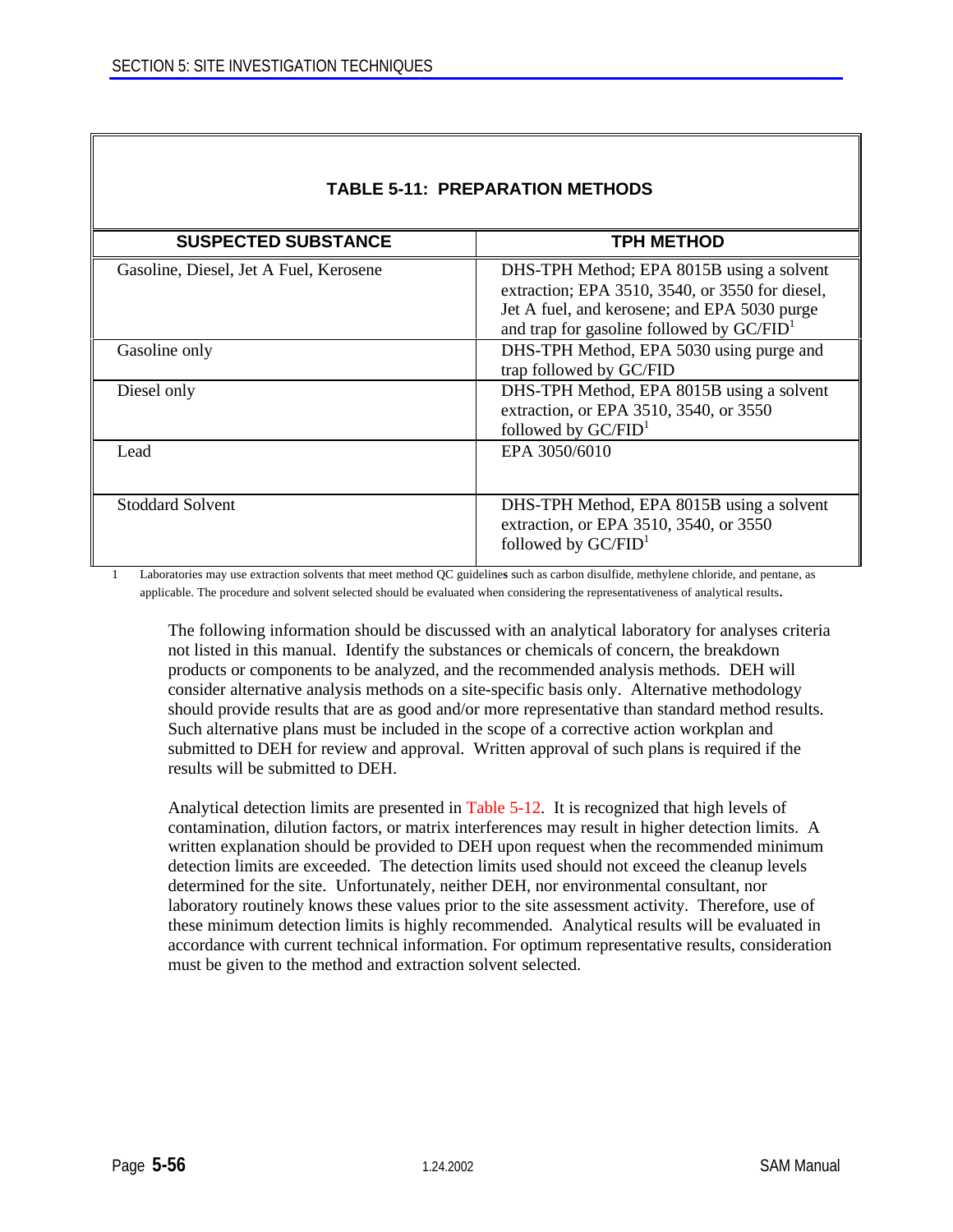**TABLE 5-11: PREPARATION METHODS**

| SUSPECTED SUBSTANCE | TPH METHOD |
| --- | --- |
| Gasoline, Diesel, Jet A Fuel, Kerosene | DHS-TPH Method; EPA 8015B using a solvent extraction; EPA 3510, 3540, or 3550 for diesel, Jet A fuel, and kerosene; and EPA 5030 purge and trap for gasoline followed by GC/FID[1] |
| Gasoline only | DHS-TPH Method, EPA 5030 using purge and trap followed by GC/FID |
| Diesel only | DHS-TPH Method, EPA 8015B using a solvent extraction, or EPA 3510, 3540, or 3550 followed by GC/FID[1] |
| Lead | EPA 3050/6010 |
| Stoddard Solvent | DHS-TPH Method, EPA 8015B using a solvent extraction, or EPA 3510, 3540, or 3550 followed by GC/FID[1] |

1 Laboratories may use extraction solvents that meet method QC guidelines such as carbon disulfide, methylene chloride, and pentane, as applicable. The procedure and solvent selected should be evaluated when considering the representativeness of analytical results.

The following information should be discussed with an analytical laboratory for analyses criteria not listed in this manual. Identify the substances or chemicals of concern, the breakdown products or components to be analyzed, and the recommended analysis methods. DEH will consider alternative analysis methods on a site-specific basis only. Alternative methodology should provide results that are as good and/or more representative than standard method results. Such alternative plans must be included in the scope of a corrective action workplan and submitted to DEH for review and approval. Written approval of such plans is required if the results will be submitted to DEH.

Analytical detection limits are presented in Table 5-12. It is recognized that high levels of contamination, dilution factors, or matrix interferences may result in higher detection limits. A written explanation should be provided to DEH upon request when the recommended minimum detection limits are exceeded. The detection limits used should not exceed the cleanup levels determined for the site. Unfortunately, neither DEH, nor environmental consultant, nor laboratory routinely knows these values prior to the site assessment activity. Therefore, use of these minimum detection limits is highly recommended. Analytical results will be evaluated in accordance with current technical information. For optimum representative results, consideration must be given to the method and extraction solvent selected.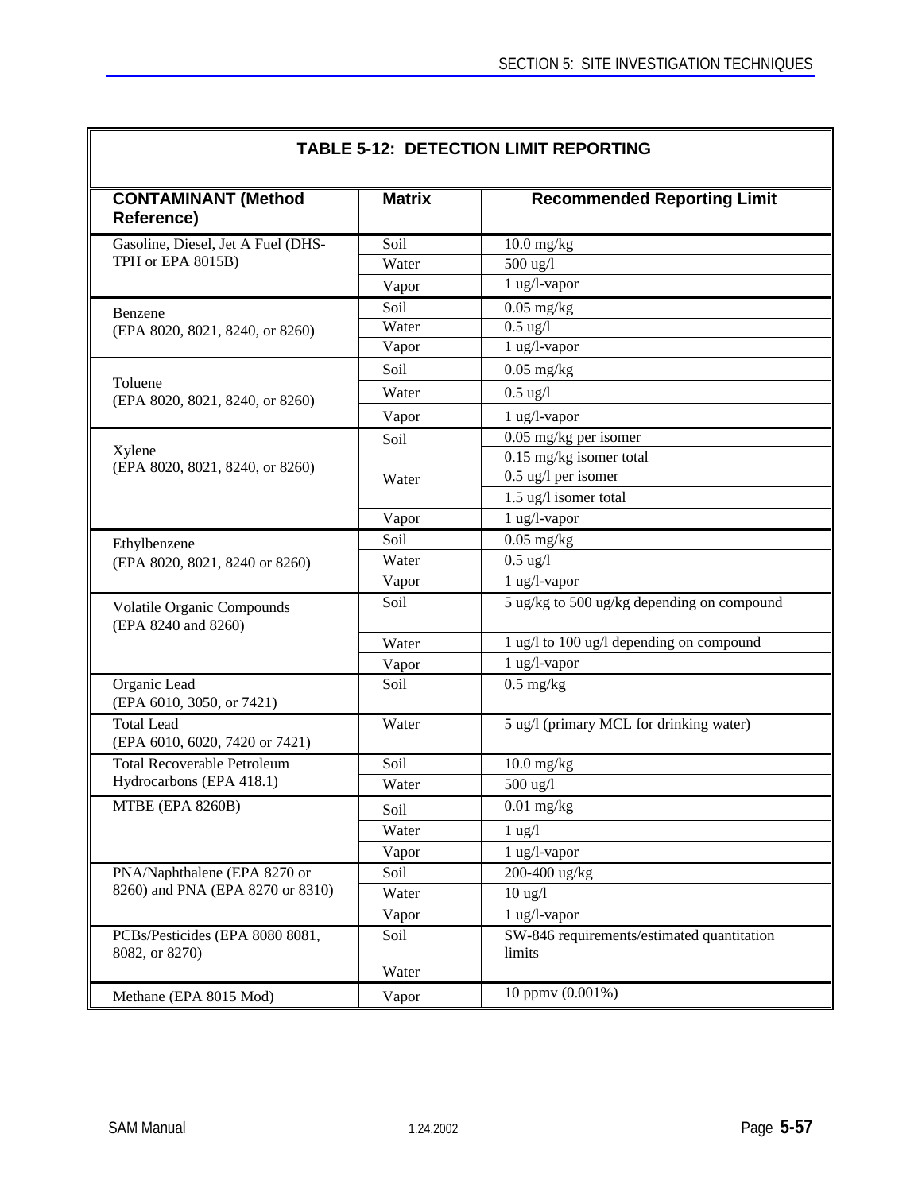**TABLE 5-12: DETECTION LIMIT REPORTING**

| CONTAMINANT (Method Reference) | Matrix | Recommended Reporting Limit |
|---|---|---|
| Gasoline, Diesel, Jet A Fuel (DHS-TPH or EPA 8015B) | Soil | 10.0 mg/kg |
| | Water | 500 ug/l |
| | Vapor | 1 ug/l-vapor |
| Benzene (EPA 8020, 8021, 8240, or 8260) | Soil | 0.05 mg/kg |
| | Water | 0.5 ug/l |
| | Vapor | 1 ug/l-vapor |
| Toluene (EPA 8020, 8021, 8240, or 8260) | Soil | 0.05 mg/kg |
| | Water | 0.5 ug/l |
| | Vapor | 1 ug/l-vapor |
| Xylene (EPA 8020, 8021, 8240, or 8260) | Soil | 0.05 mg/kg per isomer |
| | | 0.15 mg/kg isomer total |
| | Water | 0.5 ug/l per isomer |
| | | 1.5 ug/l isomer total |
| | Vapor | 1 ug/l-vapor |
| Ethylbenzene (EPA 8020, 8021, 8240 or 8260) | Soil | 0.05 mg/kg |
| | Water | 0.5 ug/l |
| | Vapor | 1 ug/l-vapor |
| Volatile Organic Compounds (EPA 8240 and 8260) | Soil | 5 ug/kg to 500 ug/kg depending on compound |
| | Water | 1 ug/l to 100 ug/l depending on compound |
| | Vapor | 1 ug/l-vapor |
| Organic Lead (EPA 6010, 3050, or 7421) | Soil | 0.5 mg/kg |
| Total Lead (EPA 6010, 6020, 7420 or 7421) | Water | 5 ug/l (primary MCL for drinking water) |
| Total Recoverable Petroleum Hydrocarbons (EPA 418.1) | Soil | 10.0 mg/kg |
| | Water | 500 ug/l |
| MTBE (EPA 8260B) | Soil | 0.01 mg/kg |
| | Water | 1 ug/l |
| | Vapor | 1 ug/l-vapor |
| PNA/Naphthalene (EPA 8270 or 8260) and PNA (EPA 8270 or 8310) | Soil | 200-400 ug/kg |
| | Water | 10 ug/l |
| | Vapor | 1 ug/l-vapor |
| PCBs/Pesticides (EPA 8080 8081, 8082, or 8270) | Soil | SW-846 requirements/estimated quantitation limits |
| | Water | |
| Methane (EPA 8015 Mod) | Vapor | 10 ppmv (0.001%) |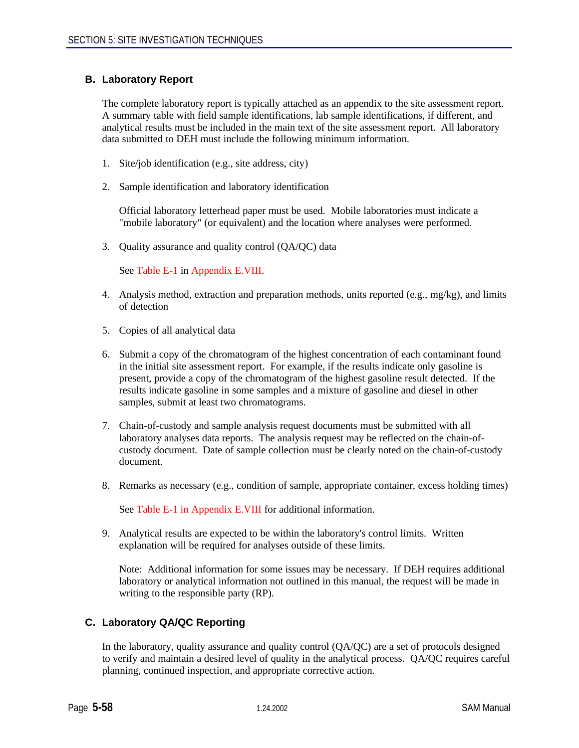## B. Laboratory Report

The complete laboratory report is typically attached as an appendix to the site assessment report. A summary table with field sample identifications, lab sample identifications, if different, and analytical results must be included in the main text of the site assessment report. All laboratory data submitted to DEH must include the following minimum information.

1. Site/job identification (e.g., site address, city)

2. Sample identification and laboratory identification

   Official laboratory letterhead paper must be used. Mobile laboratories must indicate a "mobile laboratory" (or equivalent) and the location where analyses were performed.

3. Quality assurance and quality control (QA/QC) data

   See Table E-1 in Appendix E.VIII.

4. Analysis method, extraction and preparation methods, units reported (e.g., mg/kg), and limits of detection

5. Copies of all analytical data

6. Submit a copy of the chromatogram of the highest concentration of each contaminant found in the initial site assessment report. For example, if the results indicate only gasoline is present, provide a copy of the chromatogram of the highest gasoline result detected. If the results indicate gasoline in some samples and a mixture of gasoline and diesel in other samples, submit at least two chromatograms.

7. Chain-of-custody and sample analysis request documents must be submitted with all laboratory analyses data reports. The analysis request may be reflected on the chain-of-custody document. Date of sample collection must be clearly noted on the chain-of-custody document.

8. Remarks as necessary (e.g., condition of sample, appropriate container, excess holding times)

   See Table E-1 in Appendix E.VIII for additional information.

9. Analytical results are expected to be within the laboratory's control limits. Written explanation will be required for analyses outside of these limits.

   Note: Additional information for some issues may be necessary. If DEH requires additional laboratory or analytical information not outlined in this manual, the request will be made in writing to the responsible party (RP).

## C. Laboratory QA/QC Reporting

In the laboratory, quality assurance and quality control (QA/QC) are a set of protocols designed to verify and maintain a desired level of quality in the analytical process. QA/QC requires careful planning, continued inspection, and appropriate corrective action.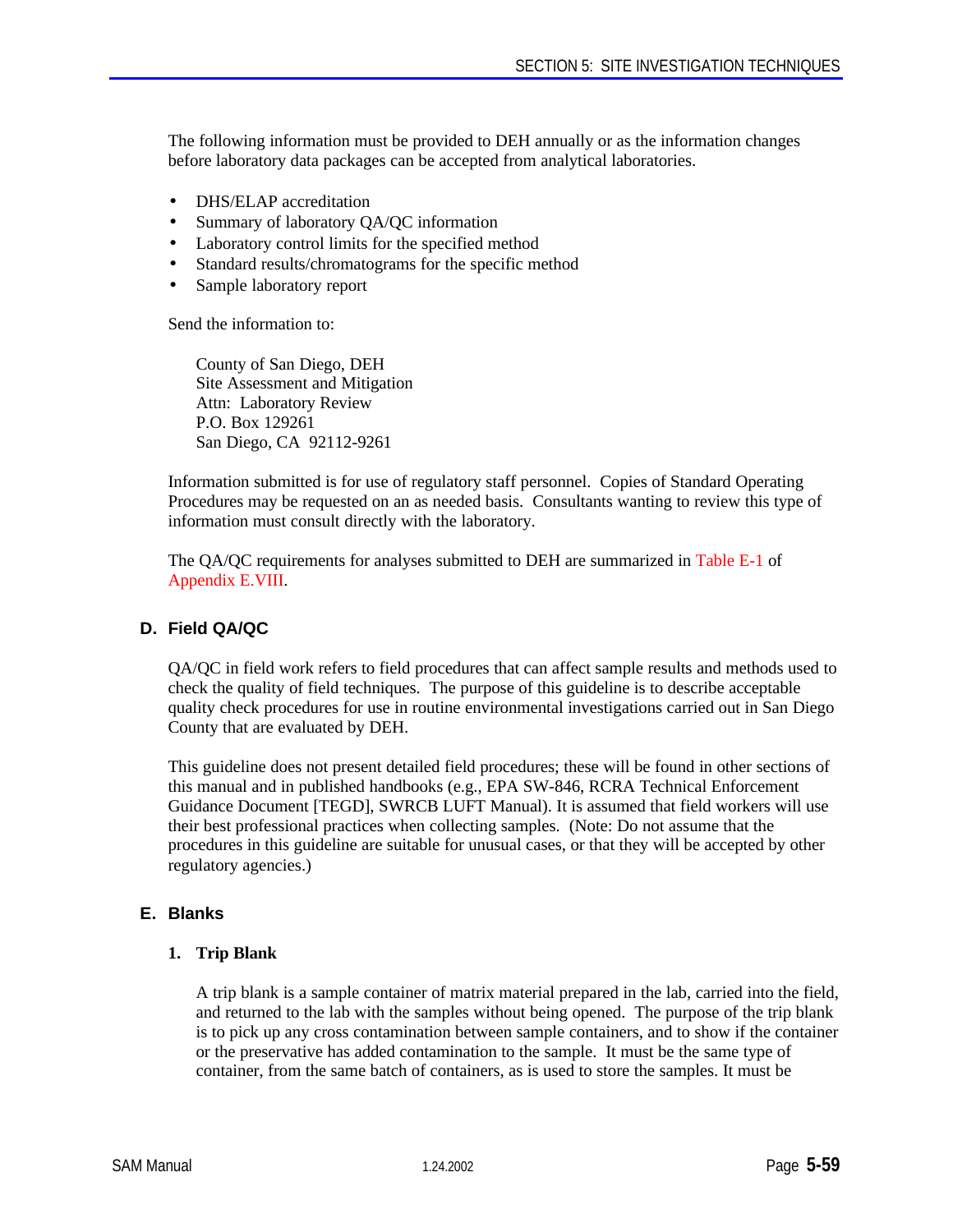The following information must be provided to DEH annually or as the information changes before laboratory data packages can be accepted from analytical laboratories.

- DHS/ELAP accreditation
- Summary of laboratory QA/QC information
- Laboratory control limits for the specified method
- Standard results/chromatograms for the specific method
- Sample laboratory report

Send the information to:

County of San Diego, DEH
Site Assessment and Mitigation
Attn: Laboratory Review
P.O. Box 129261
San Diego, CA 92112-9261

Information submitted is for use of regulatory staff personnel. Copies of Standard Operating Procedures may be requested on an as needed basis. Consultants wanting to review this type of information must consult directly with the laboratory.

The QA/QC requirements for analyses submitted to DEH are summarized in Table E-1 of Appendix E.VIII.

## D. Field QA/QC

QA/QC in field work refers to field procedures that can affect sample results and methods used to check the quality of field techniques. The purpose of this guideline is to describe acceptable quality check procedures for use in routine environmental investigations carried out in San Diego County that are evaluated by DEH.

This guideline does not present detailed field procedures; these will be found in other sections of this manual and in published handbooks (e.g., EPA SW-846, RCRA Technical Enforcement Guidance Document [TEGD], SWRCB LUFT Manual). It is assumed that field workers will use their best professional practices when collecting samples. (Note: Do not assume that the procedures in this guideline are suitable for unusual cases, or that they will be accepted by other regulatory agencies.)

## E. Blanks

### 1. Trip Blank

A trip blank is a sample container of matrix material prepared in the lab, carried into the field, and returned to the lab with the samples without being opened. The purpose of the trip blank is to pick up any cross contamination between sample containers, and to show if the container or the preservative has added contamination to the sample. It must be the same type of container, from the same batch of containers, as is used to store the samples. It must be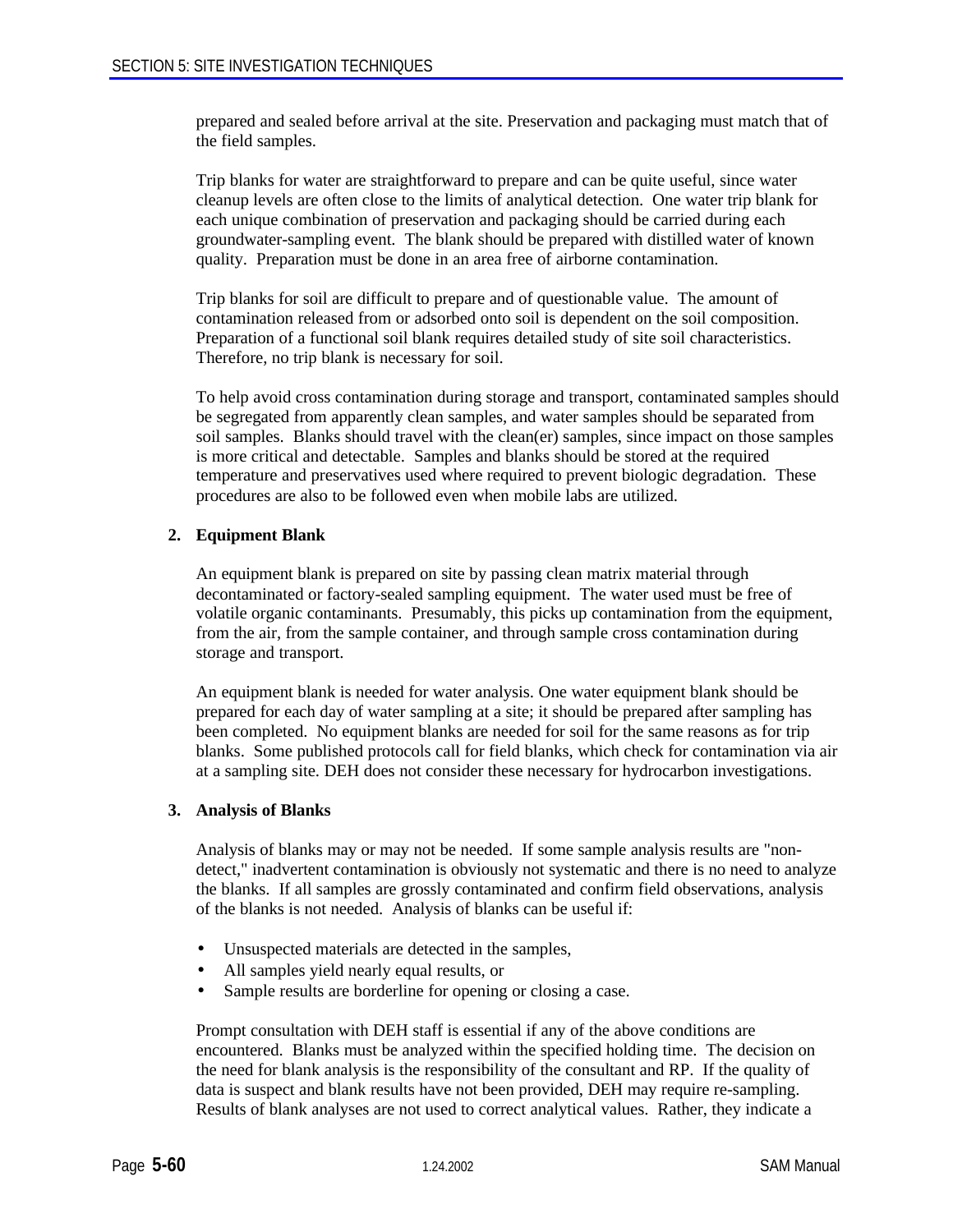prepared and sealed before arrival at the site. Preservation and packaging must match that of the field samples.

Trip blanks for water are straightforward to prepare and can be quite useful, since water cleanup levels are often close to the limits of analytical detection. One water trip blank for each unique combination of preservation and packaging should be carried during each groundwater-sampling event. The blank should be prepared with distilled water of known quality. Preparation must be done in an area free of airborne contamination.

Trip blanks for soil are difficult to prepare and of questionable value. The amount of contamination released from or adsorbed onto soil is dependent on the soil composition. Preparation of a functional soil blank requires detailed study of site soil characteristics. Therefore, no trip blank is necessary for soil.

To help avoid cross contamination during storage and transport, contaminated samples should be segregated from apparently clean samples, and water samples should be separated from soil samples. Blanks should travel with the clean(er) samples, since impact on those samples is more critical and detectable. Samples and blanks should be stored at the required temperature and preservatives used where required to prevent biologic degradation. These procedures are also to be followed even when mobile labs are utilized.

**2. Equipment Blank**

An equipment blank is prepared on site by passing clean matrix material through decontaminated or factory-sealed sampling equipment. The water used must be free of volatile organic contaminants. Presumably, this picks up contamination from the equipment, from the air, from the sample container, and through sample cross contamination during storage and transport.

An equipment blank is needed for water analysis. One water equipment blank should be prepared for each day of water sampling at a site; it should be prepared after sampling has been completed. No equipment blanks are needed for soil for the same reasons as for trip blanks. Some published protocols call for field blanks, which check for contamination via air at a sampling site. DEH does not consider these necessary for hydrocarbon investigations.

**3. Analysis of Blanks**

Analysis of blanks may or may not be needed. If some sample analysis results are "non-detect," inadvertent contamination is obviously not systematic and there is no need to analyze the blanks. If all samples are grossly contaminated and confirm field observations, analysis of the blanks is not needed. Analysis of blanks can be useful if:

- Unsuspected materials are detected in the samples,
- All samples yield nearly equal results, or
- Sample results are borderline for opening or closing a case.

Prompt consultation with DEH staff is essential if any of the above conditions are encountered. Blanks must be analyzed within the specified holding time. The decision on the need for blank analysis is the responsibility of the consultant and RP. If the quality of data is suspect and blank results have not been provided, DEH may require re-sampling. Results of blank analyses are not used to correct analytical values. Rather, they indicate a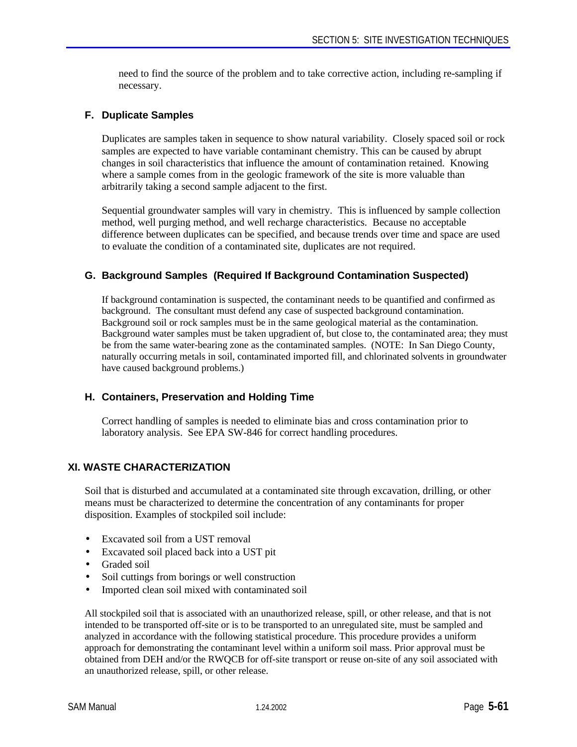need to find the source of the problem and to take corrective action, including re-sampling if necessary.

### F. Duplicate Samples

Duplicates are samples taken in sequence to show natural variability. Closely spaced soil or rock samples are expected to have variable contaminant chemistry. This can be caused by abrupt changes in soil characteristics that influence the amount of contamination retained. Knowing where a sample comes from in the geologic framework of the site is more valuable than arbitrarily taking a second sample adjacent to the first.

Sequential groundwater samples will vary in chemistry. This is influenced by sample collection method, well purging method, and well recharge characteristics. Because no acceptable difference between duplicates can be specified, and because trends over time and space are used to evaluate the condition of a contaminated site, duplicates are not required.

### G. Background Samples (Required If Background Contamination Suspected)

If background contamination is suspected, the contaminant needs to be quantified and confirmed as background. The consultant must defend any case of suspected background contamination. Background soil or rock samples must be in the same geological material as the contamination. Background water samples must be taken upgradient of, but close to, the contaminated area; they must be from the same water-bearing zone as the contaminated samples. (NOTE: In San Diego County, naturally occurring metals in soil, contaminated imported fill, and chlorinated solvents in groundwater have caused background problems.)

### H. Containers, Preservation and Holding Time

Correct handling of samples is needed to eliminate bias and cross contamination prior to laboratory analysis. See EPA SW-846 for correct handling procedures.

## XI. WASTE CHARACTERIZATION

Soil that is disturbed and accumulated at a contaminated site through excavation, drilling, or other means must be characterized to determine the concentration of any contaminants for proper disposition. Examples of stockpiled soil include:

- Excavated soil from a UST removal
- Excavated soil placed back into a UST pit
- Graded soil
- Soil cuttings from borings or well construction
- Imported clean soil mixed with contaminated soil

All stockpiled soil that is associated with an unauthorized release, spill, or other release, and that is not intended to be transported off-site or is to be transported to an unregulated site, must be sampled and analyzed in accordance with the following statistical procedure. This procedure provides a uniform approach for demonstrating the contaminant level within a uniform soil mass. Prior approval must be obtained from DEH and/or the RWQCB for off-site transport or reuse on-site of any soil associated with an unauthorized release, spill, or other release.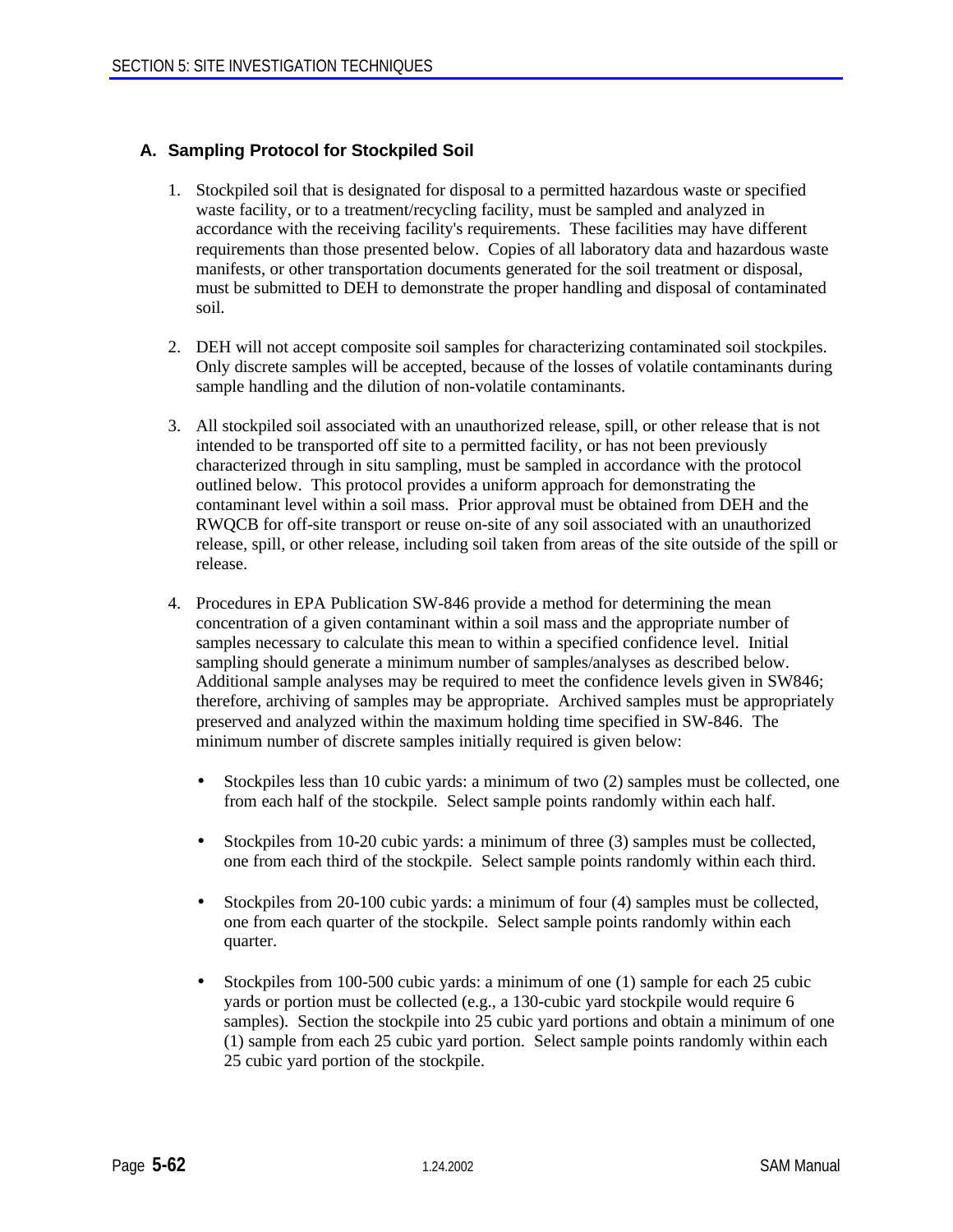## A. Sampling Protocol for Stockpiled Soil

1. Stockpiled soil that is designated for disposal to a permitted hazardous waste or specified waste facility, or to a treatment/recycling facility, must be sampled and analyzed in accordance with the receiving facility's requirements. These facilities may have different requirements than those presented below. Copies of all laboratory data and hazardous waste manifests, or other transportation documents generated for the soil treatment or disposal, must be submitted to DEH to demonstrate the proper handling and disposal of contaminated soil.

2. DEH will not accept composite soil samples for characterizing contaminated soil stockpiles. Only discrete samples will be accepted, because of the losses of volatile contaminants during sample handling and the dilution of non-volatile contaminants.

3. All stockpiled soil associated with an unauthorized release, spill, or other release that is not intended to be transported off site to a permitted facility, or has not been previously characterized through in situ sampling, must be sampled in accordance with the protocol outlined below. This protocol provides a uniform approach for demonstrating the contaminant level within a soil mass. Prior approval must be obtained from DEH and the RWQCB for off-site transport or reuse on-site of any soil associated with an unauthorized release, spill, or other release, including soil taken from areas of the site outside of the spill or release.

4. Procedures in EPA Publication SW-846 provide a method for determining the mean concentration of a given contaminant within a soil mass and the appropriate number of samples necessary to calculate this mean to within a specified confidence level. Initial sampling should generate a minimum number of samples/analyses as described below. Additional sample analyses may be required to meet the confidence levels given in SW846; therefore, archiving of samples may be appropriate. Archived samples must be appropriately preserved and analyzed within the maximum holding time specified in SW-846. The minimum number of discrete samples initially required is given below:

   - Stockpiles less than 10 cubic yards: a minimum of two (2) samples must be collected, one from each half of the stockpile. Select sample points randomly within each half.

   - Stockpiles from 10-20 cubic yards: a minimum of three (3) samples must be collected, one from each third of the stockpile. Select sample points randomly within each third.

   - Stockpiles from 20-100 cubic yards: a minimum of four (4) samples must be collected, one from each quarter of the stockpile. Select sample points randomly within each quarter.

   - Stockpiles from 100-500 cubic yards: a minimum of one (1) sample for each 25 cubic yards or portion must be collected (e.g., a 130-cubic yard stockpile would require 6 samples). Section the stockpile into 25 cubic yard portions and obtain a minimum of one (1) sample from each 25 cubic yard portion. Select sample points randomly within each 25 cubic yard portion of the stockpile.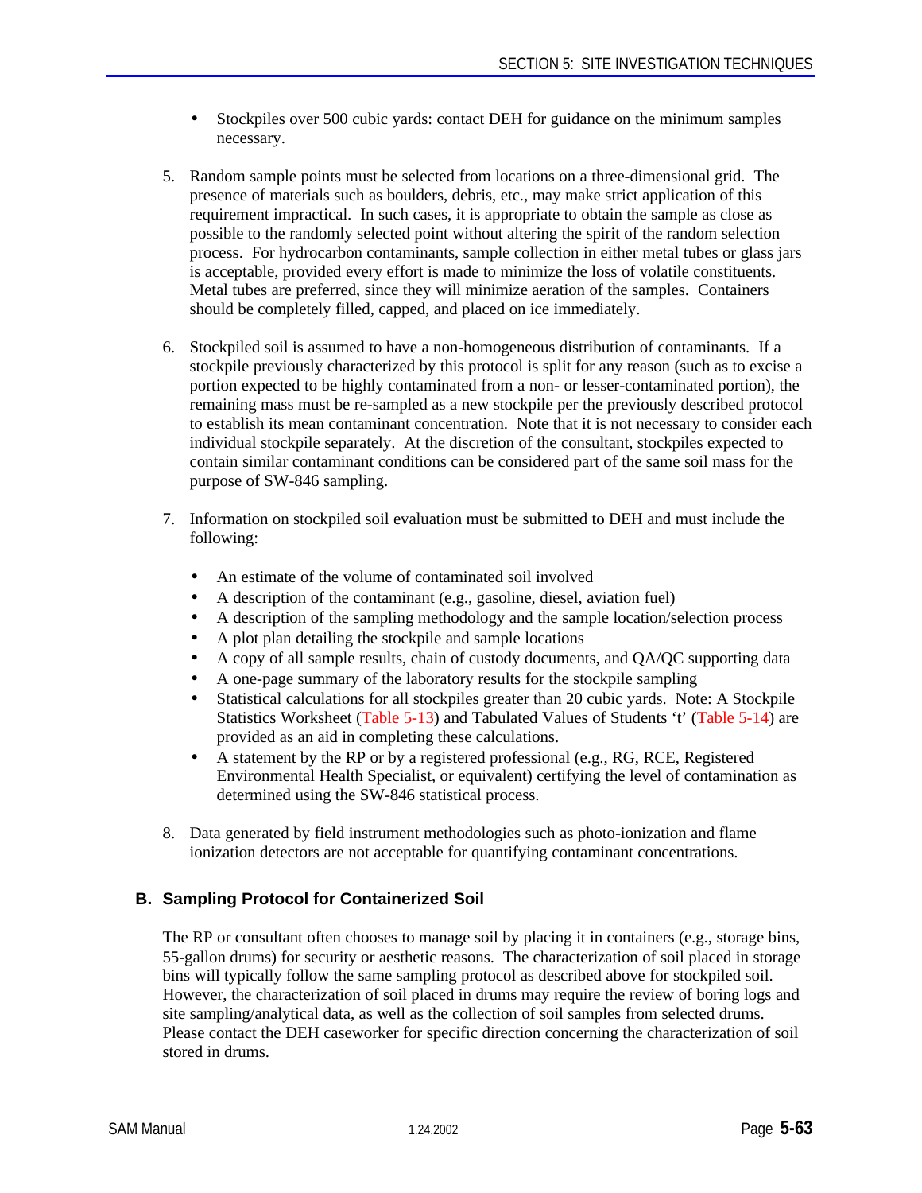- Stockpiles over 500 cubic yards: contact DEH for guidance on the minimum samples necessary.

5. Random sample points must be selected from locations on a three-dimensional grid. The presence of materials such as boulders, debris, etc., may make strict application of this requirement impractical. In such cases, it is appropriate to obtain the sample as close as possible to the randomly selected point without altering the spirit of the random selection process. For hydrocarbon contaminants, sample collection in either metal tubes or glass jars is acceptable, provided every effort is made to minimize the loss of volatile constituents. Metal tubes are preferred, since they will minimize aeration of the samples. Containers should be completely filled, capped, and placed on ice immediately.

6. Stockpiled soil is assumed to have a non-homogeneous distribution of contaminants. If a stockpile previously characterized by this protocol is split for any reason (such as to excise a portion expected to be highly contaminated from a non- or lesser-contaminated portion), the remaining mass must be re-sampled as a new stockpile per the previously described protocol to establish its mean contaminant concentration. Note that it is not necessary to consider each individual stockpile separately. At the discretion of the consultant, stockpiles expected to contain similar contaminant conditions can be considered part of the same soil mass for the purpose of SW-846 sampling.

7. Information on stockpiled soil evaluation must be submitted to DEH and must include the following:

   - An estimate of the volume of contaminated soil involved
   - A description of the contaminant (e.g., gasoline, diesel, aviation fuel)
   - A description of the sampling methodology and the sample location/selection process
   - A plot plan detailing the stockpile and sample locations
   - A copy of all sample results, chain of custody documents, and QA/QC supporting data
   - A one-page summary of the laboratory results for the stockpile sampling
   - Statistical calculations for all stockpiles greater than 20 cubic yards. Note: A Stockpile Statistics Worksheet (Table 5-13) and Tabulated Values of Students 't' (Table 5-14) are provided as an aid in completing these calculations.
   - A statement by the RP or by a registered professional (e.g., RG, RCE, Registered Environmental Health Specialist, or equivalent) certifying the level of contamination as determined using the SW-846 statistical process.

8. Data generated by field instrument methodologies such as photo-ionization and flame ionization detectors are not acceptable for quantifying contaminant concentrations.

### B. Sampling Protocol for Containerized Soil

The RP or consultant often chooses to manage soil by placing it in containers (e.g., storage bins, 55-gallon drums) for security or aesthetic reasons. The characterization of soil placed in storage bins will typically follow the same sampling protocol as described above for stockpiled soil. However, the characterization of soil placed in drums may require the review of boring logs and site sampling/analytical data, as well as the collection of soil samples from selected drums. Please contact the DEH caseworker for specific direction concerning the characterization of soil stored in drums.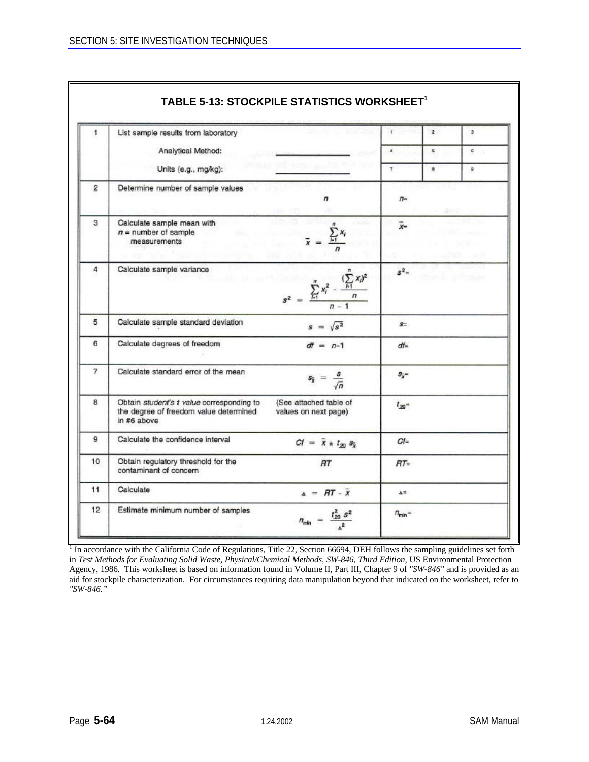## TABLE 5-13: STOCKPILE STATISTICS WORKSHEET[1]

| | | | | | |
|---|---|---|---|---|---|
| 1 | List sample results from laboratory<br>Analytical Method: ________<br>Units (e.g., mg/kg): ________ | | 1 / 4 / 7 | 2 / 5 / 8 | 3 / 6 / 9 |
| 2 | Determine number of sample values | $n$ | $n=$ | | |
| 3 | Calculate sample mean with $n$ = number of sample measurements | $\bar{x} = \frac{\sum_{i=1}^{n} x_i}{n}$ | $\bar{x}=$ | | |
| 4 | Calculate sample variance | $s^2 = \frac{\sum_{i=1}^{n} x_i^2 - \frac{(\sum_{i=1}^{n} x_i)^2}{n}}{n-1}$ | $s^2=$ | | |
| 5 | Calculate sample standard deviation | $s = \sqrt{s^2}$ | $s=$ | | |
| 6 | Calculate degrees of freedom | $df = n-1$ | $df=$ | | |
| 7 | Calculate standard error of the mean | $s_{\bar{x}} = \frac{s}{\sqrt{n}}$ | $s_{\bar{x}}=$ | | |
| 8 | Obtain *student's t value* corresponding to the degree of freedom value determined in #6 above | (See attached table of values on next page) | $t_{20}=$ | | |
| 9 | Calculate the confidence interval | $CI = \bar{x} \pm t_{20}\, s_{\bar{x}}$ | $CI=$ | | |
| 10 | Obtain regulatory threshold for the contaminant of concern | $RT$ | $RT=$ | | |
| 11 | Calculate | $\Delta = RT - \bar{x}$ | $\Delta=$ | | |
| 12 | Estimate minimum number of samples | $n_{min} = \frac{t_{20}^2\, s^2}{\Delta^2}$ | $n_{min}=$ | | |

[1] In accordance with the California Code of Regulations, Title 22, Section 66694, DEH follows the sampling guidelines set forth in *Test Methods for Evaluating Solid Waste, Physical/Chemical Methods, SW-846, Third Edition*, US Environmental Protection Agency, 1986. This worksheet is based on information found in Volume II, Part III, Chapter 9 of *"SW-846"* and is provided as an aid for stockpile characterization. For circumstances requiring data manipulation beyond that indicated on the worksheet, refer to *"SW-846."*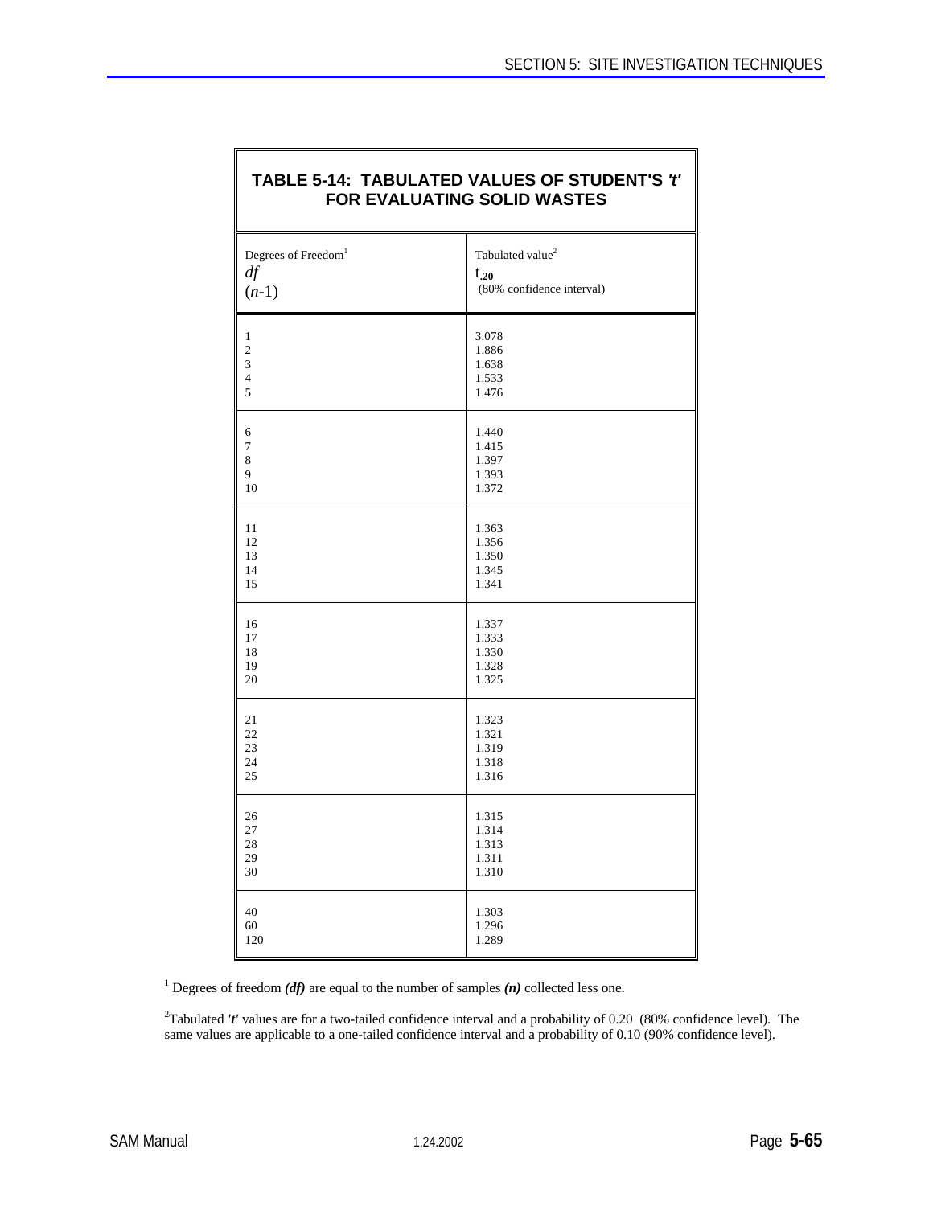## TABLE 5-14: TABULATED VALUES OF STUDENT'S *'t'* FOR EVALUATING SOLID WASTES

| Degrees of Freedom[1] *df* (*n*-1) | Tabulated value[2] $t_{.20}$ (80% confidence interval) |
|---|---|
| 1 | 3.078 |
| 2 | 1.886 |
| 3 | 1.638 |
| 4 | 1.533 |
| 5 | 1.476 |
| 6 | 1.440 |
| 7 | 1.415 |
| 8 | 1.397 |
| 9 | 1.393 |
| 10 | 1.372 |
| 11 | 1.363 |
| 12 | 1.356 |
| 13 | 1.350 |
| 14 | 1.345 |
| 15 | 1.341 |
| 16 | 1.337 |
| 17 | 1.333 |
| 18 | 1.330 |
| 19 | 1.328 |
| 20 | 1.325 |
| 21 | 1.323 |
| 22 | 1.321 |
| 23 | 1.319 |
| 24 | 1.318 |
| 25 | 1.316 |
| 26 | 1.315 |
| 27 | 1.314 |
| 28 | 1.313 |
| 29 | 1.311 |
| 30 | 1.310 |
| 40 | 1.303 |
| 60 | 1.296 |
| 120 | 1.289 |

[1] Degrees of freedom ***(df)*** are equal to the number of samples ***(n)*** collected less one.

[2] Tabulated ***'t'*** values are for a two-tailed confidence interval and a probability of 0.20 (80% confidence level). The same values are applicable to a one-tailed confidence interval and a probability of 0.10 (90% confidence level).